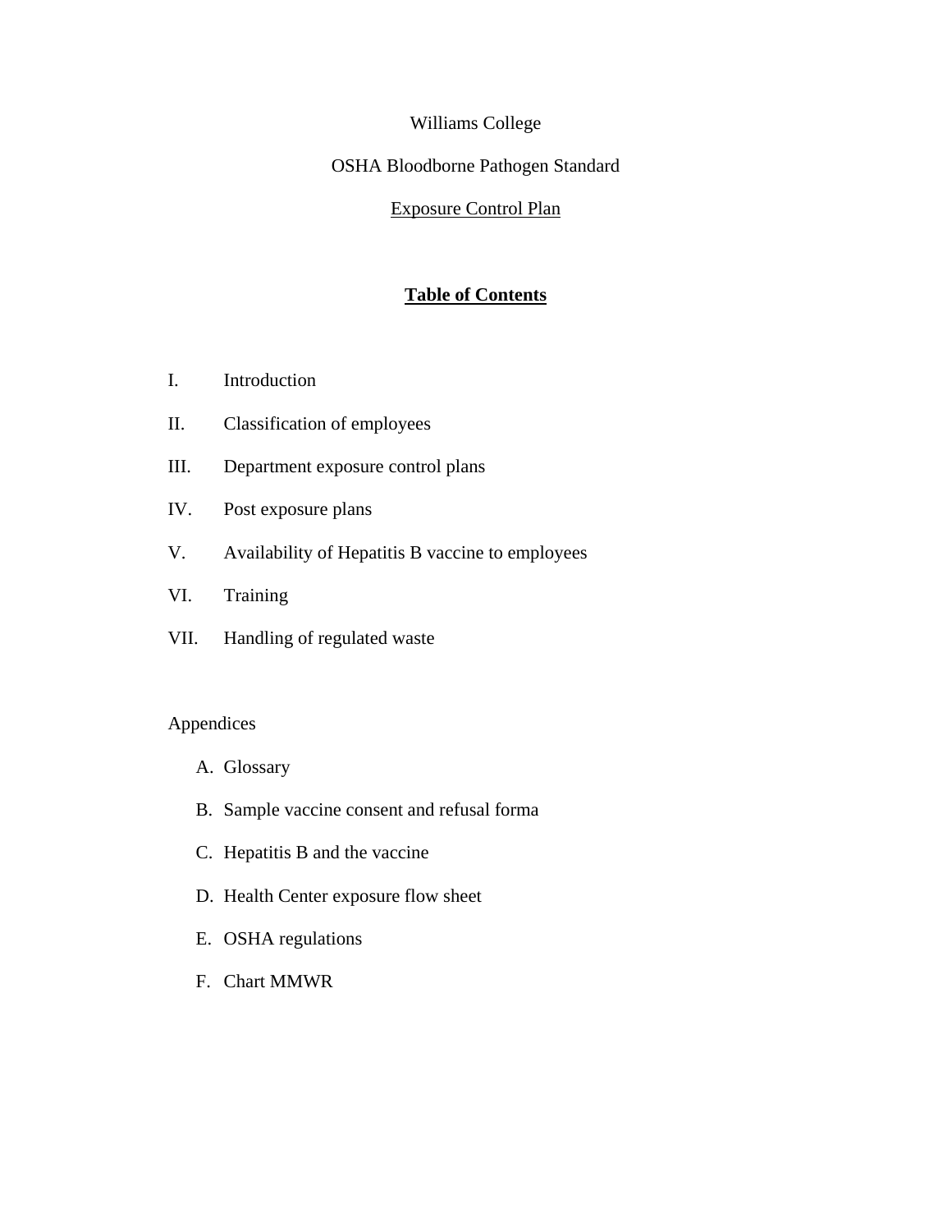Williams College

OSHA Bloodborne Pathogen Standard

Exposure Control Plan

## Table of Contents

I. Introduction

II. Classification of employees

III. Department exposure control plans

IV. Post exposure plans

V. Availability of Hepatitis B vaccine to employees

VI. Training

VII. Handling of regulated waste

Appendices

A. Glossary

B. Sample vaccine consent and refusal forma

C. Hepatitis B and the vaccine

D. Health Center exposure flow sheet

E. OSHA regulations

F. Chart MMWR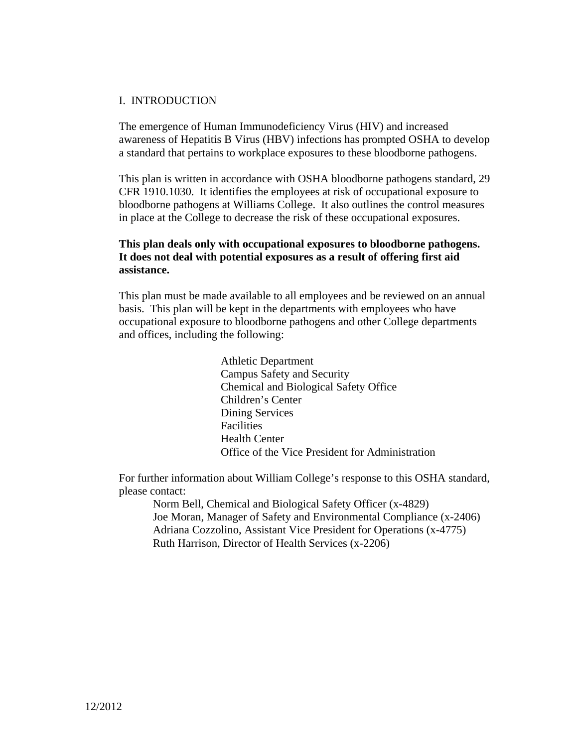# I. INTRODUCTION

The emergence of Human Immunodeficiency Virus (HIV) and increased awareness of Hepatitis B Virus (HBV) infections has prompted OSHA to develop a standard that pertains to workplace exposures to these bloodborne pathogens.

This plan is written in accordance with OSHA bloodborne pathogens standard, 29 CFR 1910.1030. It identifies the employees at risk of occupational exposure to bloodborne pathogens at Williams College. It also outlines the control measures in place at the College to decrease the risk of these occupational exposures.

**This plan deals only with occupational exposures to bloodborne pathogens. It does not deal with potential exposures as a result of offering first aid assistance.**

This plan must be made available to all employees and be reviewed on an annual basis. This plan will be kept in the departments with employees who have occupational exposure to bloodborne pathogens and other College departments and offices, including the following:

- Athletic Department
- Campus Safety and Security
- Chemical and Biological Safety Office
- Children's Center
- Dining Services
- Facilities
- Health Center
- Office of the Vice President for Administration

For further information about William College's response to this OSHA standard, please contact:

- Norm Bell, Chemical and Biological Safety Officer (x-4829)
- Joe Moran, Manager of Safety and Environmental Compliance (x-2406)
- Adriana Cozzolino, Assistant Vice President for Operations (x-4775)
- Ruth Harrison, Director of Health Services (x-2206)

12/2012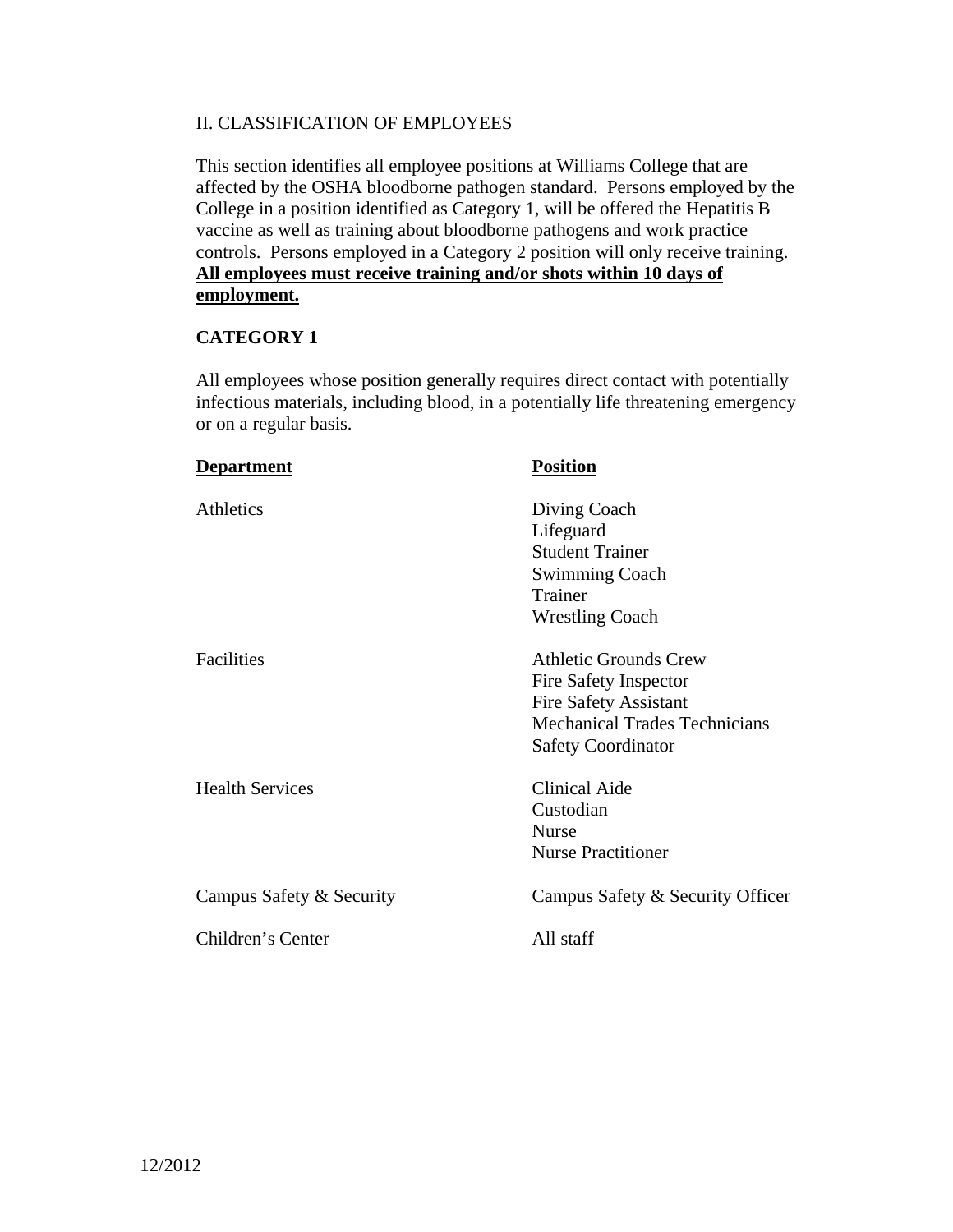## II. CLASSIFICATION OF EMPLOYEES

This section identifies all employee positions at Williams College that are affected by the OSHA bloodborne pathogen standard. Persons employed by the College in a position identified as Category 1, will be offered the Hepatitis B vaccine as well as training about bloodborne pathogens and work practice controls. Persons employed in a Category 2 position will only receive training. **All employees must receive training and/or shots within 10 days of employment.**

### CATEGORY 1

All employees whose position generally requires direct contact with potentially infectious materials, including blood, in a potentially life threatening emergency or on a regular basis.

| Department | Position |
|---|---|
| Athletics | Diving Coach<br>Lifeguard<br>Student Trainer<br>Swimming Coach<br>Trainer<br>Wrestling Coach |
| Facilities | Athletic Grounds Crew<br>Fire Safety Inspector<br>Fire Safety Assistant<br>Mechanical Trades Technicians<br>Safety Coordinator |
| Health Services | Clinical Aide<br>Custodian<br>Nurse<br>Nurse Practitioner |
| Campus Safety & Security | Campus Safety & Security Officer |
| Children's Center | All staff |

12/2012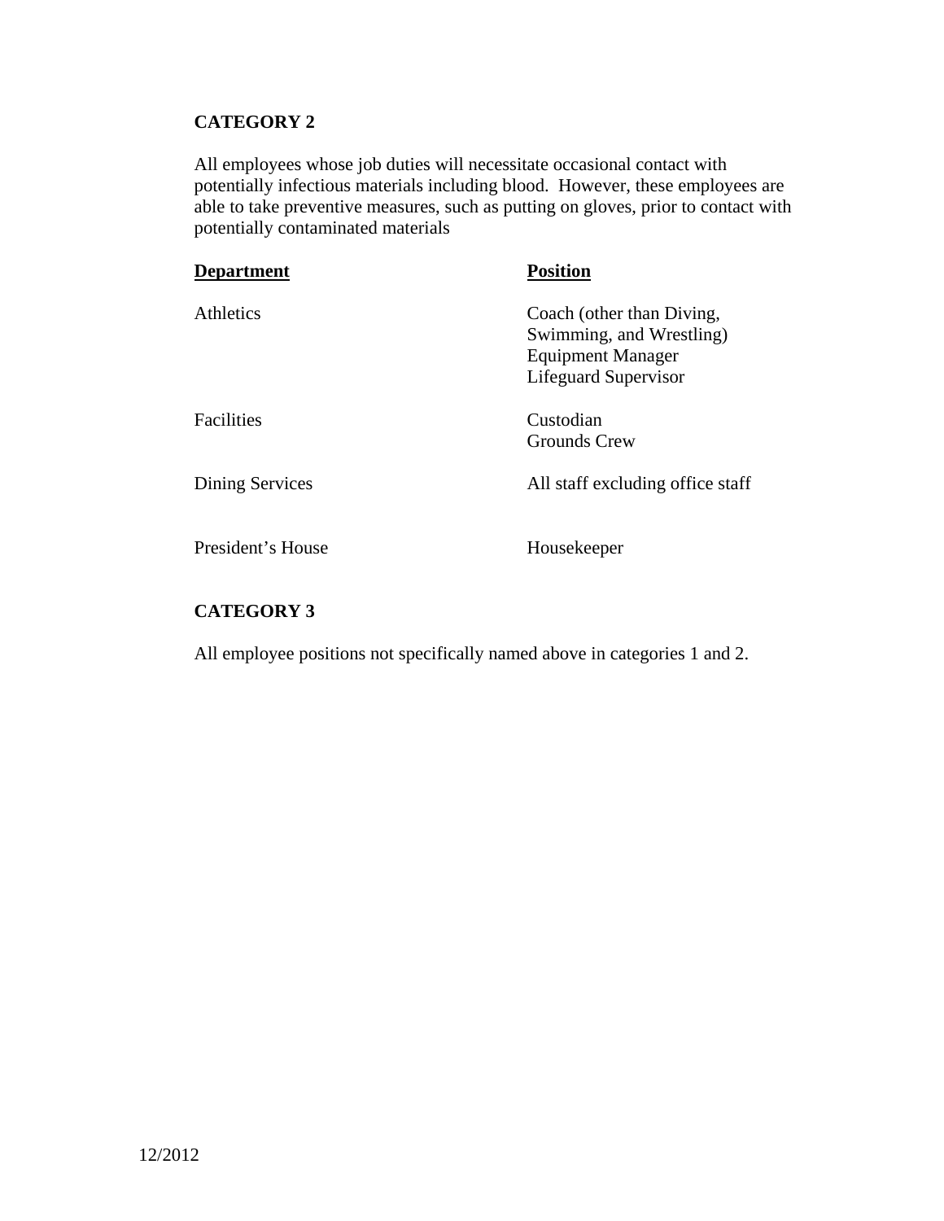**CATEGORY 2**

All employees whose job duties will necessitate occasional contact with potentially infectious materials including blood. However, these employees are able to take preventive measures, such as putting on gloves, prior to contact with potentially contaminated materials

| **Department** | **Position** |
|---|---|
| Athletics | Coach (other than Diving, Swimming, and Wrestling)<br>Equipment Manager<br>Lifeguard Supervisor |
| Facilities | Custodian<br>Grounds Crew |
| Dining Services | All staff excluding office staff |
| President's House | Housekeeper |

**CATEGORY 3**

All employee positions not specifically named above in categories 1 and 2.

12/2012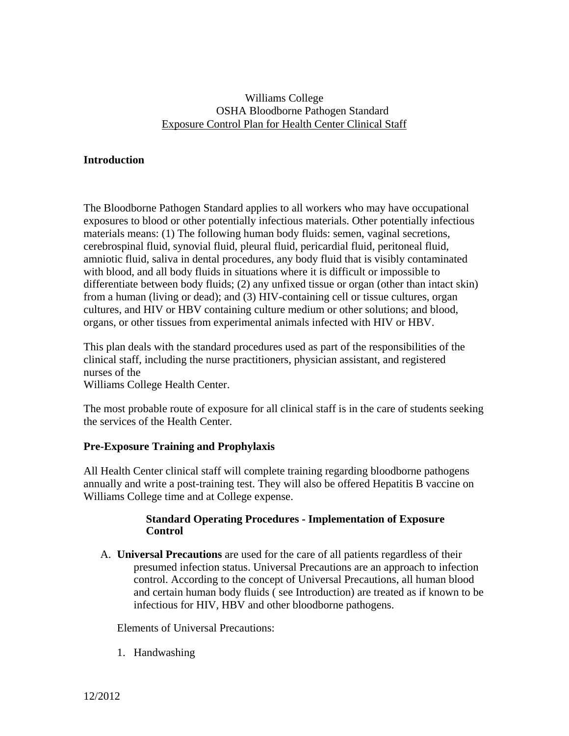Williams College
OSHA Bloodborne Pathogen Standard
Exposure Control Plan for Health Center Clinical Staff

## Introduction

The Bloodborne Pathogen Standard applies to all workers who may have occupational exposures to blood or other potentially infectious materials. Other potentially infectious materials means: (1) The following human body fluids: semen, vaginal secretions, cerebrospinal fluid, synovial fluid, pleural fluid, pericardial fluid, peritoneal fluid, amniotic fluid, saliva in dental procedures, any body fluid that is visibly contaminated with blood, and all body fluids in situations where it is difficult or impossible to differentiate between body fluids; (2) any unfixed tissue or organ (other than intact skin) from a human (living or dead); and (3) HIV-containing cell or tissue cultures, organ cultures, and HIV or HBV containing culture medium or other solutions; and blood, organs, or other tissues from experimental animals infected with HIV or HBV.

This plan deals with the standard procedures used as part of the responsibilities of the clinical staff, including the nurse practitioners, physician assistant, and registered nurses of the
Williams College Health Center.

The most probable route of exposure for all clinical staff is in the care of students seeking the services of the Health Center.

## Pre-Exposure Training and Prophylaxis

All Health Center clinical staff will complete training regarding bloodborne pathogens annually and write a post-training test. They will also be offered Hepatitis B vaccine on Williams College time and at College expense.

### Standard Operating Procedures - Implementation of Exposure Control

A. **Universal Precautions** are used for the care of all patients regardless of their presumed infection status. Universal Precautions are an approach to infection control. According to the concept of Universal Precautions, all human blood and certain human body fluids ( see Introduction) are treated as if known to be infectious for HIV, HBV and other bloodborne pathogens.

Elements of Universal Precautions:

1. Handwashing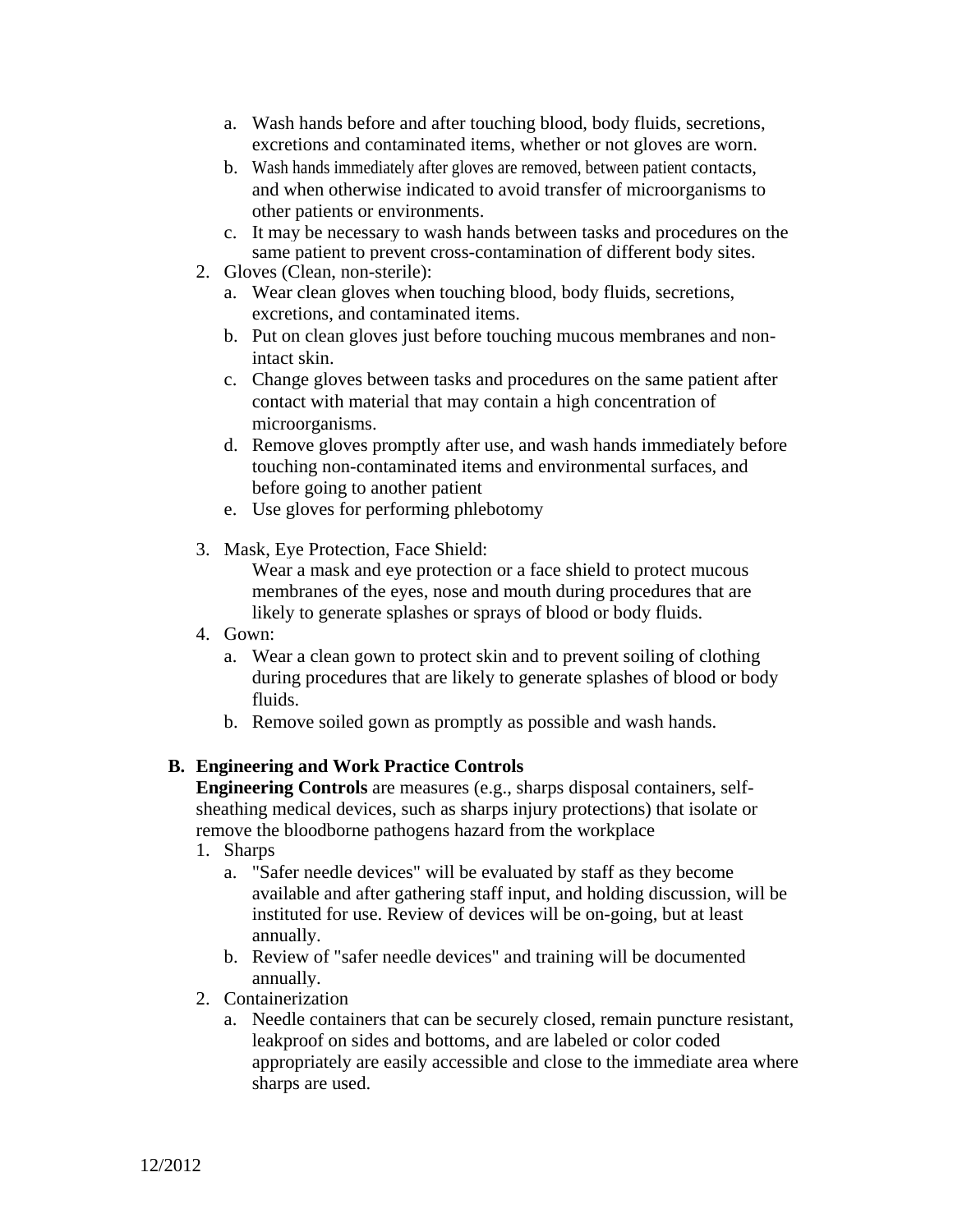a. Wash hands before and after touching blood, body fluids, secretions, excretions and contaminated items, whether or not gloves are worn.
   b. Wash hands immediately after gloves are removed, between patient contacts, and when otherwise indicated to avoid transfer of microorganisms to other patients or environments.
   c. It may be necessary to wash hands between tasks and procedures on the same patient to prevent cross-contamination of different body sites.

2. Gloves (Clean, non-sterile):
   a. Wear clean gloves when touching blood, body fluids, secretions, excretions, and contaminated items.
   b. Put on clean gloves just before touching mucous membranes and non-intact skin.
   c. Change gloves between tasks and procedures on the same patient after contact with material that may contain a high concentration of microorganisms.
   d. Remove gloves promptly after use, and wash hands immediately before touching non-contaminated items and environmental surfaces, and before going to another patient
   e. Use gloves for performing phlebotomy

3. Mask, Eye Protection, Face Shield:

   Wear a mask and eye protection or a face shield to protect mucous membranes of the eyes, nose and mouth during procedures that are likely to generate splashes or sprays of blood or body fluids.

4. Gown:
   a. Wear a clean gown to protect skin and to prevent soiling of clothing during procedures that are likely to generate splashes of blood or body fluids.
   b. Remove soiled gown as promptly as possible and wash hands.

**B. Engineering and Work Practice Controls**

**Engineering Controls** are measures (e.g., sharps disposal containers, self-sheathing medical devices, such as sharps injury protections) that isolate or remove the bloodborne pathogens hazard from the workplace

1. Sharps
   a. "Safer needle devices" will be evaluated by staff as they become available and after gathering staff input, and holding discussion, will be instituted for use. Review of devices will be on-going, but at least annually.
   b. Review of "safer needle devices" and training will be documented annually.
2. Containerization
   a. Needle containers that can be securely closed, remain puncture resistant, leakproof on sides and bottoms, and are labeled or color coded appropriately are easily accessible and close to the immediate area where sharps are used.

12/2012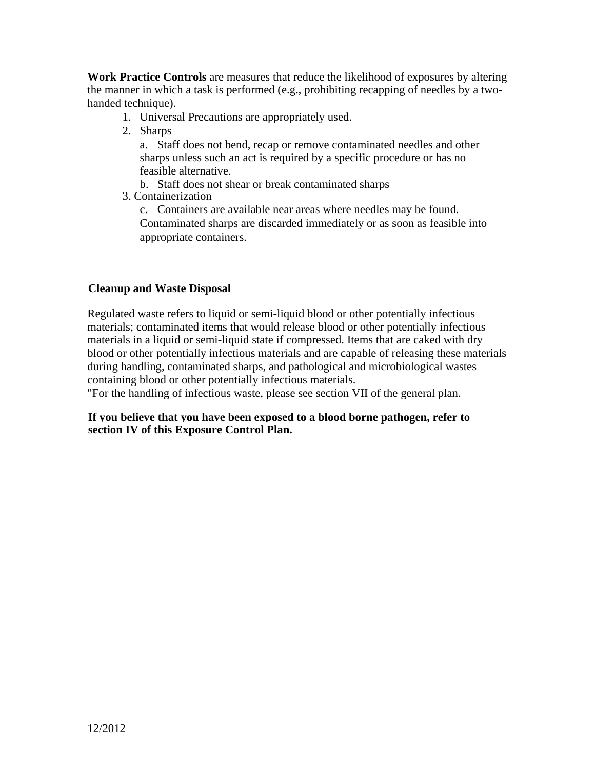**Work Practice Controls** are measures that reduce the likelihood of exposures by altering the manner in which a task is performed (e.g., prohibiting recapping of needles by a two-handed technique).

1. Universal Precautions are appropriately used.
2. Sharps
   a. Staff does not bend, recap or remove contaminated needles and other sharps unless such an act is required by a specific procedure or has no feasible alternative.
   b. Staff does not shear or break contaminated sharps
3. Containerization
   c. Containers are available near areas where needles may be found. Contaminated sharps are discarded immediately or as soon as feasible into appropriate containers.

**Cleanup and Waste Disposal**

Regulated waste refers to liquid or semi-liquid blood or other potentially infectious materials; contaminated items that would release blood or other potentially infectious materials in a liquid or semi-liquid state if compressed. Items that are caked with dry blood or other potentially infectious materials and are capable of releasing these materials during handling, contaminated sharps, and pathological and microbiological wastes containing blood or other potentially infectious materials.
"For the handling of infectious waste, please see section VII of the general plan.

**If you believe that you have been exposed to a blood borne pathogen, refer to section IV of this Exposure Control Plan.**

12/2012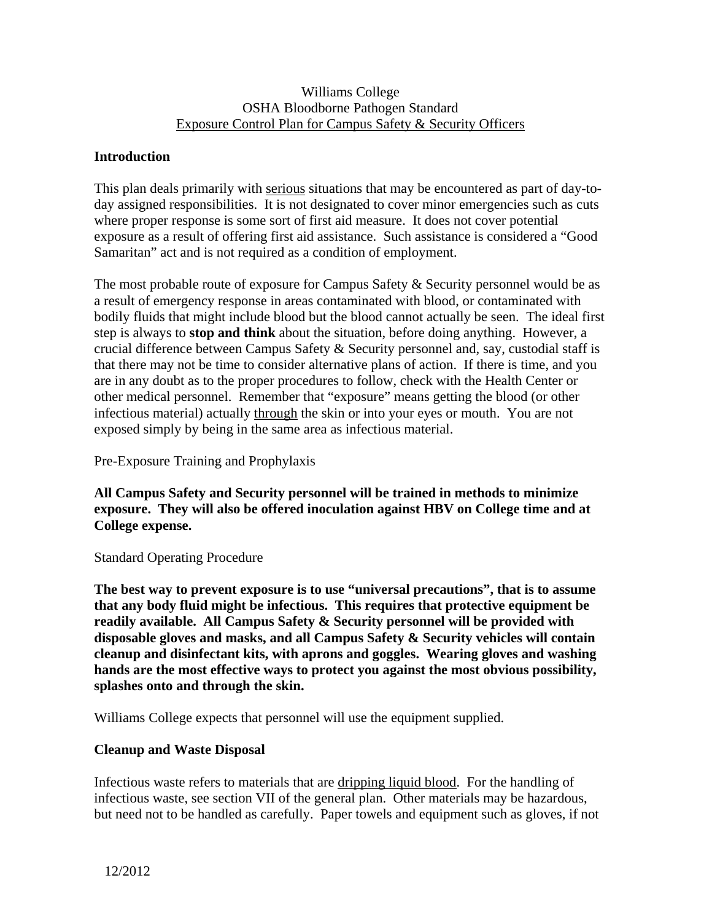Williams College
OSHA Bloodborne Pathogen Standard
Exposure Control Plan for Campus Safety & Security Officers

## Introduction

This plan deals primarily with serious situations that may be encountered as part of day-to-day assigned responsibilities. It is not designated to cover minor emergencies such as cuts where proper response is some sort of first aid measure. It does not cover potential exposure as a result of offering first aid assistance. Such assistance is considered a "Good Samaritan" act and is not required as a condition of employment.

The most probable route of exposure for Campus Safety & Security personnel would be as a result of emergency response in areas contaminated with blood, or contaminated with bodily fluids that might include blood but the blood cannot actually be seen. The ideal first step is always to **stop and think** about the situation, before doing anything. However, a crucial difference between Campus Safety & Security personnel and, say, custodial staff is that there may not be time to consider alternative plans of action. If there is time, and you are in any doubt as to the proper procedures to follow, check with the Health Center or other medical personnel. Remember that "exposure" means getting the blood (or other infectious material) actually through the skin or into your eyes or mouth. You are not exposed simply by being in the same area as infectious material.

Pre-Exposure Training and Prophylaxis

**All Campus Safety and Security personnel will be trained in methods to minimize exposure. They will also be offered inoculation against HBV on College time and at College expense.**

Standard Operating Procedure

**The best way to prevent exposure is to use "universal precautions", that is to assume that any body fluid might be infectious. This requires that protective equipment be readily available. All Campus Safety & Security personnel will be provided with disposable gloves and masks, and all Campus Safety & Security vehicles will contain cleanup and disinfectant kits, with aprons and goggles. Wearing gloves and washing hands are the most effective ways to protect you against the most obvious possibility, splashes onto and through the skin.**

Williams College expects that personnel will use the equipment supplied.

## Cleanup and Waste Disposal

Infectious waste refers to materials that are dripping liquid blood. For the handling of infectious waste, see section VII of the general plan. Other materials may be hazardous, but need not to be handled as carefully. Paper towels and equipment such as gloves, if not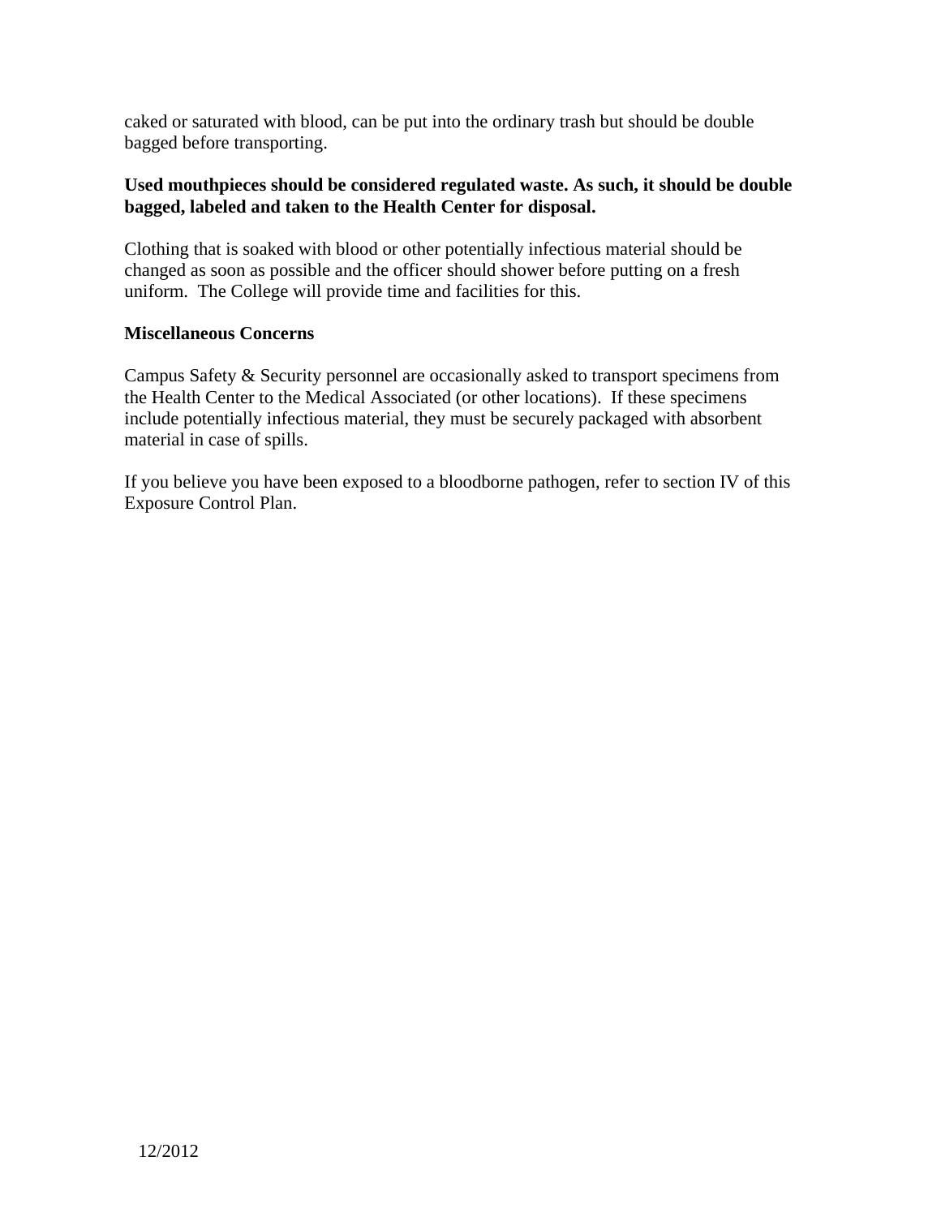caked or saturated with blood, can be put into the ordinary trash but should be double bagged before transporting.

**Used mouthpieces should be considered regulated waste. As such, it should be double bagged, labeled and taken to the Health Center for disposal.**

Clothing that is soaked with blood or other potentially infectious material should be changed as soon as possible and the officer should shower before putting on a fresh uniform. The College will provide time and facilities for this.

**Miscellaneous Concerns**

Campus Safety & Security personnel are occasionally asked to transport specimens from the Health Center to the Medical Associated (or other locations). If these specimens include potentially infectious material, they must be securely packaged with absorbent material in case of spills.

If you believe you have been exposed to a bloodborne pathogen, refer to section IV of this Exposure Control Plan.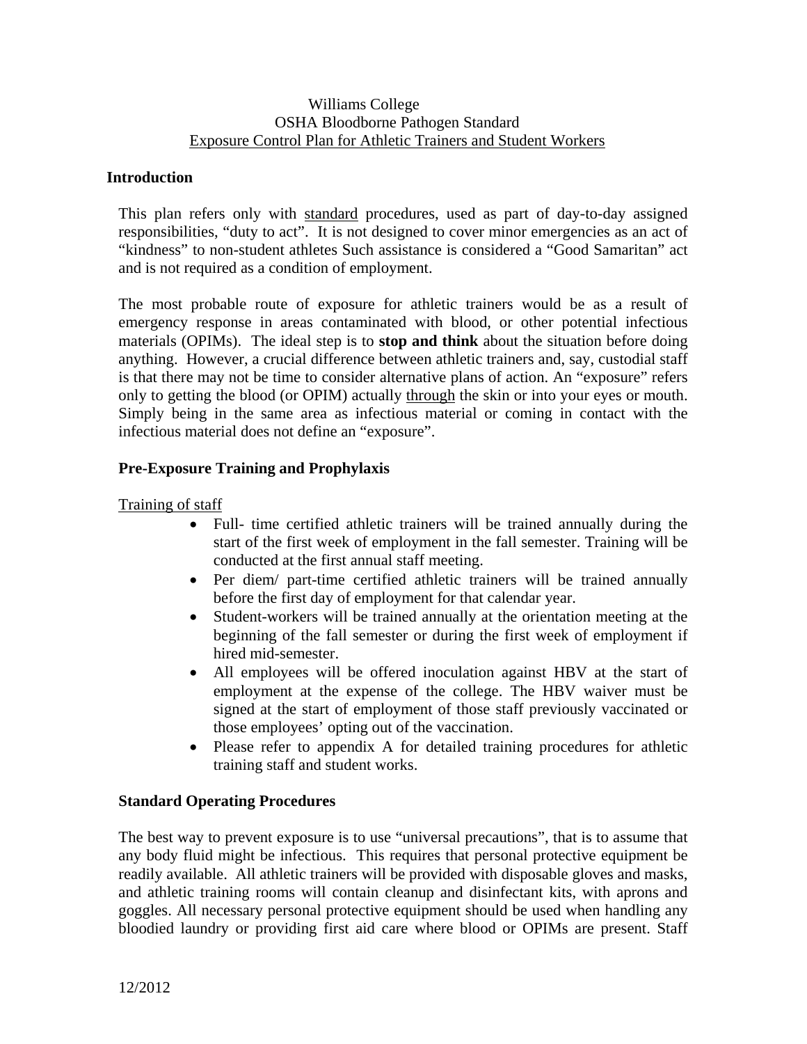Williams College
OSHA Bloodborne Pathogen Standard
Exposure Control Plan for Athletic Trainers and Student Workers

## Introduction

This plan refers only with standard procedures, used as part of day-to-day assigned responsibilities, "duty to act". It is not designed to cover minor emergencies as an act of "kindness" to non-student athletes Such assistance is considered a "Good Samaritan" act and is not required as a condition of employment.

The most probable route of exposure for athletic trainers would be as a result of emergency response in areas contaminated with blood, or other potential infectious materials (OPIMs). The ideal step is to **stop and think** about the situation before doing anything. However, a crucial difference between athletic trainers and, say, custodial staff is that there may not be time to consider alternative plans of action. An "exposure" refers only to getting the blood (or OPIM) actually through the skin or into your eyes or mouth. Simply being in the same area as infectious material or coming in contact with the infectious material does not define an "exposure".

## Pre-Exposure Training and Prophylaxis

Training of staff

- Full- time certified athletic trainers will be trained annually during the start of the first week of employment in the fall semester. Training will be conducted at the first annual staff meeting.
- Per diem/ part-time certified athletic trainers will be trained annually before the first day of employment for that calendar year.
- Student-workers will be trained annually at the orientation meeting at the beginning of the fall semester or during the first week of employment if hired mid-semester.
- All employees will be offered inoculation against HBV at the start of employment at the expense of the college. The HBV waiver must be signed at the start of employment of those staff previously vaccinated or those employees' opting out of the vaccination.
- Please refer to appendix A for detailed training procedures for athletic training staff and student works.

## Standard Operating Procedures

The best way to prevent exposure is to use "universal precautions", that is to assume that any body fluid might be infectious. This requires that personal protective equipment be readily available. All athletic trainers will be provided with disposable gloves and masks, and athletic training rooms will contain cleanup and disinfectant kits, with aprons and goggles. All necessary personal protective equipment should be used when handling any bloodied laundry or providing first aid care where blood or OPIMs are present. Staff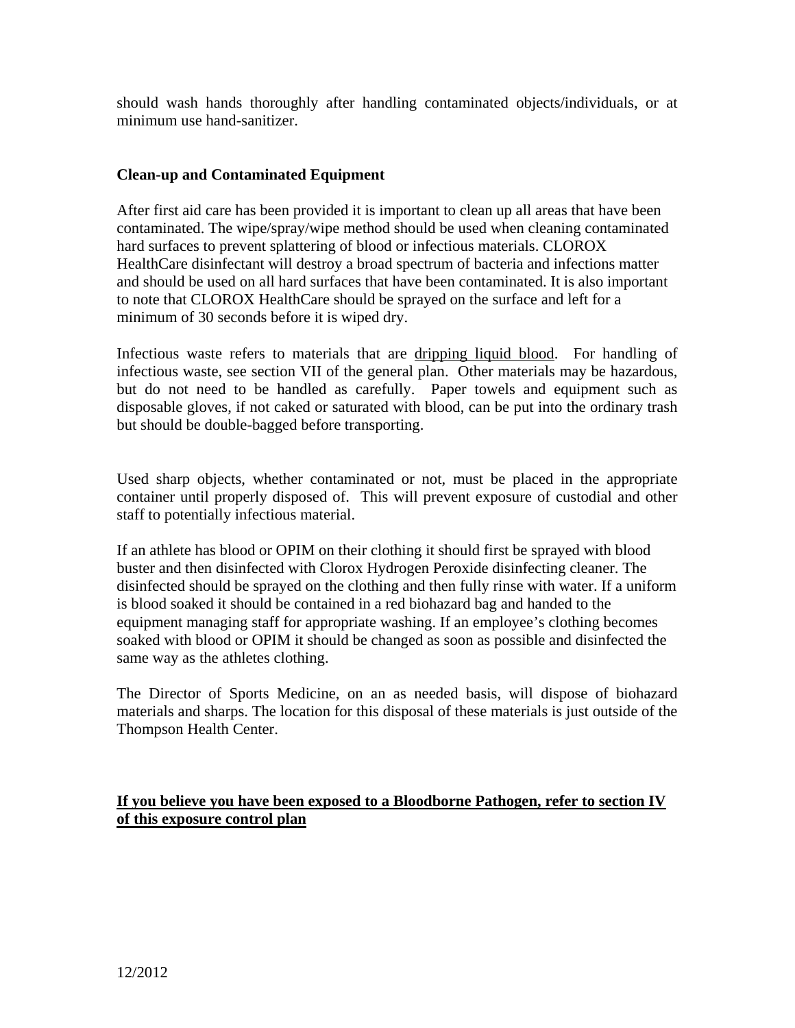should wash hands thoroughly after handling contaminated objects/individuals, or at minimum use hand-sanitizer.

### Clean-up and Contaminated Equipment

After first aid care has been provided it is important to clean up all areas that have been contaminated. The wipe/spray/wipe method should be used when cleaning contaminated hard surfaces to prevent splattering of blood or infectious materials. CLOROX HealthCare disinfectant will destroy a broad spectrum of bacteria and infections matter and should be used on all hard surfaces that have been contaminated. It is also important to note that CLOROX HealthCare should be sprayed on the surface and left for a minimum of 30 seconds before it is wiped dry.

Infectious waste refers to materials that are <u>dripping liquid blood</u>. For handling of infectious waste, see section VII of the general plan. Other materials may be hazardous, but do not need to be handled as carefully. Paper towels and equipment such as disposable gloves, if not caked or saturated with blood, can be put into the ordinary trash but should be double-bagged before transporting.

Used sharp objects, whether contaminated or not, must be placed in the appropriate container until properly disposed of. This will prevent exposure of custodial and other staff to potentially infectious material.

If an athlete has blood or OPIM on their clothing it should first be sprayed with blood buster and then disinfected with Clorox Hydrogen Peroxide disinfecting cleaner. The disinfected should be sprayed on the clothing and then fully rinse with water. If a uniform is blood soaked it should be contained in a red biohazard bag and handed to the equipment managing staff for appropriate washing. If an employee's clothing becomes soaked with blood or OPIM it should be changed as soon as possible and disinfected the same way as the athletes clothing.

The Director of Sports Medicine, on an as needed basis, will dispose of biohazard materials and sharps. The location for this disposal of these materials is just outside of the Thompson Health Center.

**<u>If you believe you have been exposed to a Bloodborne Pathogen, refer to section IV of this exposure control plan</u>**

12/2012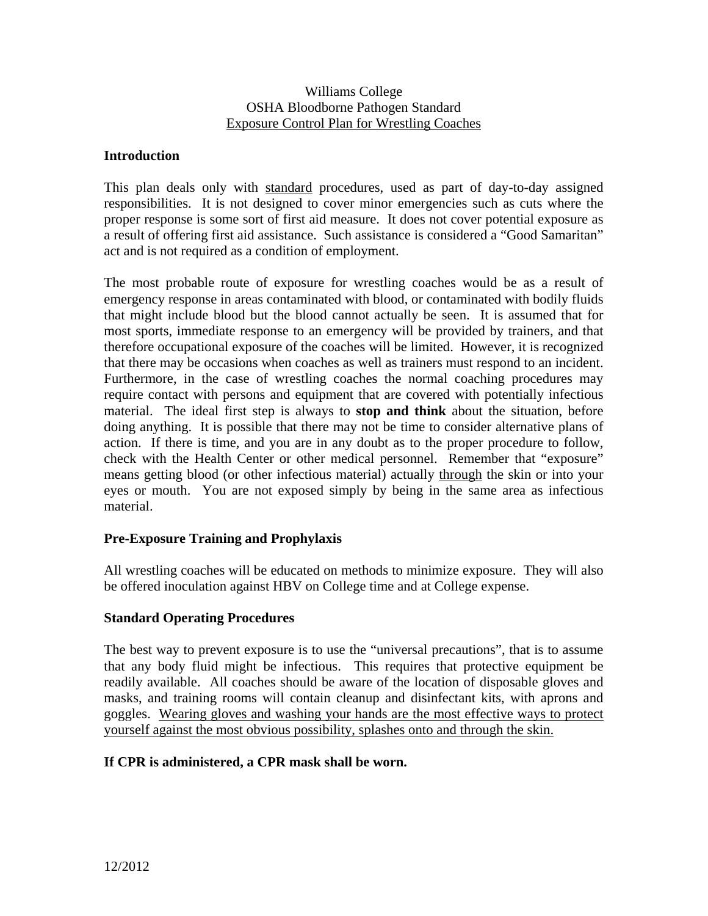Williams College
OSHA Bloodborne Pathogen Standard
<u>Exposure Control Plan for Wrestling Coaches</u>

## Introduction

This plan deals only with <u>standard</u> procedures, used as part of day-to-day assigned responsibilities. It is not designed to cover minor emergencies such as cuts where the proper response is some sort of first aid measure. It does not cover potential exposure as a result of offering first aid assistance. Such assistance is considered a "Good Samaritan" act and is not required as a condition of employment.

The most probable route of exposure for wrestling coaches would be as a result of emergency response in areas contaminated with blood, or contaminated with bodily fluids that might include blood but the blood cannot actually be seen. It is assumed that for most sports, immediate response to an emergency will be provided by trainers, and that therefore occupational exposure of the coaches will be limited. However, it is recognized that there may be occasions when coaches as well as trainers must respond to an incident. Furthermore, in the case of wrestling coaches the normal coaching procedures may require contact with persons and equipment that are covered with potentially infectious material. The ideal first step is always to **stop and think** about the situation, before doing anything. It is possible that there may not be time to consider alternative plans of action. If there is time, and you are in any doubt as to the proper procedure to follow, check with the Health Center or other medical personnel. Remember that "exposure" means getting blood (or other infectious material) actually <u>through</u> the skin or into your eyes or mouth. You are not exposed simply by being in the same area as infectious material.

## Pre-Exposure Training and Prophylaxis

All wrestling coaches will be educated on methods to minimize exposure. They will also be offered inoculation against HBV on College time and at College expense.

## Standard Operating Procedures

The best way to prevent exposure is to use the "universal precautions", that is to assume that any body fluid might be infectious. This requires that protective equipment be readily available. All coaches should be aware of the location of disposable gloves and masks, and training rooms will contain cleanup and disinfectant kits, with aprons and goggles. <u>Wearing gloves and washing your hands are the most effective ways to protect yourself against the most obvious possibility, splashes onto and through the skin.</u>

**If CPR is administered, a CPR mask shall be worn.**

12/2012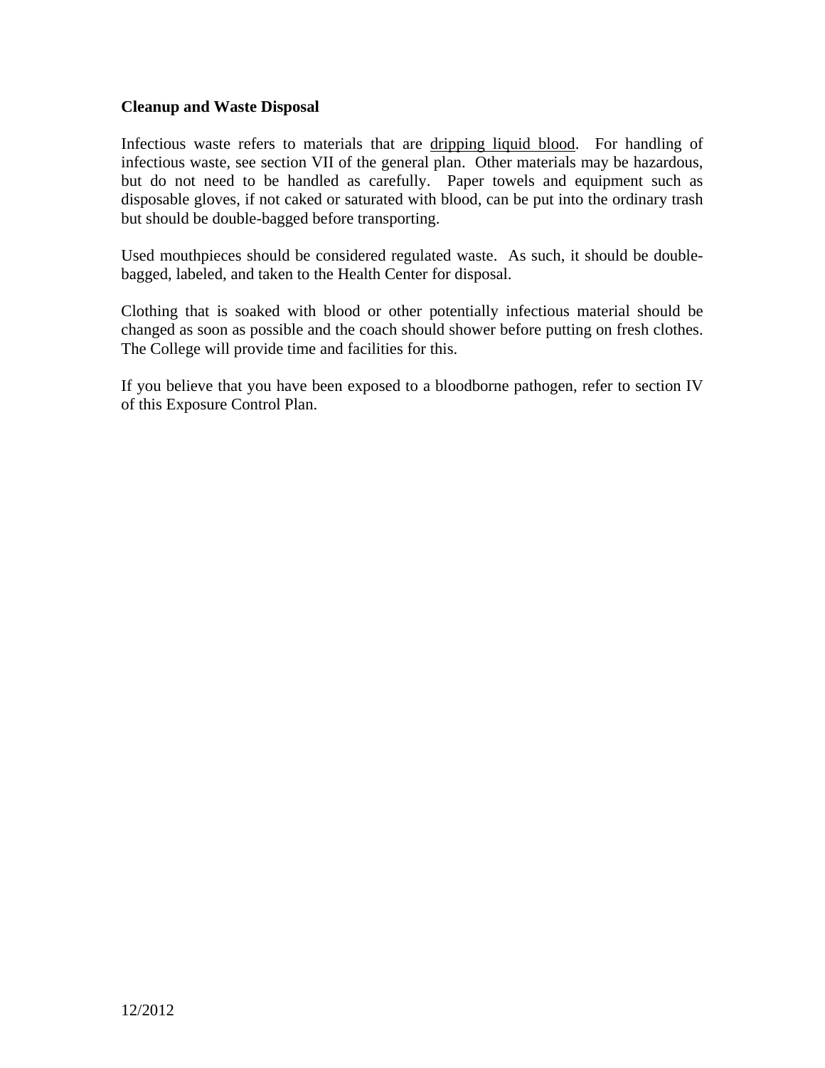**Cleanup and Waste Disposal**

Infectious waste refers to materials that are <u>dripping liquid blood</u>. For handling of infectious waste, see section VII of the general plan. Other materials may be hazardous, but do not need to be handled as carefully. Paper towels and equipment such as disposable gloves, if not caked or saturated with blood, can be put into the ordinary trash but should be double-bagged before transporting.

Used mouthpieces should be considered regulated waste. As such, it should be double-bagged, labeled, and taken to the Health Center for disposal.

Clothing that is soaked with blood or other potentially infectious material should be changed as soon as possible and the coach should shower before putting on fresh clothes. The College will provide time and facilities for this.

If you believe that you have been exposed to a bloodborne pathogen, refer to section IV of this Exposure Control Plan.

12/2012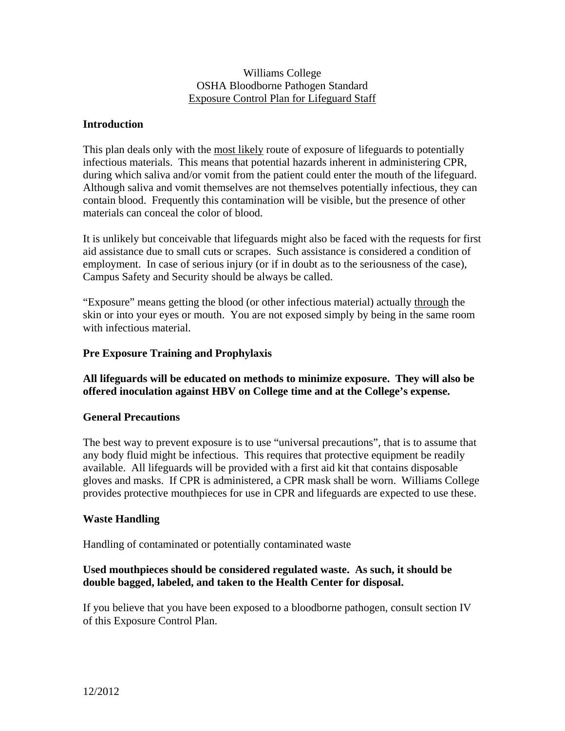Williams College
OSHA Bloodborne Pathogen Standard
Exposure Control Plan for Lifeguard Staff

## Introduction

This plan deals only with the most likely route of exposure of lifeguards to potentially infectious materials. This means that potential hazards inherent in administering CPR, during which saliva and/or vomit from the patient could enter the mouth of the lifeguard. Although saliva and vomit themselves are not themselves potentially infectious, they can contain blood. Frequently this contamination will be visible, but the presence of other materials can conceal the color of blood.

It is unlikely but conceivable that lifeguards might also be faced with the requests for first aid assistance due to small cuts or scrapes. Such assistance is considered a condition of employment. In case of serious injury (or if in doubt as to the seriousness of the case), Campus Safety and Security should be always be called.

"Exposure" means getting the blood (or other infectious material) actually through the skin or into your eyes or mouth. You are not exposed simply by being in the same room with infectious material.

## Pre Exposure Training and Prophylaxis

**All lifeguards will be educated on methods to minimize exposure. They will also be offered inoculation against HBV on College time and at the College's expense.**

## General Precautions

The best way to prevent exposure is to use "universal precautions", that is to assume that any body fluid might be infectious. This requires that protective equipment be readily available. All lifeguards will be provided with a first aid kit that contains disposable gloves and masks. If CPR is administered, a CPR mask shall be worn. Williams College provides protective mouthpieces for use in CPR and lifeguards are expected to use these.

## Waste Handling

Handling of contaminated or potentially contaminated waste

**Used mouthpieces should be considered regulated waste. As such, it should be double bagged, labeled, and taken to the Health Center for disposal.**

If you believe that you have been exposed to a bloodborne pathogen, consult section IV of this Exposure Control Plan.

12/2012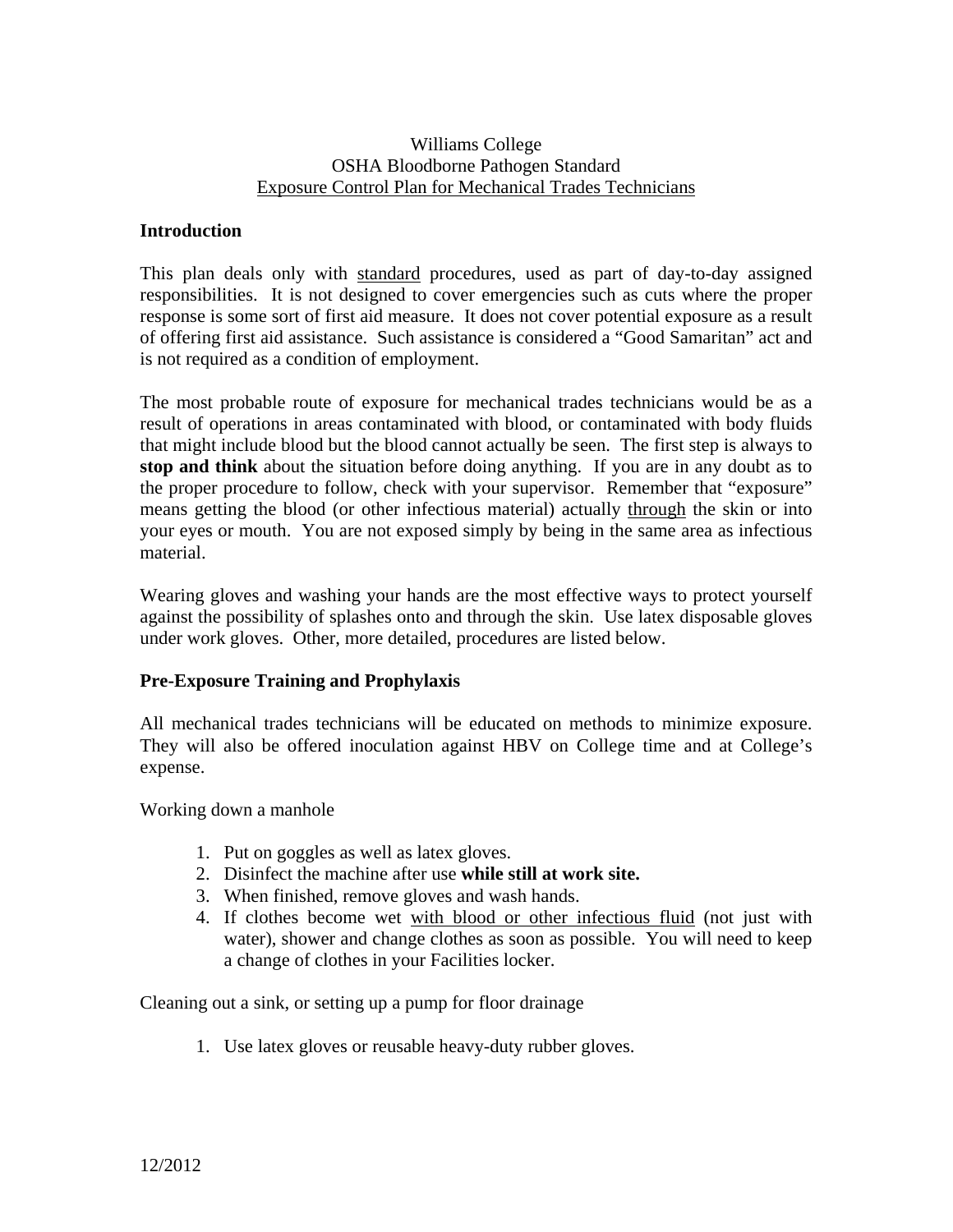Williams College
OSHA Bloodborne Pathogen Standard
Exposure Control Plan for Mechanical Trades Technicians

## Introduction

This plan deals only with standard procedures, used as part of day-to-day assigned responsibilities. It is not designed to cover emergencies such as cuts where the proper response is some sort of first aid measure. It does not cover potential exposure as a result of offering first aid assistance. Such assistance is considered a "Good Samaritan" act and is not required as a condition of employment.

The most probable route of exposure for mechanical trades technicians would be as a result of operations in areas contaminated with blood, or contaminated with body fluids that might include blood but the blood cannot actually be seen. The first step is always to **stop and think** about the situation before doing anything. If you are in any doubt as to the proper procedure to follow, check with your supervisor. Remember that "exposure" means getting the blood (or other infectious material) actually through the skin or into your eyes or mouth. You are not exposed simply by being in the same area as infectious material.

Wearing gloves and washing your hands are the most effective ways to protect yourself against the possibility of splashes onto and through the skin. Use latex disposable gloves under work gloves. Other, more detailed, procedures are listed below.

## Pre-Exposure Training and Prophylaxis

All mechanical trades technicians will be educated on methods to minimize exposure. They will also be offered inoculation against HBV on College time and at College's expense.

Working down a manhole

1. Put on goggles as well as latex gloves.
2. Disinfect the machine after use **while still at work site.**
3. When finished, remove gloves and wash hands.
4. If clothes become wet with blood or other infectious fluid (not just with water), shower and change clothes as soon as possible. You will need to keep a change of clothes in your Facilities locker.

Cleaning out a sink, or setting up a pump for floor drainage

1. Use latex gloves or reusable heavy-duty rubber gloves.

12/2012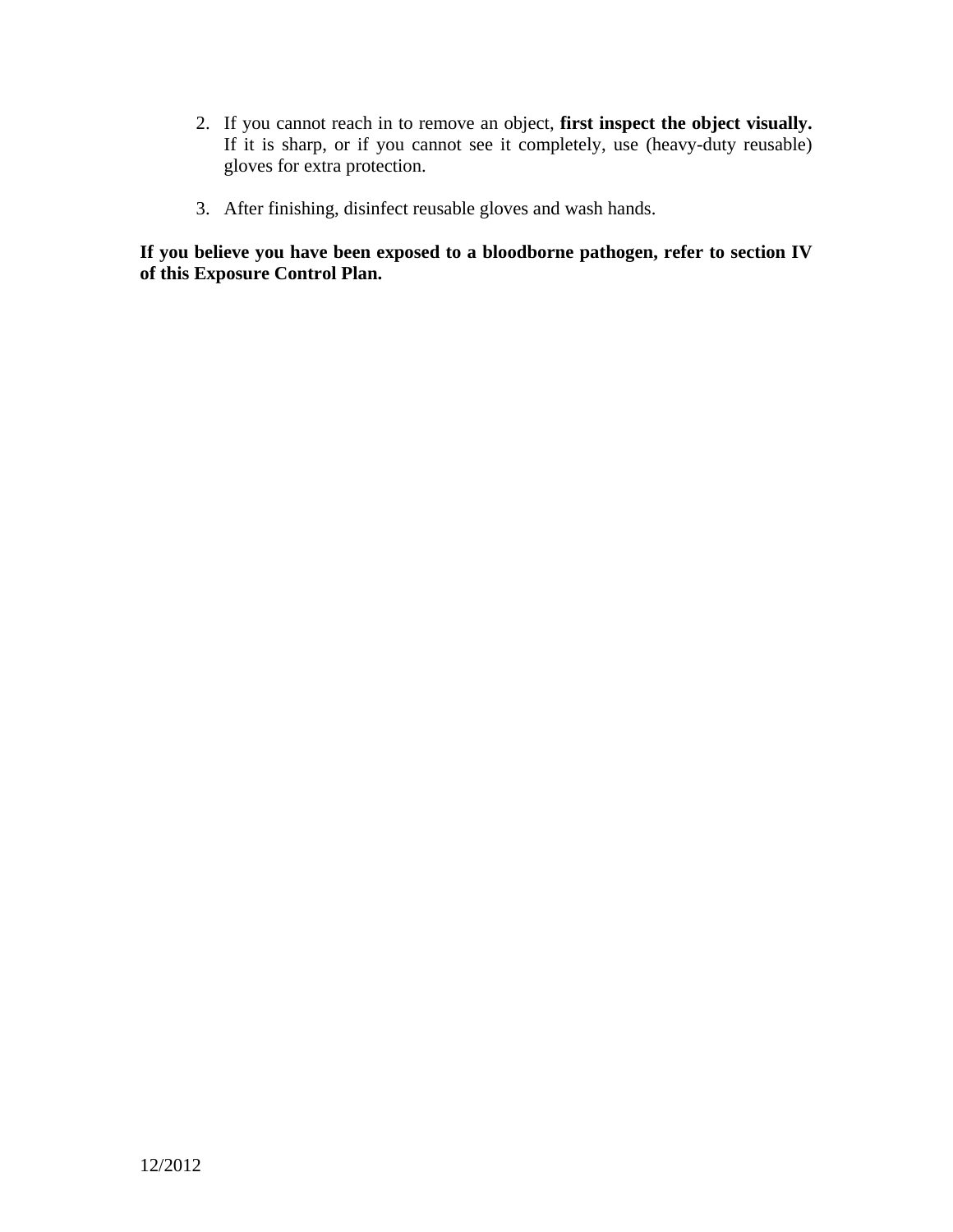2. If you cannot reach in to remove an object, **first inspect the object visually.** If it is sharp, or if you cannot see it completely, use (heavy-duty reusable) gloves for extra protection.

3. After finishing, disinfect reusable gloves and wash hands.

**If you believe you have been exposed to a bloodborne pathogen, refer to section IV of this Exposure Control Plan.**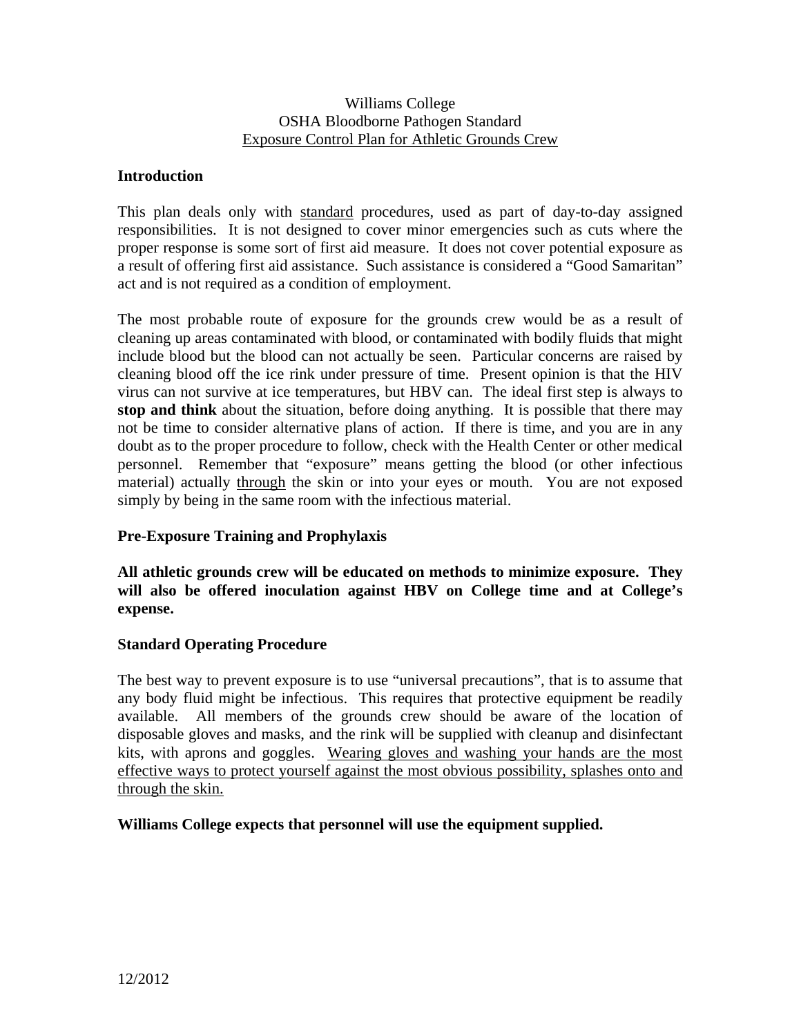Williams College
OSHA Bloodborne Pathogen Standard
Exposure Control Plan for Athletic Grounds Crew

**Introduction**

This plan deals only with standard procedures, used as part of day-to-day assigned responsibilities. It is not designed to cover minor emergencies such as cuts where the proper response is some sort of first aid measure. It does not cover potential exposure as a result of offering first aid assistance. Such assistance is considered a "Good Samaritan" act and is not required as a condition of employment.

The most probable route of exposure for the grounds crew would be as a result of cleaning up areas contaminated with blood, or contaminated with bodily fluids that might include blood but the blood can not actually be seen. Particular concerns are raised by cleaning blood off the ice rink under pressure of time. Present opinion is that the HIV virus can not survive at ice temperatures, but HBV can. The ideal first step is always to **stop and think** about the situation, before doing anything. It is possible that there may not be time to consider alternative plans of action. If there is time, and you are in any doubt as to the proper procedure to follow, check with the Health Center or other medical personnel. Remember that "exposure" means getting the blood (or other infectious material) actually through the skin or into your eyes or mouth. You are not exposed simply by being in the same room with the infectious material.

**Pre-Exposure Training and Prophylaxis**

**All athletic grounds crew will be educated on methods to minimize exposure. They will also be offered inoculation against HBV on College time and at College's expense.**

**Standard Operating Procedure**

The best way to prevent exposure is to use "universal precautions", that is to assume that any body fluid might be infectious. This requires that protective equipment be readily available. All members of the grounds crew should be aware of the location of disposable gloves and masks, and the rink will be supplied with cleanup and disinfectant kits, with aprons and goggles. Wearing gloves and washing your hands are the most effective ways to protect yourself against the most obvious possibility, splashes onto and through the skin.

**Williams College expects that personnel will use the equipment supplied.**

12/2012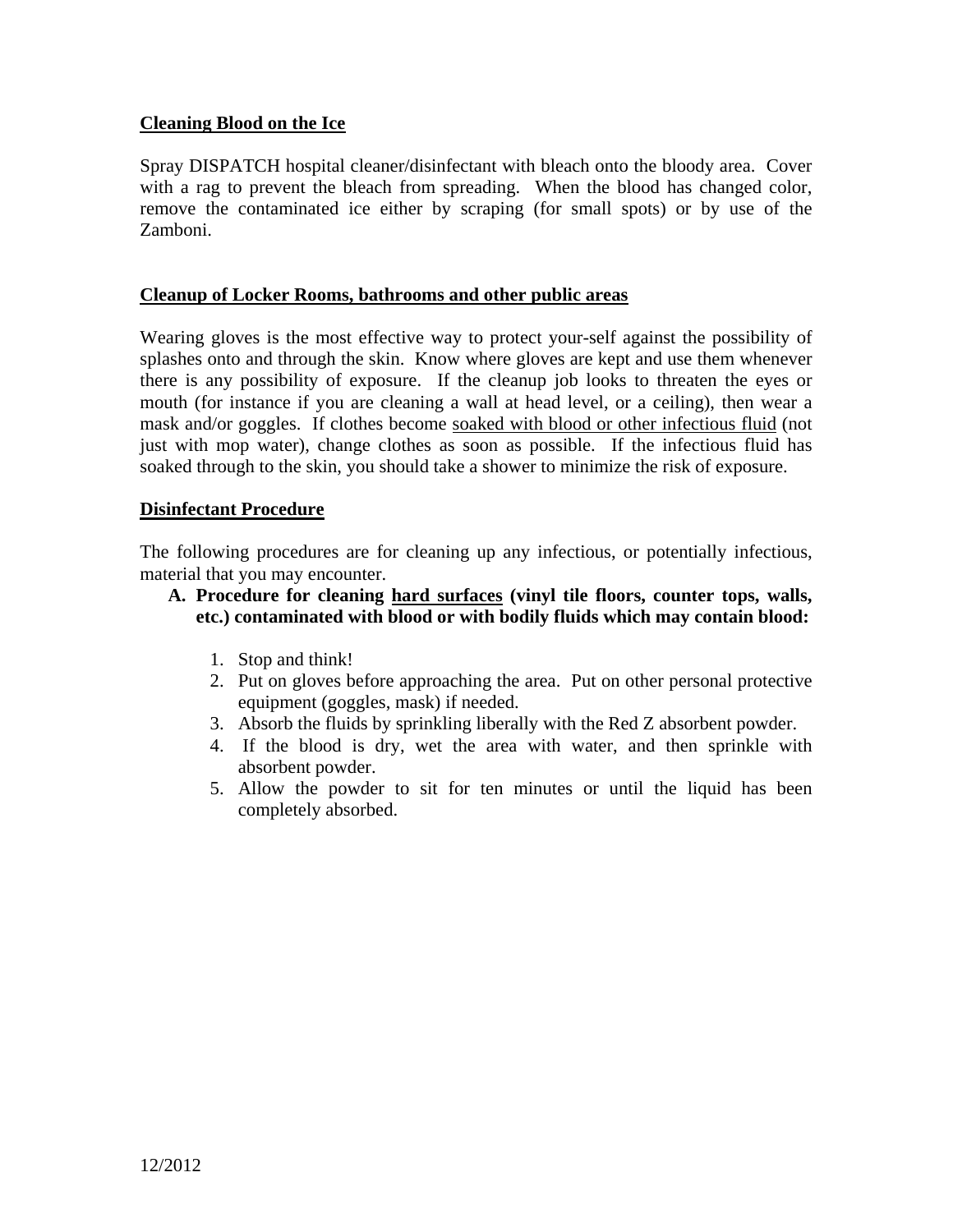**Cleaning Blood on the Ice**

Spray DISPATCH hospital cleaner/disinfectant with bleach onto the bloody area. Cover with a rag to prevent the bleach from spreading. When the blood has changed color, remove the contaminated ice either by scraping (for small spots) or by use of the Zamboni.

**Cleanup of Locker Rooms, bathrooms and other public areas**

Wearing gloves is the most effective way to protect your-self against the possibility of splashes onto and through the skin. Know where gloves are kept and use them whenever there is any possibility of exposure. If the cleanup job looks to threaten the eyes or mouth (for instance if you are cleaning a wall at head level, or a ceiling), then wear a mask and/or goggles. If clothes become soaked with blood or other infectious fluid (not just with mop water), change clothes as soon as possible. If the infectious fluid has soaked through to the skin, you should take a shower to minimize the risk of exposure.

**Disinfectant Procedure**

The following procedures are for cleaning up any infectious, or potentially infectious, material that you may encounter.

**A. Procedure for cleaning hard surfaces (vinyl tile floors, counter tops, walls, etc.) contaminated with blood or with bodily fluids which may contain blood:**

1. Stop and think!
2. Put on gloves before approaching the area. Put on other personal protective equipment (goggles, mask) if needed.
3. Absorb the fluids by sprinkling liberally with the Red Z absorbent powder.
4. If the blood is dry, wet the area with water, and then sprinkle with absorbent powder.
5. Allow the powder to sit for ten minutes or until the liquid has been completely absorbed.

12/2012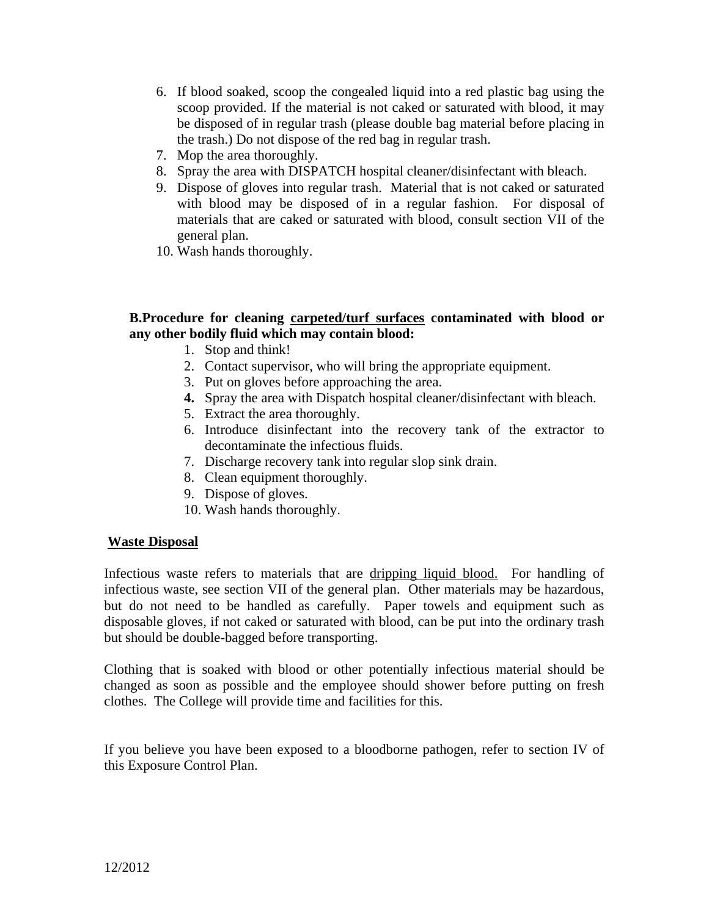6. If blood soaked, scoop the congealed liquid into a red plastic bag using the scoop provided. If the material is not caked or saturated with blood, it may be disposed of in regular trash (please double bag material before placing in the trash.) Do not dispose of the red bag in regular trash.
7. Mop the area thoroughly.
8. Spray the area with DISPATCH hospital cleaner/disinfectant with bleach.
9. Dispose of gloves into regular trash. Material that is not caked or saturated with blood may be disposed of in a regular fashion. For disposal of materials that are caked or saturated with blood, consult section VII of the general plan.
10. Wash hands thoroughly.

**B.Procedure for cleaning <u>carpeted/turf surfaces</u> contaminated with blood or any other bodily fluid which may contain blood:**

1. Stop and think!
2. Contact supervisor, who will bring the appropriate equipment.
3. Put on gloves before approaching the area.
4. Spray the area with Dispatch hospital cleaner/disinfectant with bleach.
5. Extract the area thoroughly.
6. Introduce disinfectant into the recovery tank of the extractor to decontaminate the infectious fluids.
7. Discharge recovery tank into regular slop sink drain.
8. Clean equipment thoroughly.
9. Dispose of gloves.
10. Wash hands thoroughly.

**<u>Waste Disposal</u>**

Infectious waste refers to materials that are <u>dripping liquid blood.</u> For handling of infectious waste, see section VII of the general plan. Other materials may be hazardous, but do not need to be handled as carefully. Paper towels and equipment such as disposable gloves, if not caked or saturated with blood, can be put into the ordinary trash but should be double-bagged before transporting.

Clothing that is soaked with blood or other potentially infectious material should be changed as soon as possible and the employee should shower before putting on fresh clothes. The College will provide time and facilities for this.

If you believe you have been exposed to a bloodborne pathogen, refer to section IV of this Exposure Control Plan.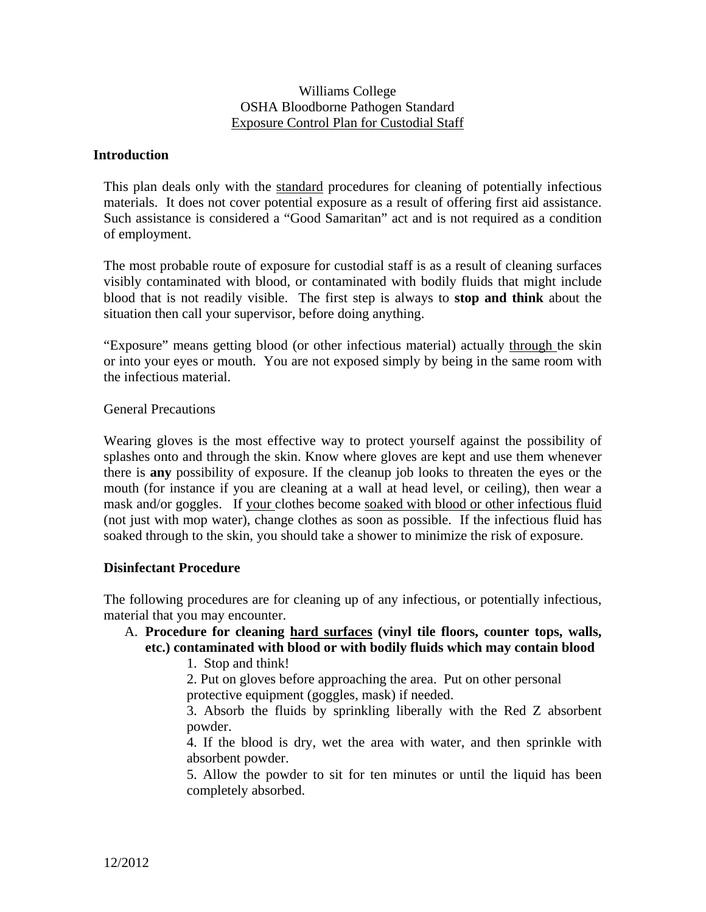Williams College
OSHA Bloodborne Pathogen Standard
Exposure Control Plan for Custodial Staff

## Introduction

This plan deals only with the standard procedures for cleaning of potentially infectious materials. It does not cover potential exposure as a result of offering first aid assistance. Such assistance is considered a "Good Samaritan" act and is not required as a condition of employment.

The most probable route of exposure for custodial staff is as a result of cleaning surfaces visibly contaminated with blood, or contaminated with bodily fluids that might include blood that is not readily visible. The first step is always to **stop and think** about the situation then call your supervisor, before doing anything.

"Exposure" means getting blood (or other infectious material) actually through the skin or into your eyes or mouth. You are not exposed simply by being in the same room with the infectious material.

General Precautions

Wearing gloves is the most effective way to protect yourself against the possibility of splashes onto and through the skin. Know where gloves are kept and use them whenever there is **any** possibility of exposure. If the cleanup job looks to threaten the eyes or the mouth (for instance if you are cleaning at a wall at head level, or ceiling), then wear a mask and/or goggles. If your clothes become soaked with blood or other infectious fluid (not just with mop water), change clothes as soon as possible. If the infectious fluid has soaked through to the skin, you should take a shower to minimize the risk of exposure.

## Disinfectant Procedure

The following procedures are for cleaning up of any infectious, or potentially infectious, material that you may encounter.

A. **Procedure for cleaning hard surfaces (vinyl tile floors, counter tops, walls, etc.) contaminated with blood or with bodily fluids which may contain blood**

1. Stop and think!
2. Put on gloves before approaching the area. Put on other personal protective equipment (goggles, mask) if needed.
3. Absorb the fluids by sprinkling liberally with the Red Z absorbent powder.
4. If the blood is dry, wet the area with water, and then sprinkle with absorbent powder.
5. Allow the powder to sit for ten minutes or until the liquid has been completely absorbed.

12/2012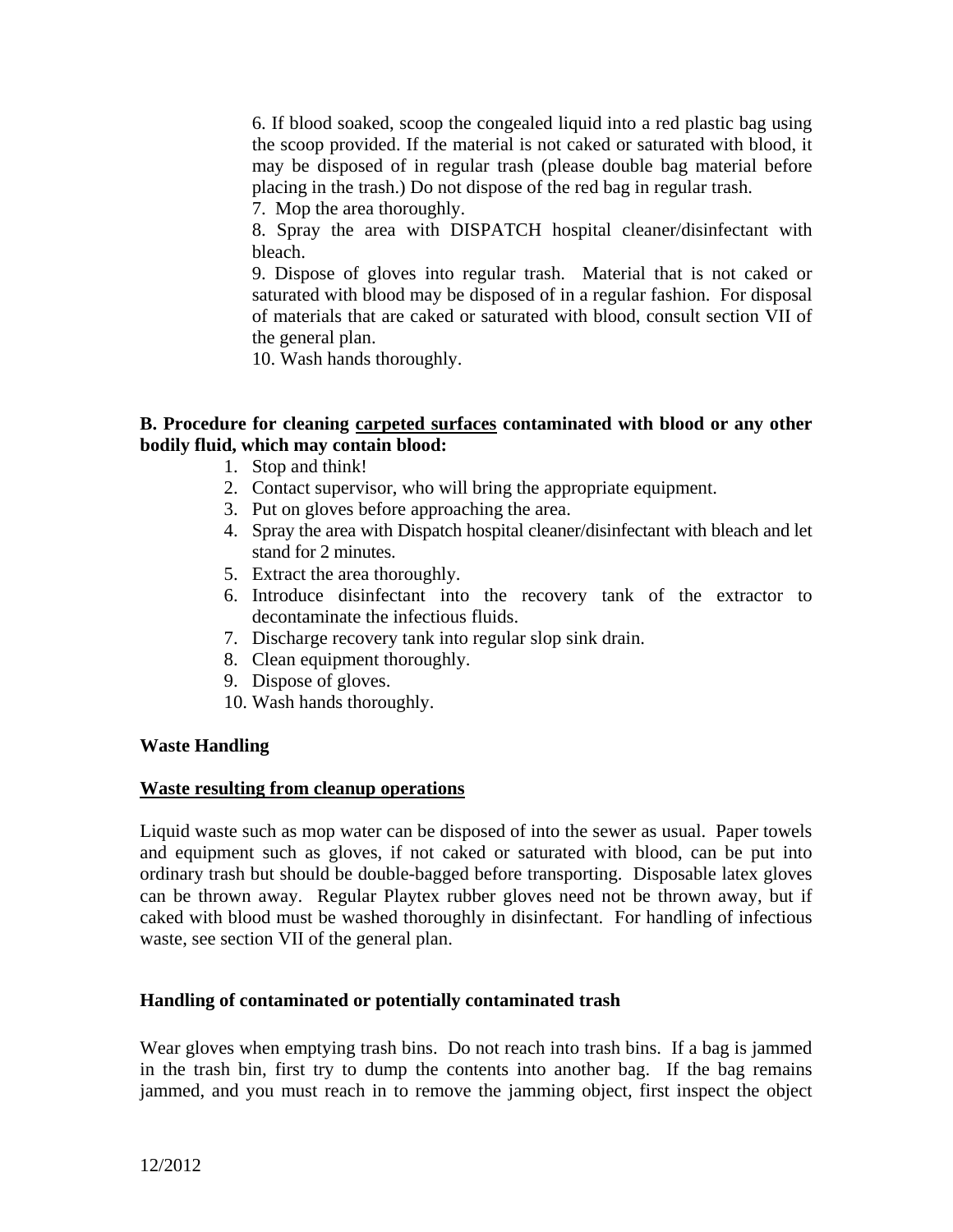6. If blood soaked, scoop the congealed liquid into a red plastic bag using the scoop provided. If the material is not caked or saturated with blood, it may be disposed of in regular trash (please double bag material before placing in the trash.) Do not dispose of the red bag in regular trash.

7. Mop the area thoroughly.

8. Spray the area with DISPATCH hospital cleaner/disinfectant with bleach.

9. Dispose of gloves into regular trash. Material that is not caked or saturated with blood may be disposed of in a regular fashion. For disposal of materials that are caked or saturated with blood, consult section VII of the general plan.

10. Wash hands thoroughly.

**B. Procedure for cleaning <u>carpeted surfaces</u> contaminated with blood or any other bodily fluid, which may contain blood:**

1. Stop and think!
2. Contact supervisor, who will bring the appropriate equipment.
3. Put on gloves before approaching the area.
4. Spray the area with Dispatch hospital cleaner/disinfectant with bleach and let stand for 2 minutes.
5. Extract the area thoroughly.
6. Introduce disinfectant into the recovery tank of the extractor to decontaminate the infectious fluids.
7. Discharge recovery tank into regular slop sink drain.
8. Clean equipment thoroughly.
9. Dispose of gloves.
10. Wash hands thoroughly.

**Waste Handling**

**<u>Waste resulting from cleanup operations</u>**

Liquid waste such as mop water can be disposed of into the sewer as usual. Paper towels and equipment such as gloves, if not caked or saturated with blood, can be put into ordinary trash but should be double-bagged before transporting. Disposable latex gloves can be thrown away. Regular Playtex rubber gloves need not be thrown away, but if caked with blood must be washed thoroughly in disinfectant. For handling of infectious waste, see section VII of the general plan.

**Handling of contaminated or potentially contaminated trash**

Wear gloves when emptying trash bins. Do not reach into trash bins. If a bag is jammed in the trash bin, first try to dump the contents into another bag. If the bag remains jammed, and you must reach in to remove the jamming object, first inspect the object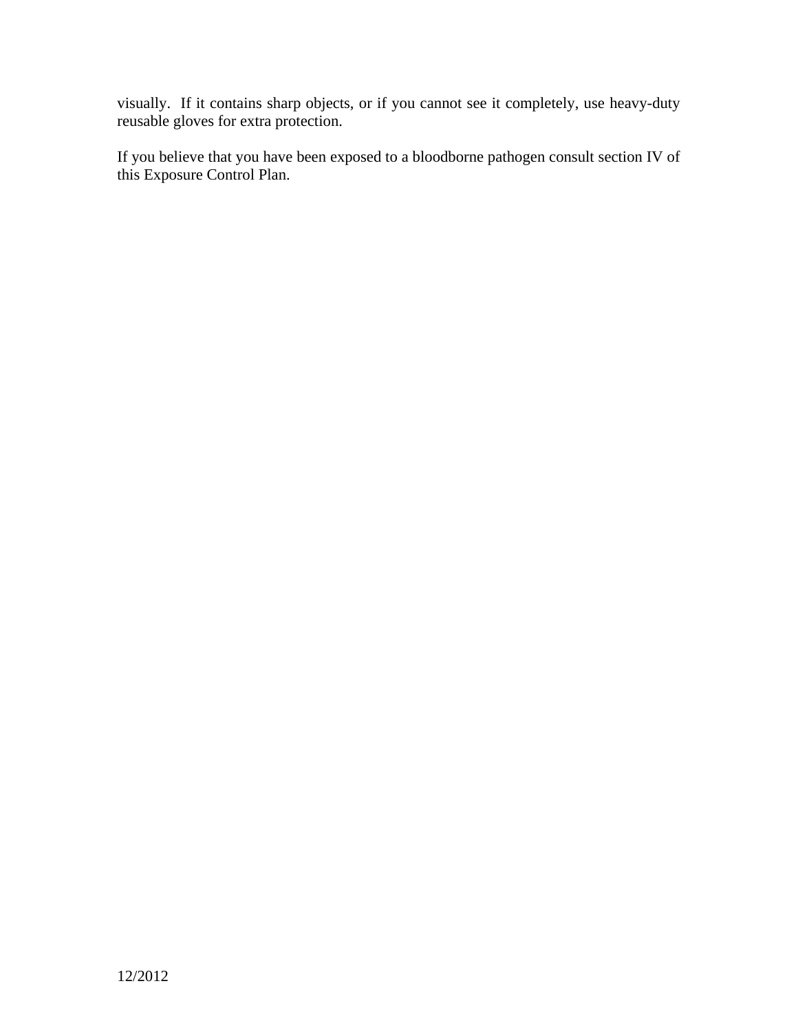visually.  If it contains sharp objects, or if you cannot see it completely, use heavy-duty reusable gloves for extra protection.

If you believe that you have been exposed to a bloodborne pathogen consult section IV of this Exposure Control Plan.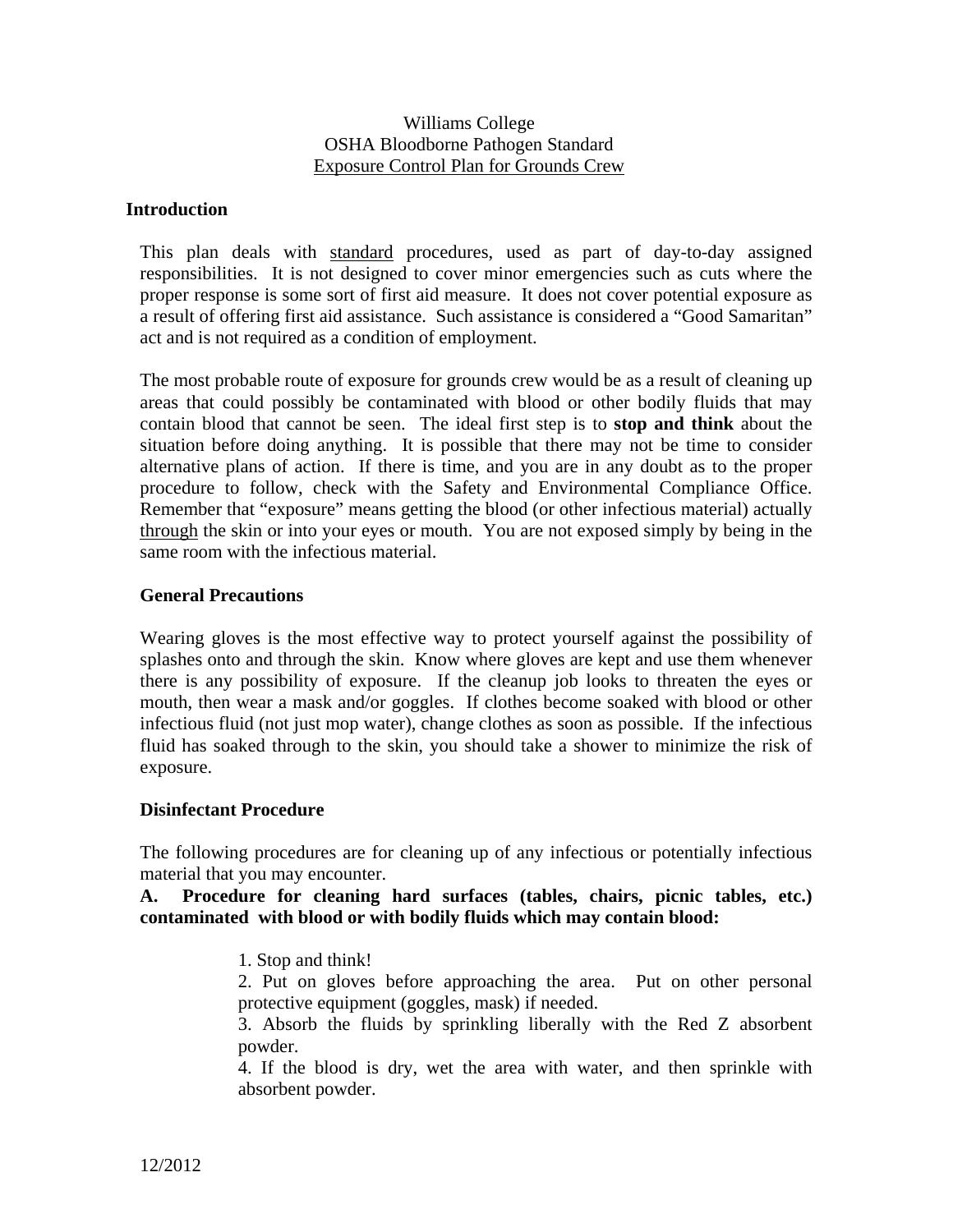Williams College
OSHA Bloodborne Pathogen Standard
Exposure Control Plan for Grounds Crew

## Introduction

This plan deals with standard procedures, used as part of day-to-day assigned responsibilities. It is not designed to cover minor emergencies such as cuts where the proper response is some sort of first aid measure. It does not cover potential exposure as a result of offering first aid assistance. Such assistance is considered a "Good Samaritan" act and is not required as a condition of employment.

The most probable route of exposure for grounds crew would be as a result of cleaning up areas that could possibly be contaminated with blood or other bodily fluids that may contain blood that cannot be seen. The ideal first step is to **stop and think** about the situation before doing anything. It is possible that there may not be time to consider alternative plans of action. If there is time, and you are in any doubt as to the proper procedure to follow, check with the Safety and Environmental Compliance Office. Remember that "exposure" means getting the blood (or other infectious material) actually through the skin or into your eyes or mouth. You are not exposed simply by being in the same room with the infectious material.

## General Precautions

Wearing gloves is the most effective way to protect yourself against the possibility of splashes onto and through the skin. Know where gloves are kept and use them whenever there is any possibility of exposure. If the cleanup job looks to threaten the eyes or mouth, then wear a mask and/or goggles. If clothes become soaked with blood or other infectious fluid (not just mop water), change clothes as soon as possible. If the infectious fluid has soaked through to the skin, you should take a shower to minimize the risk of exposure.

## Disinfectant Procedure

The following procedures are for cleaning up of any infectious or potentially infectious material that you may encounter.

**A. Procedure for cleaning hard surfaces (tables, chairs, picnic tables, etc.) contaminated with blood or with bodily fluids which may contain blood:**

1. Stop and think!
2. Put on gloves before approaching the area. Put on other personal protective equipment (goggles, mask) if needed.
3. Absorb the fluids by sprinkling liberally with the Red Z absorbent powder.
4. If the blood is dry, wet the area with water, and then sprinkle with absorbent powder.

12/2012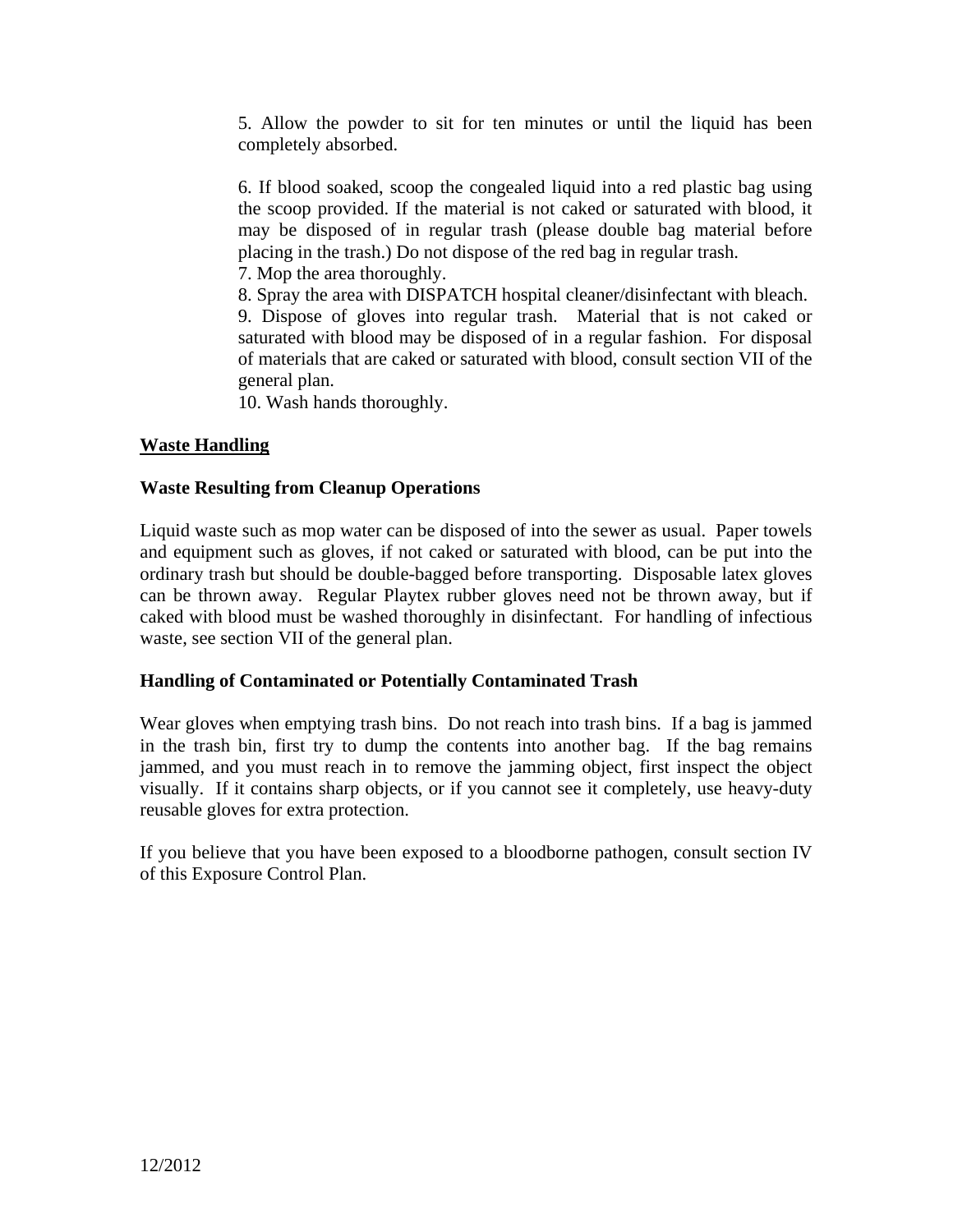5. Allow the powder to sit for ten minutes or until the liquid has been completely absorbed.

6. If blood soaked, scoop the congealed liquid into a red plastic bag using the scoop provided. If the material is not caked or saturated with blood, it may be disposed of in regular trash (please double bag material before placing in the trash.) Do not dispose of the red bag in regular trash.
7. Mop the area thoroughly.
8. Spray the area with DISPATCH hospital cleaner/disinfectant with bleach.
9. Dispose of gloves into regular trash. Material that is not caked or saturated with blood may be disposed of in a regular fashion. For disposal of materials that are caked or saturated with blood, consult section VII of the general plan.
10. Wash hands thoroughly.

## Waste Handling

### Waste Resulting from Cleanup Operations

Liquid waste such as mop water can be disposed of into the sewer as usual. Paper towels and equipment such as gloves, if not caked or saturated with blood, can be put into the ordinary trash but should be double-bagged before transporting. Disposable latex gloves can be thrown away. Regular Playtex rubber gloves need not be thrown away, but if caked with blood must be washed thoroughly in disinfectant. For handling of infectious waste, see section VII of the general plan.

### Handling of Contaminated or Potentially Contaminated Trash

Wear gloves when emptying trash bins. Do not reach into trash bins. If a bag is jammed in the trash bin, first try to dump the contents into another bag. If the bag remains jammed, and you must reach in to remove the jamming object, first inspect the object visually. If it contains sharp objects, or if you cannot see it completely, use heavy-duty reusable gloves for extra protection.

If you believe that you have been exposed to a bloodborne pathogen, consult section IV of this Exposure Control Plan.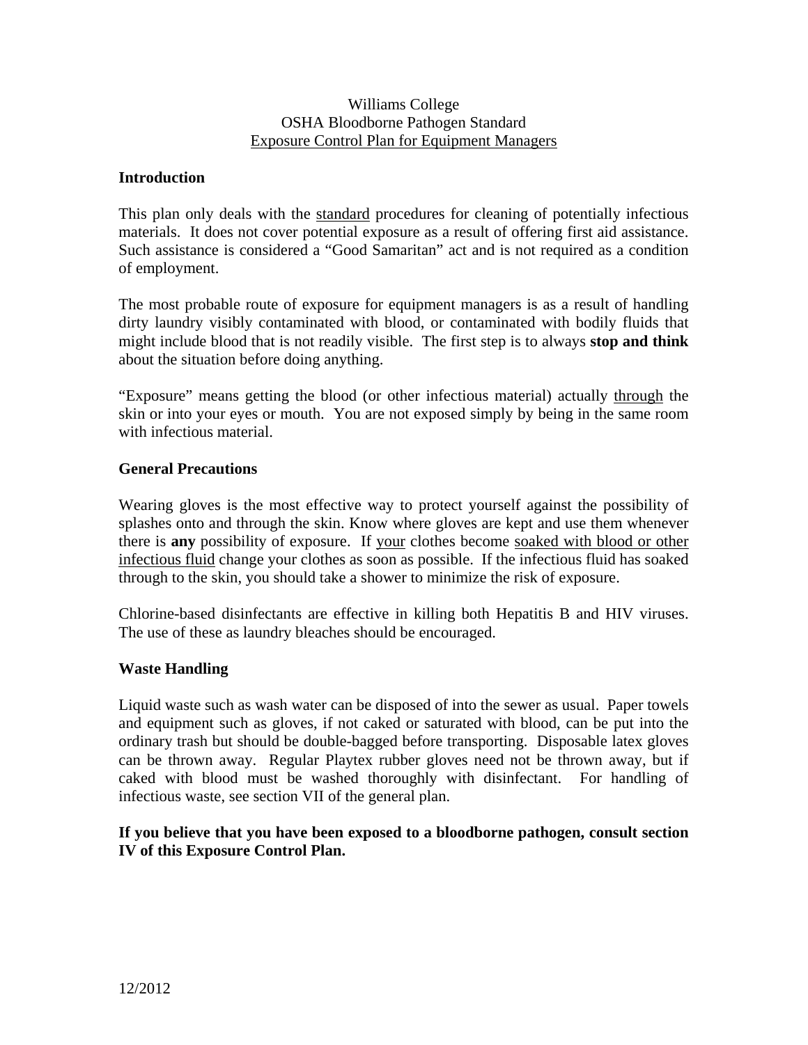Williams College
OSHA Bloodborne Pathogen Standard
Exposure Control Plan for Equipment Managers

**Introduction**

This plan only deals with the standard procedures for cleaning of potentially infectious materials. It does not cover potential exposure as a result of offering first aid assistance. Such assistance is considered a "Good Samaritan" act and is not required as a condition of employment.

The most probable route of exposure for equipment managers is as a result of handling dirty laundry visibly contaminated with blood, or contaminated with bodily fluids that might include blood that is not readily visible. The first step is to always **stop and think** about the situation before doing anything.

"Exposure" means getting the blood (or other infectious material) actually through the skin or into your eyes or mouth. You are not exposed simply by being in the same room with infectious material.

**General Precautions**

Wearing gloves is the most effective way to protect yourself against the possibility of splashes onto and through the skin. Know where gloves are kept and use them whenever there is **any** possibility of exposure. If your clothes become soaked with blood or other infectious fluid change your clothes as soon as possible. If the infectious fluid has soaked through to the skin, you should take a shower to minimize the risk of exposure.

Chlorine-based disinfectants are effective in killing both Hepatitis B and HIV viruses. The use of these as laundry bleaches should be encouraged.

**Waste Handling**

Liquid waste such as wash water can be disposed of into the sewer as usual. Paper towels and equipment such as gloves, if not caked or saturated with blood, can be put into the ordinary trash but should be double-bagged before transporting. Disposable latex gloves can be thrown away. Regular Playtex rubber gloves need not be thrown away, but if caked with blood must be washed thoroughly with disinfectant. For handling of infectious waste, see section VII of the general plan.

**If you believe that you have been exposed to a bloodborne pathogen, consult section IV of this Exposure Control Plan.**

12/2012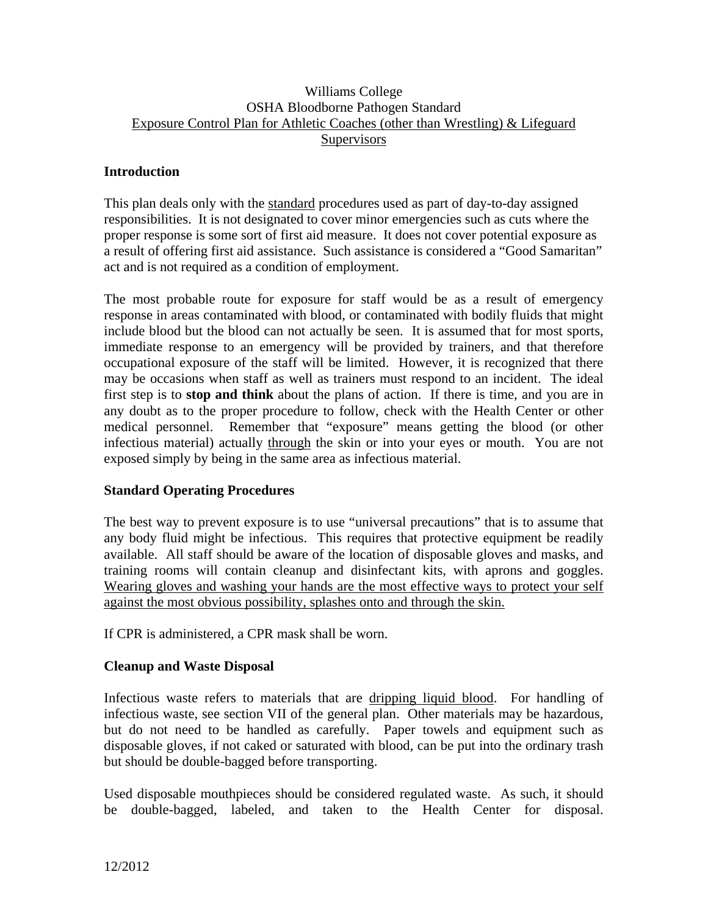Williams College
OSHA Bloodborne Pathogen Standard
Exposure Control Plan for Athletic Coaches (other than Wrestling) & Lifeguard Supervisors

## Introduction

This plan deals only with the standard procedures used as part of day-to-day assigned responsibilities. It is not designated to cover minor emergencies such as cuts where the proper response is some sort of first aid measure. It does not cover potential exposure as a result of offering first aid assistance. Such assistance is considered a "Good Samaritan" act and is not required as a condition of employment.

The most probable route for exposure for staff would be as a result of emergency response in areas contaminated with blood, or contaminated with bodily fluids that might include blood but the blood can not actually be seen. It is assumed that for most sports, immediate response to an emergency will be provided by trainers, and that therefore occupational exposure of the staff will be limited. However, it is recognized that there may be occasions when staff as well as trainers must respond to an incident. The ideal first step is to **stop and think** about the plans of action. If there is time, and you are in any doubt as to the proper procedure to follow, check with the Health Center or other medical personnel. Remember that "exposure" means getting the blood (or other infectious material) actually through the skin or into your eyes or mouth. You are not exposed simply by being in the same area as infectious material.

## Standard Operating Procedures

The best way to prevent exposure is to use "universal precautions" that is to assume that any body fluid might be infectious. This requires that protective equipment be readily available. All staff should be aware of the location of disposable gloves and masks, and training rooms will contain cleanup and disinfectant kits, with aprons and goggles. Wearing gloves and washing your hands are the most effective ways to protect your self against the most obvious possibility, splashes onto and through the skin.

If CPR is administered, a CPR mask shall be worn.

## Cleanup and Waste Disposal

Infectious waste refers to materials that are dripping liquid blood. For handling of infectious waste, see section VII of the general plan. Other materials may be hazardous, but do not need to be handled as carefully. Paper towels and equipment such as disposable gloves, if not caked or saturated with blood, can be put into the ordinary trash but should be double-bagged before transporting.

Used disposable mouthpieces should be considered regulated waste. As such, it should be double-bagged, labeled, and taken to the Health Center for disposal.

12/2012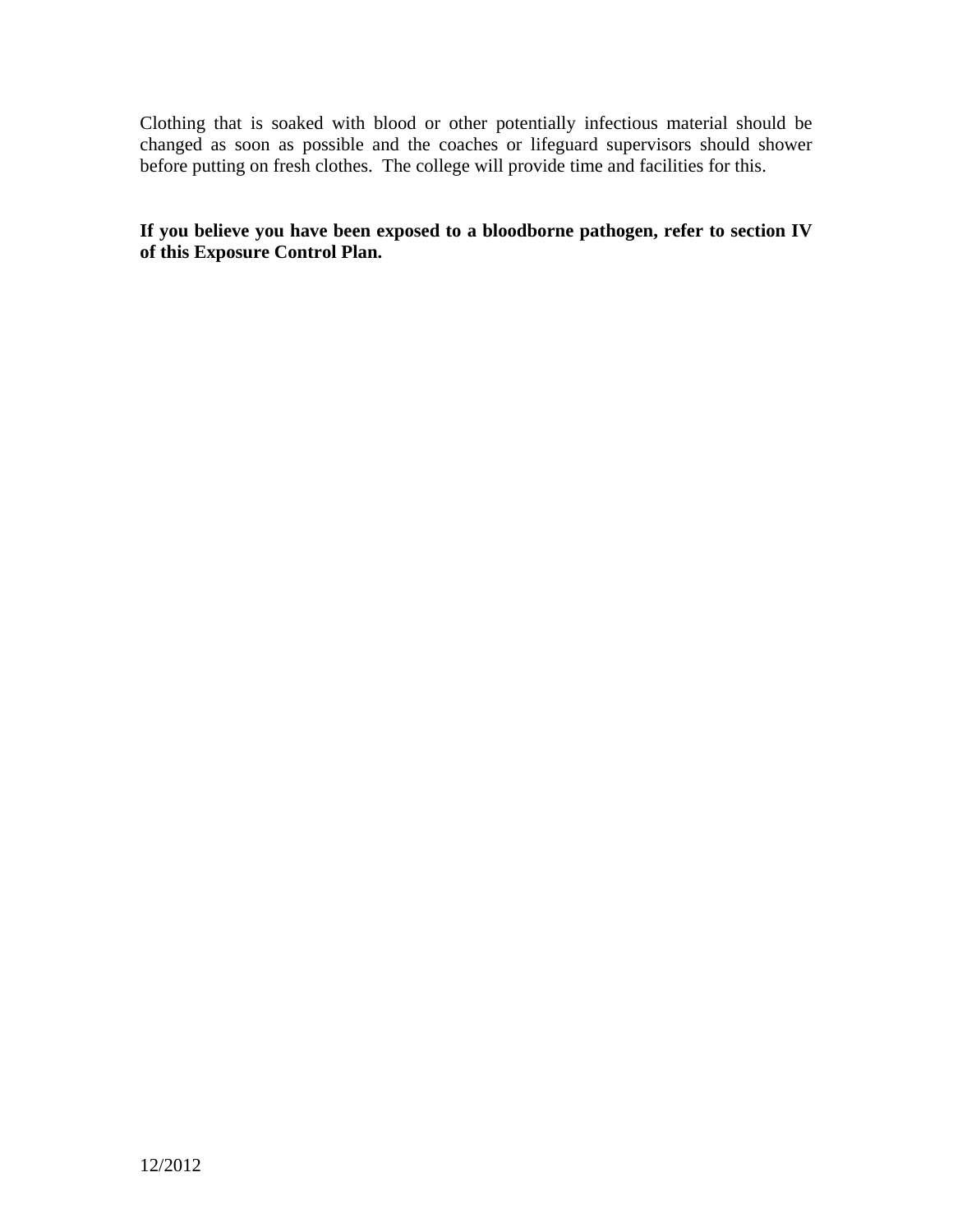Clothing that is soaked with blood or other potentially infectious material should be changed as soon as possible and the coaches or lifeguard supervisors should shower before putting on fresh clothes. The college will provide time and facilities for this.

**If you believe you have been exposed to a bloodborne pathogen, refer to section IV of this Exposure Control Plan.**

12/2012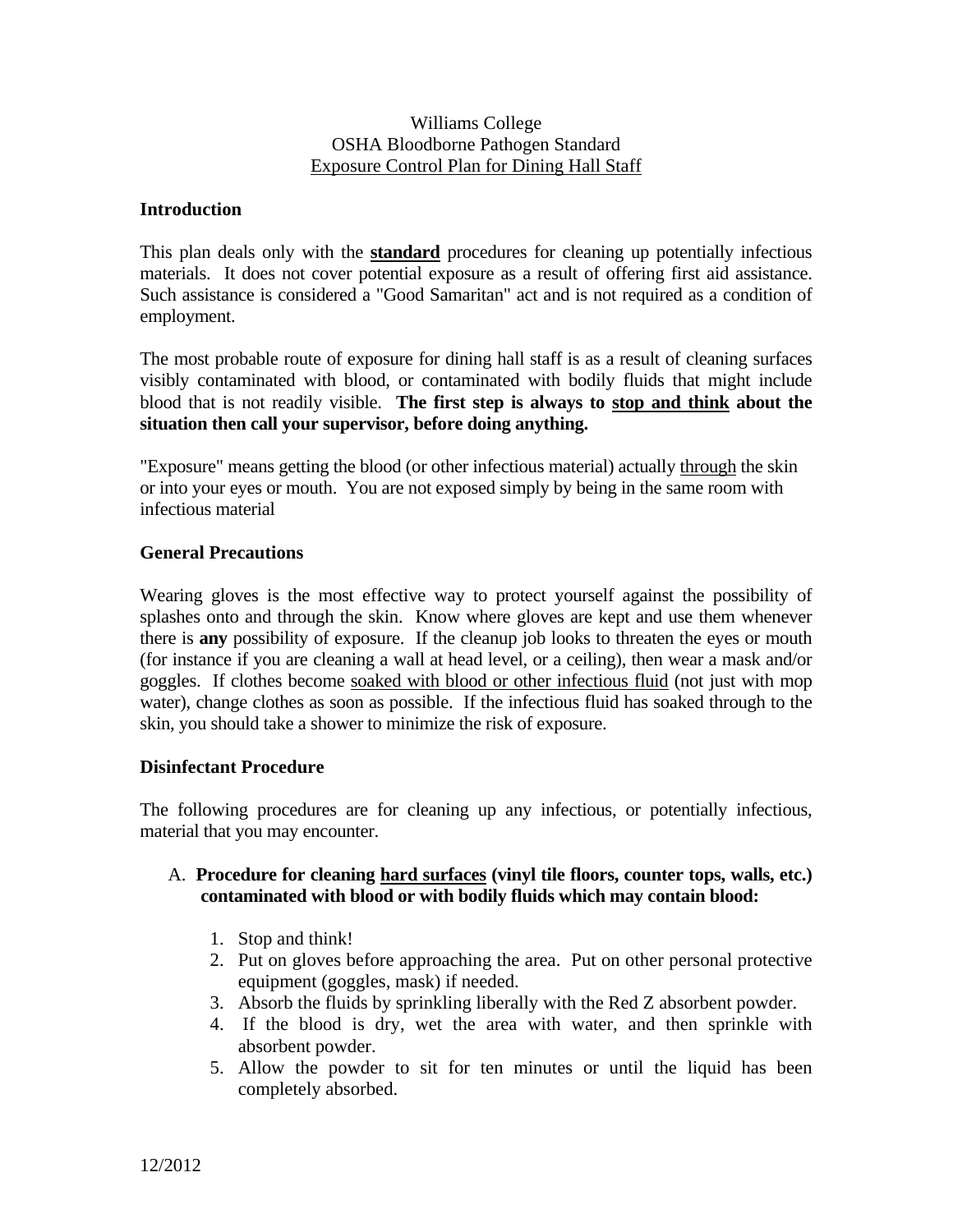Williams College
OSHA Bloodborne Pathogen Standard
Exposure Control Plan for Dining Hall Staff

## Introduction

This plan deals only with the **standard** procedures for cleaning up potentially infectious materials. It does not cover potential exposure as a result of offering first aid assistance. Such assistance is considered a "Good Samaritan" act and is not required as a condition of employment.

The most probable route of exposure for dining hall staff is as a result of cleaning surfaces visibly contaminated with blood, or contaminated with bodily fluids that might include blood that is not readily visible. **The first step is always to stop and think about the situation then call your supervisor, before doing anything.**

"Exposure" means getting the blood (or other infectious material) actually through the skin or into your eyes or mouth. You are not exposed simply by being in the same room with infectious material

## General Precautions

Wearing gloves is the most effective way to protect yourself against the possibility of splashes onto and through the skin. Know where gloves are kept and use them whenever there is **any** possibility of exposure. If the cleanup job looks to threaten the eyes or mouth (for instance if you are cleaning a wall at head level, or a ceiling), then wear a mask and/or goggles. If clothes become soaked with blood or other infectious fluid (not just with mop water), change clothes as soon as possible. If the infectious fluid has soaked through to the skin, you should take a shower to minimize the risk of exposure.

## Disinfectant Procedure

The following procedures are for cleaning up any infectious, or potentially infectious, material that you may encounter.

A. **Procedure for cleaning hard surfaces (vinyl tile floors, counter tops, walls, etc.) contaminated with blood or with bodily fluids which may contain blood:**

1. Stop and think!
2. Put on gloves before approaching the area. Put on other personal protective equipment (goggles, mask) if needed.
3. Absorb the fluids by sprinkling liberally with the Red Z absorbent powder.
4. If the blood is dry, wet the area with water, and then sprinkle with absorbent powder.
5. Allow the powder to sit for ten minutes or until the liquid has been completely absorbed.

12/2012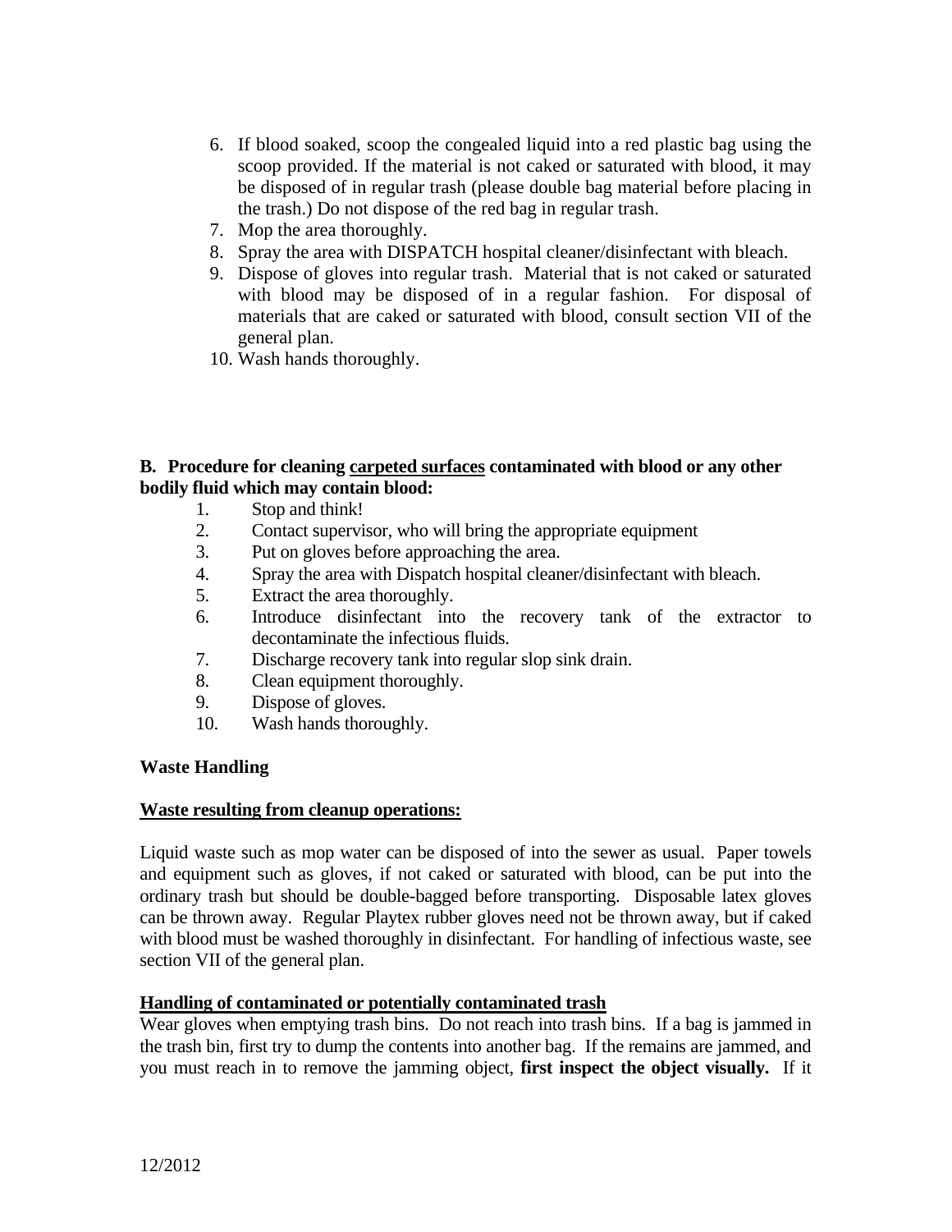6. If blood soaked, scoop the congealed liquid into a red plastic bag using the scoop provided. If the material is not caked or saturated with blood, it may be disposed of in regular trash (please double bag material before placing in the trash.) Do not dispose of the red bag in regular trash.
7. Mop the area thoroughly.
8. Spray the area with DISPATCH hospital cleaner/disinfectant with bleach.
9. Dispose of gloves into regular trash. Material that is not caked or saturated with blood may be disposed of in a regular fashion. For disposal of materials that are caked or saturated with blood, consult section VII of the general plan.
10. Wash hands thoroughly.

**B. Procedure for cleaning <u>carpeted surfaces</u> contaminated with blood or any other bodily fluid which may contain blood:**

1. Stop and think!
2. Contact supervisor, who will bring the appropriate equipment
3. Put on gloves before approaching the area.
4. Spray the area with Dispatch hospital cleaner/disinfectant with bleach.
5. Extract the area thoroughly.
6. Introduce disinfectant into the recovery tank of the extractor to decontaminate the infectious fluids.
7. Discharge recovery tank into regular slop sink drain.
8. Clean equipment thoroughly.
9. Dispose of gloves.
10. Wash hands thoroughly.

**Waste Handling**

**<u>Waste resulting from cleanup operations:</u>**

Liquid waste such as mop water can be disposed of into the sewer as usual. Paper towels and equipment such as gloves, if not caked or saturated with blood, can be put into the ordinary trash but should be double-bagged before transporting. Disposable latex gloves can be thrown away. Regular Playtex rubber gloves need not be thrown away, but if caked with blood must be washed thoroughly in disinfectant. For handling of infectious waste, see section VII of the general plan.

**<u>Handling of contaminated or potentially contaminated trash</u>**

Wear gloves when emptying trash bins. Do not reach into trash bins. If a bag is jammed in the trash bin, first try to dump the contents into another bag. If the remains are jammed, and you must reach in to remove the jamming object, **first inspect the object visually.** If it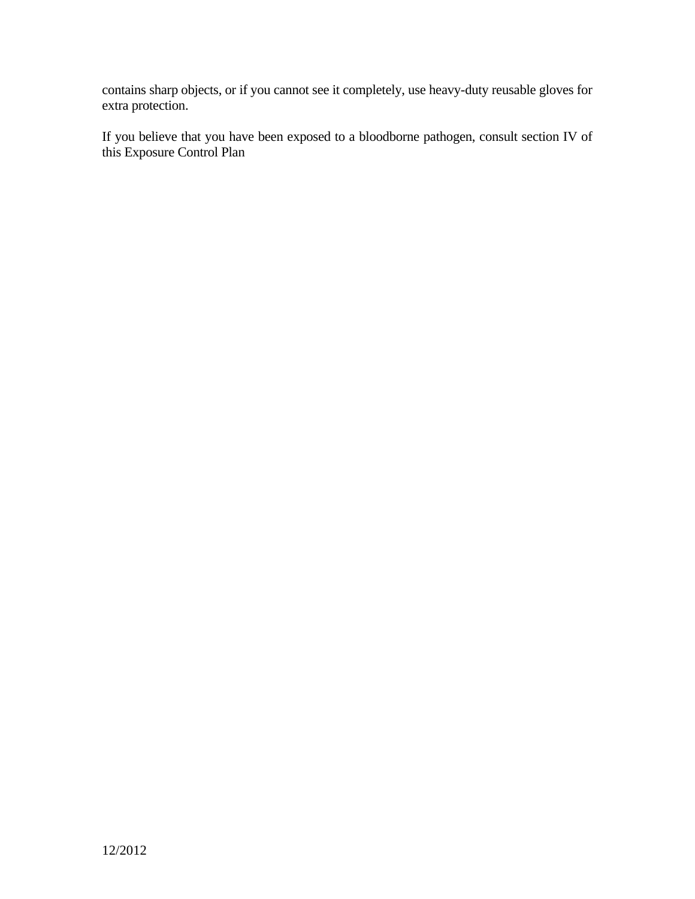contains sharp objects, or if you cannot see it completely, use heavy-duty reusable gloves for extra protection.

If you believe that you have been exposed to a bloodborne pathogen, consult section IV of this Exposure Control Plan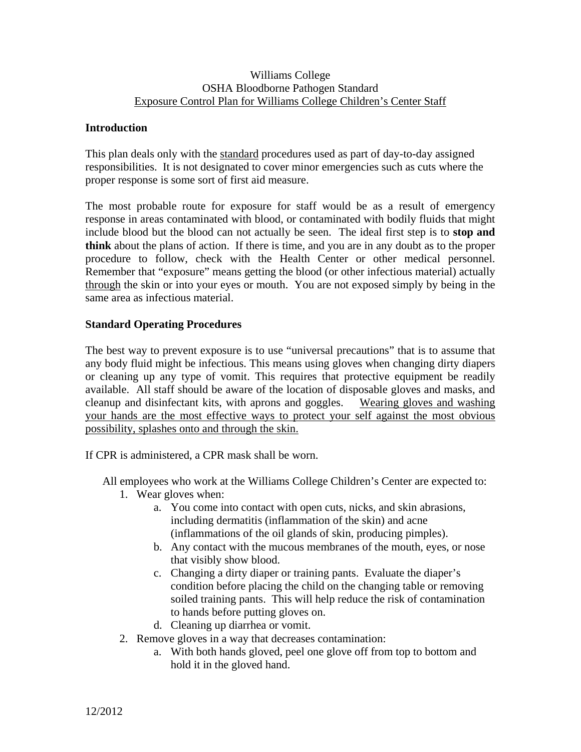Williams College
OSHA Bloodborne Pathogen Standard
Exposure Control Plan for Williams College Children's Center Staff

## Introduction

This plan deals only with the standard procedures used as part of day-to-day assigned responsibilities. It is not designated to cover minor emergencies such as cuts where the proper response is some sort of first aid measure.

The most probable route for exposure for staff would be as a result of emergency response in areas contaminated with blood, or contaminated with bodily fluids that might include blood but the blood can not actually be seen. The ideal first step is to **stop and think** about the plans of action. If there is time, and you are in any doubt as to the proper procedure to follow, check with the Health Center or other medical personnel. Remember that "exposure" means getting the blood (or other infectious material) actually through the skin or into your eyes or mouth. You are not exposed simply by being in the same area as infectious material.

## Standard Operating Procedures

The best way to prevent exposure is to use "universal precautions" that is to assume that any body fluid might be infectious. This means using gloves when changing dirty diapers or cleaning up any type of vomit. This requires that protective equipment be readily available. All staff should be aware of the location of disposable gloves and masks, and cleanup and disinfectant kits, with aprons and goggles. Wearing gloves and washing your hands are the most effective ways to protect your self against the most obvious possibility, splashes onto and through the skin.

If CPR is administered, a CPR mask shall be worn.

All employees who work at the Williams College Children's Center are expected to:

1. Wear gloves when:
    a. You come into contact with open cuts, nicks, and skin abrasions, including dermatitis (inflammation of the skin) and acne (inflammations of the oil glands of skin, producing pimples).
    b. Any contact with the mucous membranes of the mouth, eyes, or nose that visibly show blood.
    c. Changing a dirty diaper or training pants. Evaluate the diaper's condition before placing the child on the changing table or removing soiled training pants. This will help reduce the risk of contamination to hands before putting gloves on.
    d. Cleaning up diarrhea or vomit.
2. Remove gloves in a way that decreases contamination:
    a. With both hands gloved, peel one glove off from top to bottom and hold it in the gloved hand.

12/2012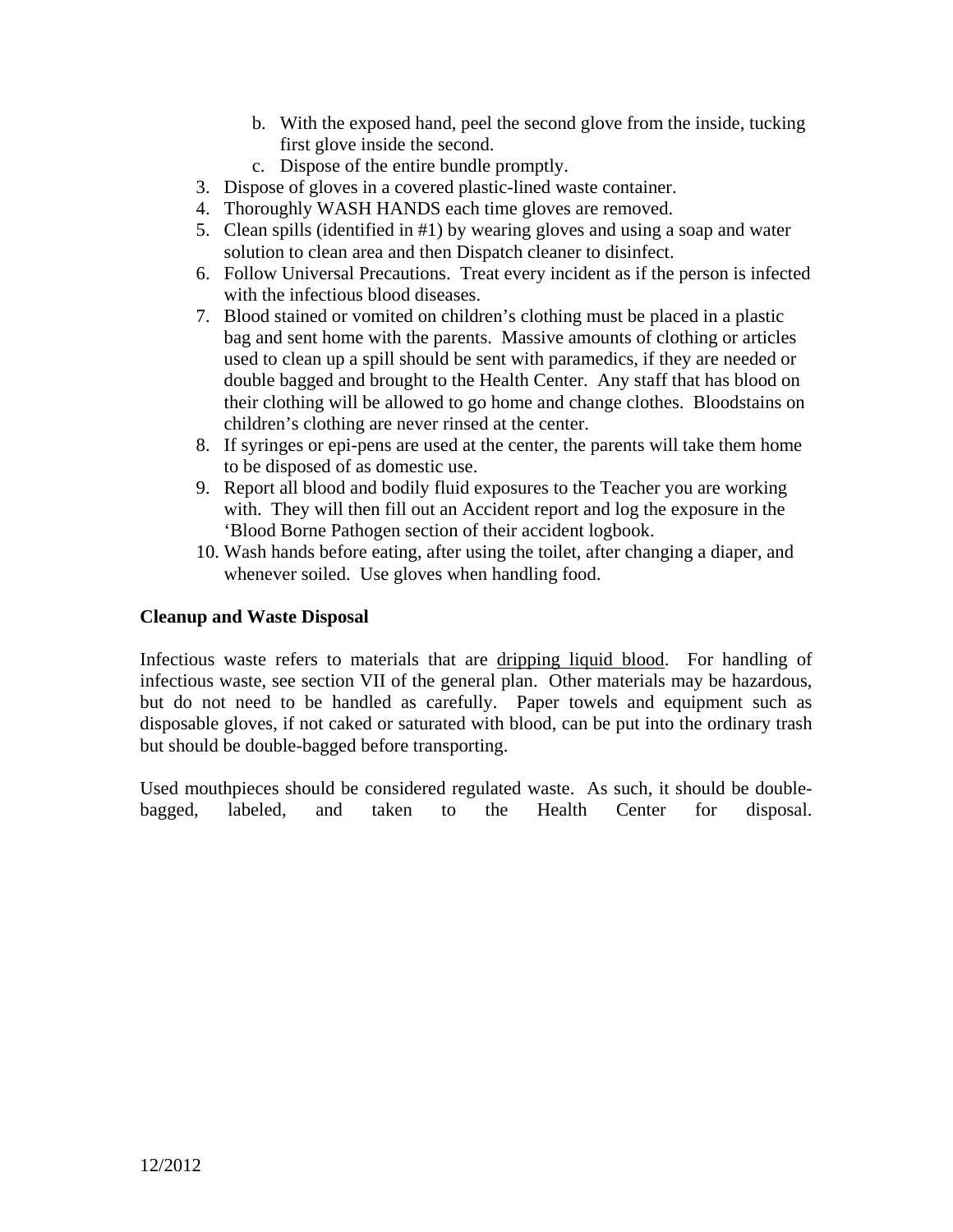b. With the exposed hand, peel the second glove from the inside, tucking first glove inside the second.
   c. Dispose of the entire bundle promptly.
3. Dispose of gloves in a covered plastic-lined waste container.
4. Thoroughly WASH HANDS each time gloves are removed.
5. Clean spills (identified in #1) by wearing gloves and using a soap and water solution to clean area and then Dispatch cleaner to disinfect.
6. Follow Universal Precautions. Treat every incident as if the person is infected with the infectious blood diseases.
7. Blood stained or vomited on children's clothing must be placed in a plastic bag and sent home with the parents. Massive amounts of clothing or articles used to clean up a spill should be sent with paramedics, if they are needed or double bagged and brought to the Health Center. Any staff that has blood on their clothing will be allowed to go home and change clothes. Bloodstains on children's clothing are never rinsed at the center.
8. If syringes or epi-pens are used at the center, the parents will take them home to be disposed of as domestic use.
9. Report all blood and bodily fluid exposures to the Teacher you are working with. They will then fill out an Accident report and log the exposure in the 'Blood Borne Pathogen section of their accident logbook.
10. Wash hands before eating, after using the toilet, after changing a diaper, and whenever soiled. Use gloves when handling food.

**Cleanup and Waste Disposal**

Infectious waste refers to materials that are <u>dripping liquid blood</u>. For handling of infectious waste, see section VII of the general plan. Other materials may be hazardous, but do not need to be handled as carefully. Paper towels and equipment such as disposable gloves, if not caked or saturated with blood, can be put into the ordinary trash but should be double-bagged before transporting.

Used mouthpieces should be considered regulated waste. As such, it should be double-bagged, labeled, and taken to the Health Center for disposal.

12/2012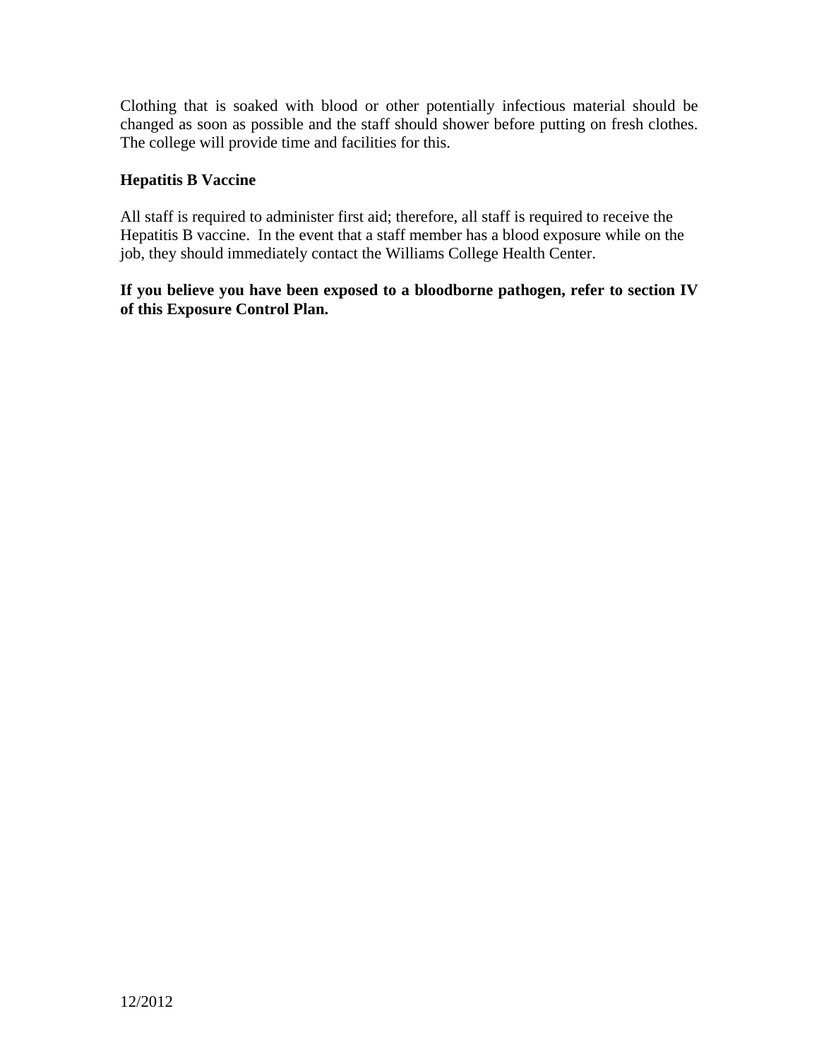Clothing that is soaked with blood or other potentially infectious material should be changed as soon as possible and the staff should shower before putting on fresh clothes. The college will provide time and facilities for this.

**Hepatitis B Vaccine**

All staff is required to administer first aid; therefore, all staff is required to receive the Hepatitis B vaccine. In the event that a staff member has a blood exposure while on the job, they should immediately contact the Williams College Health Center.

**If you believe you have been exposed to a bloodborne pathogen, refer to section IV of this Exposure Control Plan.**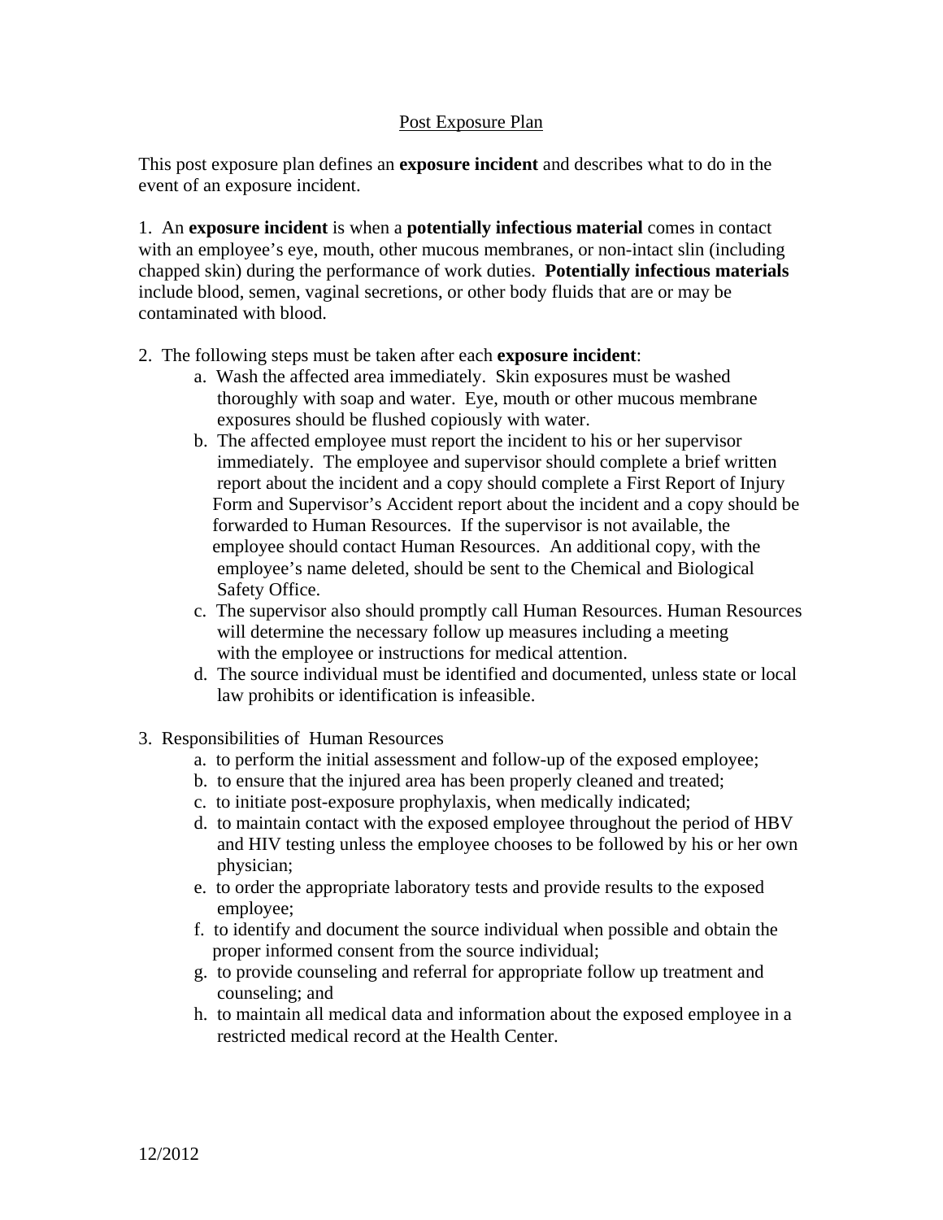# Post Exposure Plan

This post exposure plan defines an **exposure incident** and describes what to do in the event of an exposure incident.

1. An **exposure incident** is when a **potentially infectious material** comes in contact with an employee's eye, mouth, other mucous membranes, or non-intact slin (including chapped skin) during the performance of work duties. **Potentially infectious materials** include blood, semen, vaginal secretions, or other body fluids that are or may be contaminated with blood.

2. The following steps must be taken after each **exposure incident**:
   a. Wash the affected area immediately. Skin exposures must be washed thoroughly with soap and water. Eye, mouth or other mucous membrane exposures should be flushed copiously with water.
   b. The affected employee must report the incident to his or her supervisor immediately. The employee and supervisor should complete a brief written report about the incident and a copy should complete a First Report of Injury Form and Supervisor's Accident report about the incident and a copy should be forwarded to Human Resources. If the supervisor is not available, the employee should contact Human Resources. An additional copy, with the employee's name deleted, should be sent to the Chemical and Biological Safety Office.
   c. The supervisor also should promptly call Human Resources. Human Resources will determine the necessary follow up measures including a meeting with the employee or instructions for medical attention.
   d. The source individual must be identified and documented, unless state or local law prohibits or identification is infeasible.

3. Responsibilities of Human Resources
   a. to perform the initial assessment and follow-up of the exposed employee;
   b. to ensure that the injured area has been properly cleaned and treated;
   c. to initiate post-exposure prophylaxis, when medically indicated;
   d. to maintain contact with the exposed employee throughout the period of HBV and HIV testing unless the employee chooses to be followed by his or her own physician;
   e. to order the appropriate laboratory tests and provide results to the exposed employee;
   f. to identify and document the source individual when possible and obtain the proper informed consent from the source individual;
   g. to provide counseling and referral for appropriate follow up treatment and counseling; and
   h. to maintain all medical data and information about the exposed employee in a restricted medical record at the Health Center.

12/2012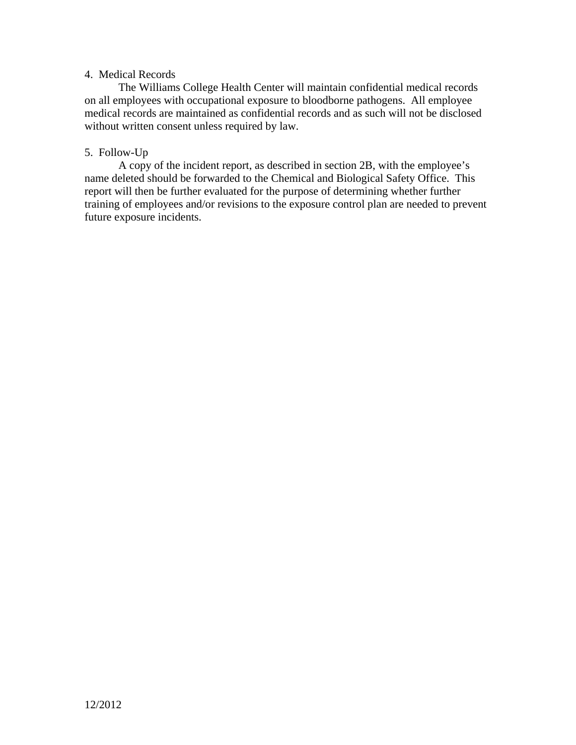4. Medical Records

The Williams College Health Center will maintain confidential medical records on all employees with occupational exposure to bloodborne pathogens. All employee medical records are maintained as confidential records and as such will not be disclosed without written consent unless required by law.

5. Follow-Up

A copy of the incident report, as described in section 2B, with the employee's name deleted should be forwarded to the Chemical and Biological Safety Office. This report will then be further evaluated for the purpose of determining whether further training of employees and/or revisions to the exposure control plan are needed to prevent future exposure incidents.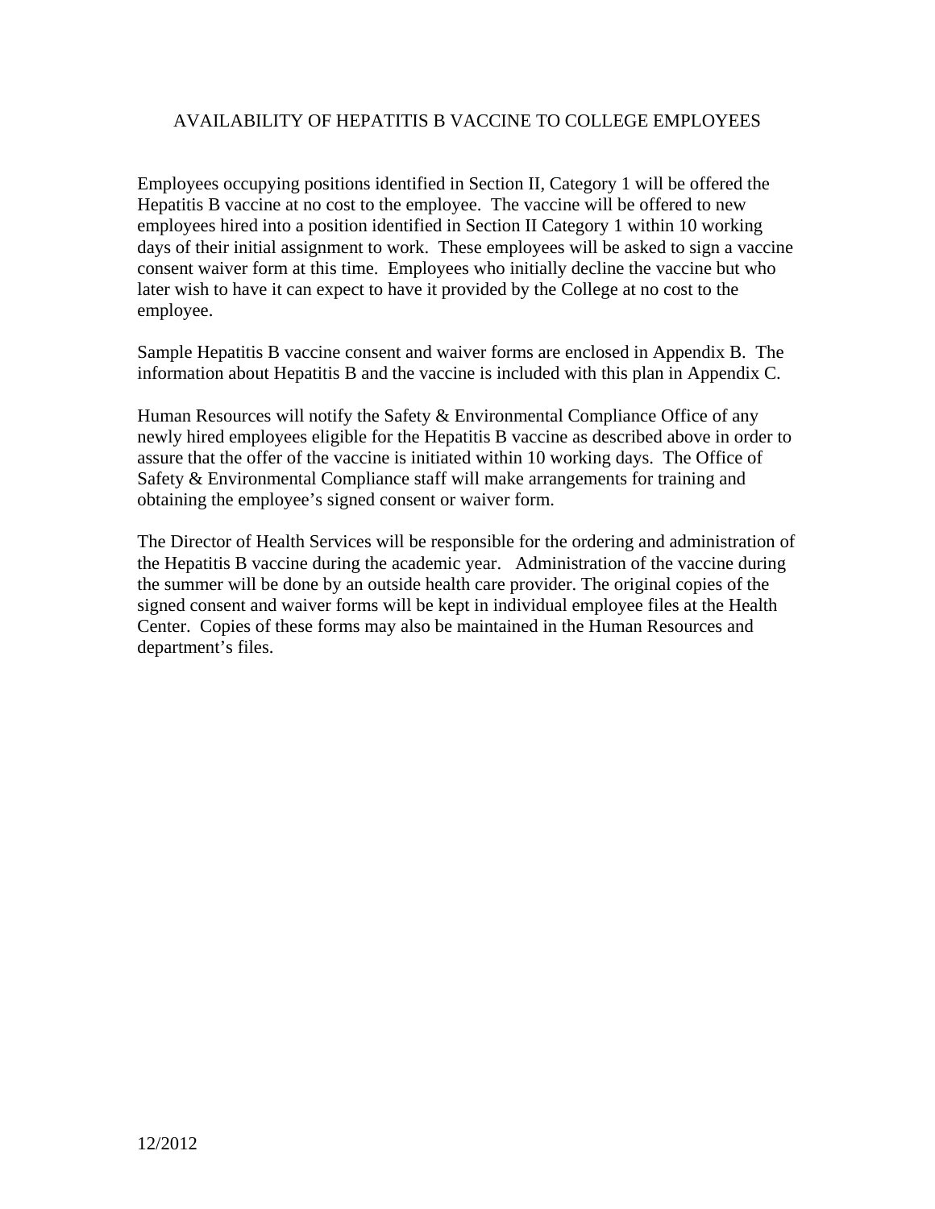## AVAILABILITY OF HEPATITIS B VACCINE TO COLLEGE EMPLOYEES

Employees occupying positions identified in Section II, Category 1 will be offered the Hepatitis B vaccine at no cost to the employee. The vaccine will be offered to new employees hired into a position identified in Section II Category 1 within 10 working days of their initial assignment to work. These employees will be asked to sign a vaccine consent waiver form at this time. Employees who initially decline the vaccine but who later wish to have it can expect to have it provided by the College at no cost to the employee.

Sample Hepatitis B vaccine consent and waiver forms are enclosed in Appendix B. The information about Hepatitis B and the vaccine is included with this plan in Appendix C.

Human Resources will notify the Safety & Environmental Compliance Office of any newly hired employees eligible for the Hepatitis B vaccine as described above in order to assure that the offer of the vaccine is initiated within 10 working days. The Office of Safety & Environmental Compliance staff will make arrangements for training and obtaining the employee's signed consent or waiver form.

The Director of Health Services will be responsible for the ordering and administration of the Hepatitis B vaccine during the academic year. Administration of the vaccine during the summer will be done by an outside health care provider. The original copies of the signed consent and waiver forms will be kept in individual employee files at the Health Center. Copies of these forms may also be maintained in the Human Resources and department's files.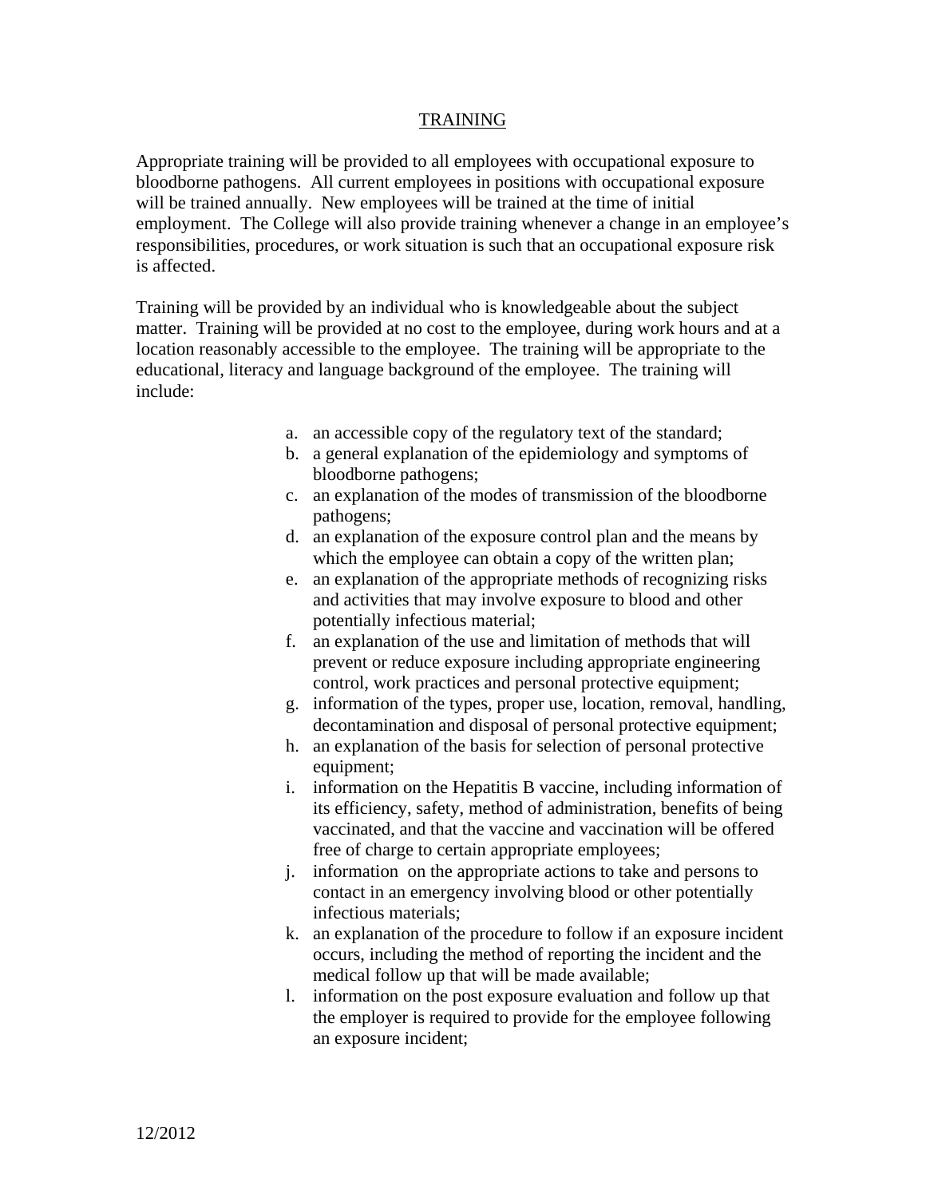## TRAINING

Appropriate training will be provided to all employees with occupational exposure to bloodborne pathogens. All current employees in positions with occupational exposure will be trained annually. New employees will be trained at the time of initial employment. The College will also provide training whenever a change in an employee's responsibilities, procedures, or work situation is such that an occupational exposure risk is affected.

Training will be provided by an individual who is knowledgeable about the subject matter. Training will be provided at no cost to the employee, during work hours and at a location reasonably accessible to the employee. The training will be appropriate to the educational, literacy and language background of the employee. The training will include:

a. an accessible copy of the regulatory text of the standard;
b. a general explanation of the epidemiology and symptoms of bloodborne pathogens;
c. an explanation of the modes of transmission of the bloodborne pathogens;
d. an explanation of the exposure control plan and the means by which the employee can obtain a copy of the written plan;
e. an explanation of the appropriate methods of recognizing risks and activities that may involve exposure to blood and other potentially infectious material;
f. an explanation of the use and limitation of methods that will prevent or reduce exposure including appropriate engineering control, work practices and personal protective equipment;
g. information of the types, proper use, location, removal, handling, decontamination and disposal of personal protective equipment;
h. an explanation of the basis for selection of personal protective equipment;
i. information on the Hepatitis B vaccine, including information of its efficiency, safety, method of administration, benefits of being vaccinated, and that the vaccine and vaccination will be offered free of charge to certain appropriate employees;
j. information on the appropriate actions to take and persons to contact in an emergency involving blood or other potentially infectious materials;
k. an explanation of the procedure to follow if an exposure incident occurs, including the method of reporting the incident and the medical follow up that will be made available;
l. information on the post exposure evaluation and follow up that the employer is required to provide for the employee following an exposure incident;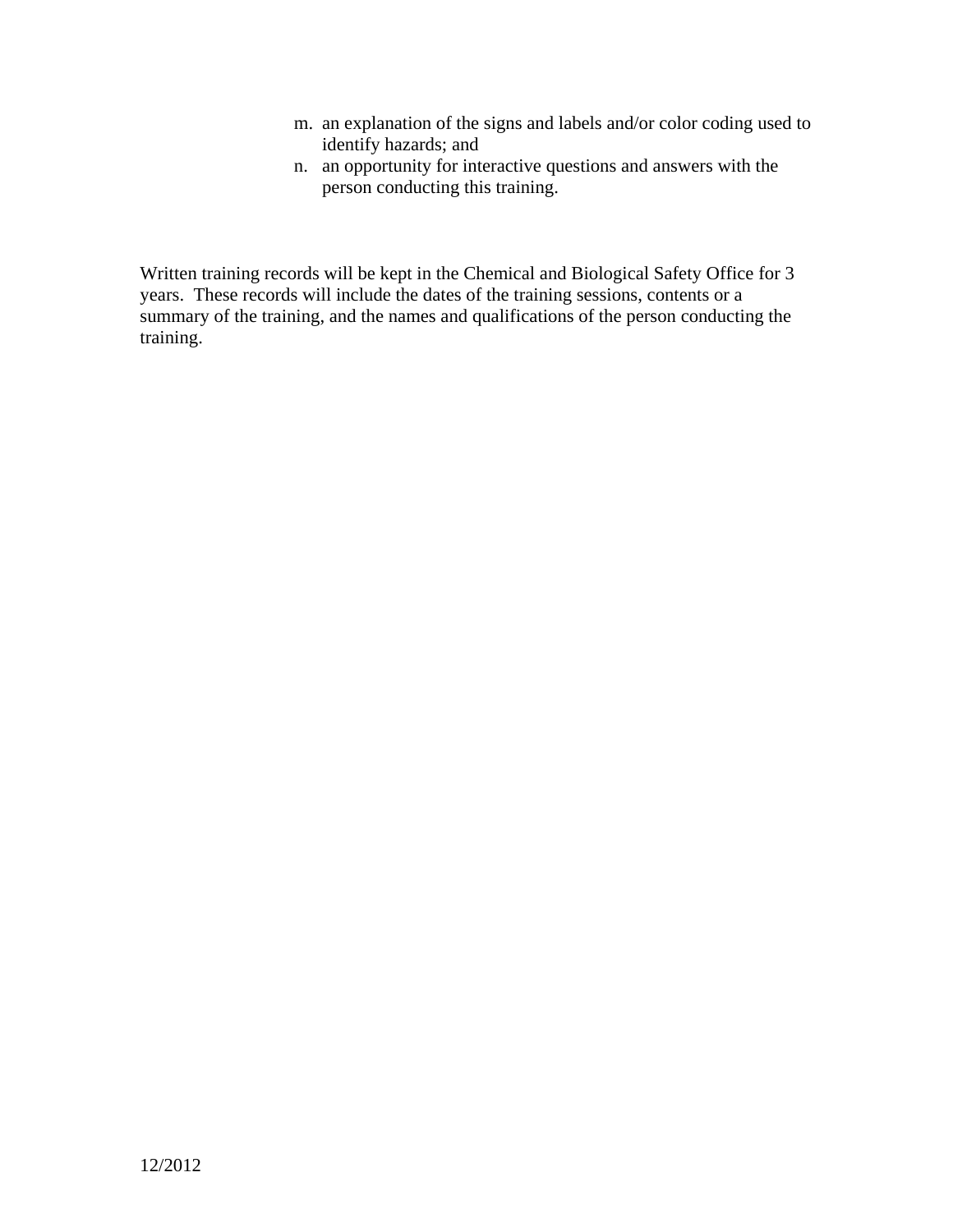m. an explanation of the signs and labels and/or color coding used to identify hazards; and
n. an opportunity for interactive questions and answers with the person conducting this training.

Written training records will be kept in the Chemical and Biological Safety Office for 3 years. These records will include the dates of the training sessions, contents or a summary of the training, and the names and qualifications of the person conducting the training.

12/2012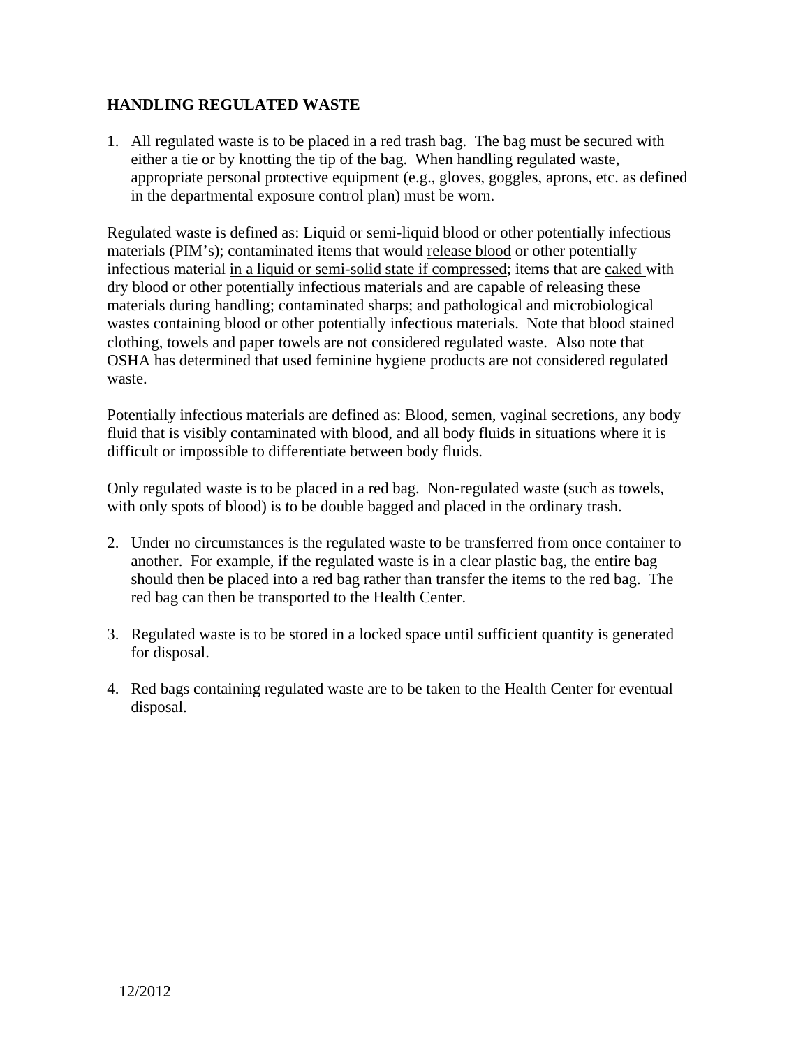## HANDLING REGULATED WASTE

1. All regulated waste is to be placed in a red trash bag. The bag must be secured with either a tie or by knotting the tip of the bag. When handling regulated waste, appropriate personal protective equipment (e.g., gloves, goggles, aprons, etc. as defined in the departmental exposure control plan) must be worn.

Regulated waste is defined as: Liquid or semi-liquid blood or other potentially infectious materials (PIM's); contaminated items that would <u>release blood</u> or other potentially infectious material <u>in a liquid or semi-solid state if compressed</u>; items that are <u>caked</u> with dry blood or other potentially infectious materials and are capable of releasing these materials during handling; contaminated sharps; and pathological and microbiological wastes containing blood or other potentially infectious materials. Note that blood stained clothing, towels and paper towels are not considered regulated waste. Also note that OSHA has determined that used feminine hygiene products are not considered regulated waste.

Potentially infectious materials are defined as: Blood, semen, vaginal secretions, any body fluid that is visibly contaminated with blood, and all body fluids in situations where it is difficult or impossible to differentiate between body fluids.

Only regulated waste is to be placed in a red bag. Non-regulated waste (such as towels, with only spots of blood) is to be double bagged and placed in the ordinary trash.

2. Under no circumstances is the regulated waste to be transferred from once container to another. For example, if the regulated waste is in a clear plastic bag, the entire bag should then be placed into a red bag rather than transfer the items to the red bag. The red bag can then be transported to the Health Center.

3. Regulated waste is to be stored in a locked space until sufficient quantity is generated for disposal.

4. Red bags containing regulated waste are to be taken to the Health Center for eventual disposal.

12/2012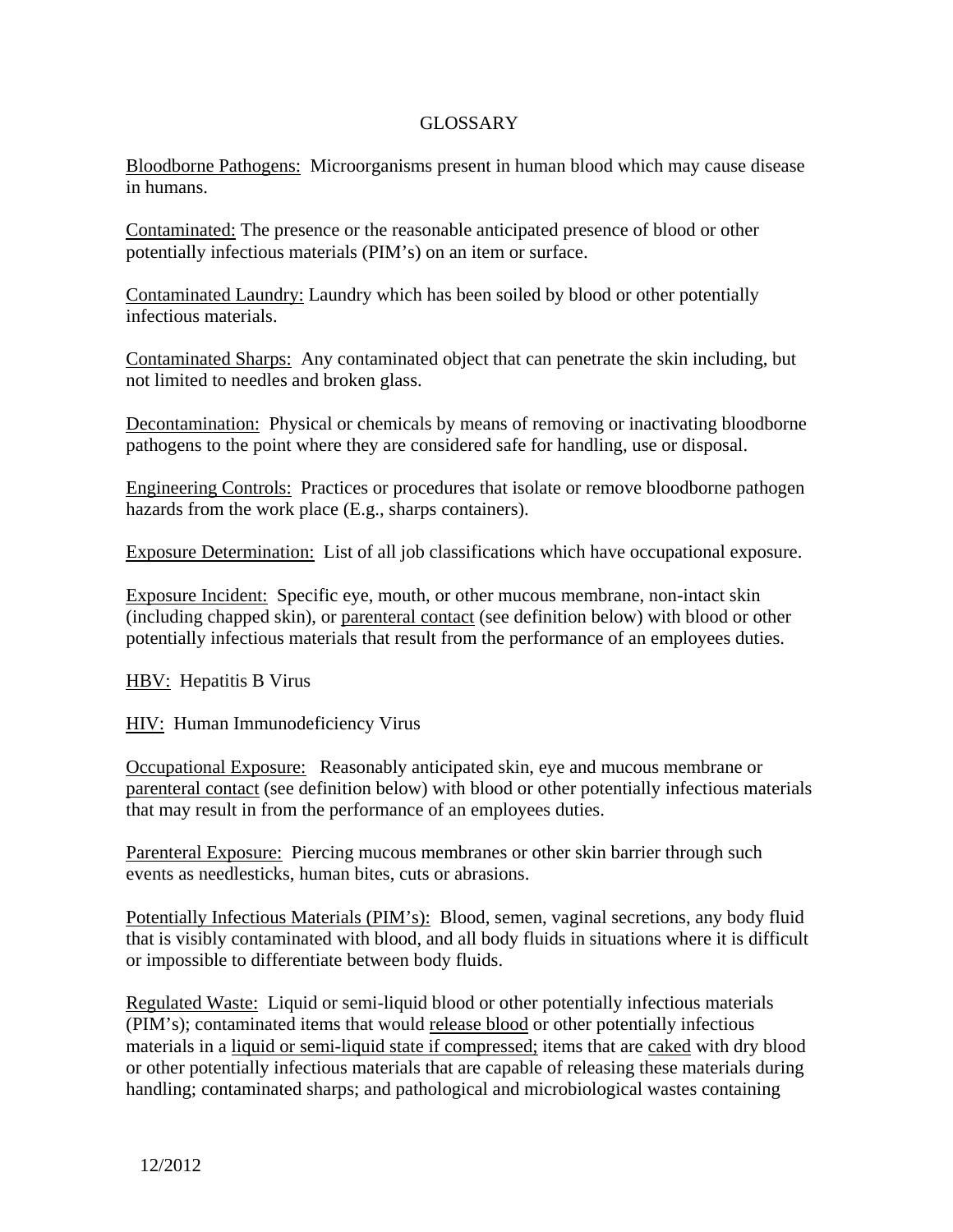# GLOSSARY

Bloodborne Pathogens: Microorganisms present in human blood which may cause disease in humans.

Contaminated: The presence or the reasonable anticipated presence of blood or other potentially infectious materials (PIM's) on an item or surface.

Contaminated Laundry: Laundry which has been soiled by blood or other potentially infectious materials.

Contaminated Sharps: Any contaminated object that can penetrate the skin including, but not limited to needles and broken glass.

Decontamination: Physical or chemicals by means of removing or inactivating bloodborne pathogens to the point where they are considered safe for handling, use or disposal.

Engineering Controls: Practices or procedures that isolate or remove bloodborne pathogen hazards from the work place (E.g., sharps containers).

Exposure Determination: List of all job classifications which have occupational exposure.

Exposure Incident: Specific eye, mouth, or other mucous membrane, non-intact skin (including chapped skin), or parenteral contact (see definition below) with blood or other potentially infectious materials that result from the performance of an employees duties.

HBV: Hepatitis B Virus

HIV: Human Immunodeficiency Virus

Occupational Exposure: Reasonably anticipated skin, eye and mucous membrane or parenteral contact (see definition below) with blood or other potentially infectious materials that may result in from the performance of an employees duties.

Parenteral Exposure: Piercing mucous membranes or other skin barrier through such events as needlesticks, human bites, cuts or abrasions.

Potentially Infectious Materials (PIM's): Blood, semen, vaginal secretions, any body fluid that is visibly contaminated with blood, and all body fluids in situations where it is difficult or impossible to differentiate between body fluids.

Regulated Waste: Liquid or semi-liquid blood or other potentially infectious materials (PIM's); contaminated items that would release blood or other potentially infectious materials in a liquid or semi-liquid state if compressed; items that are caked with dry blood or other potentially infectious materials that are capable of releasing these materials during handling; contaminated sharps; and pathological and microbiological wastes containing

12/2012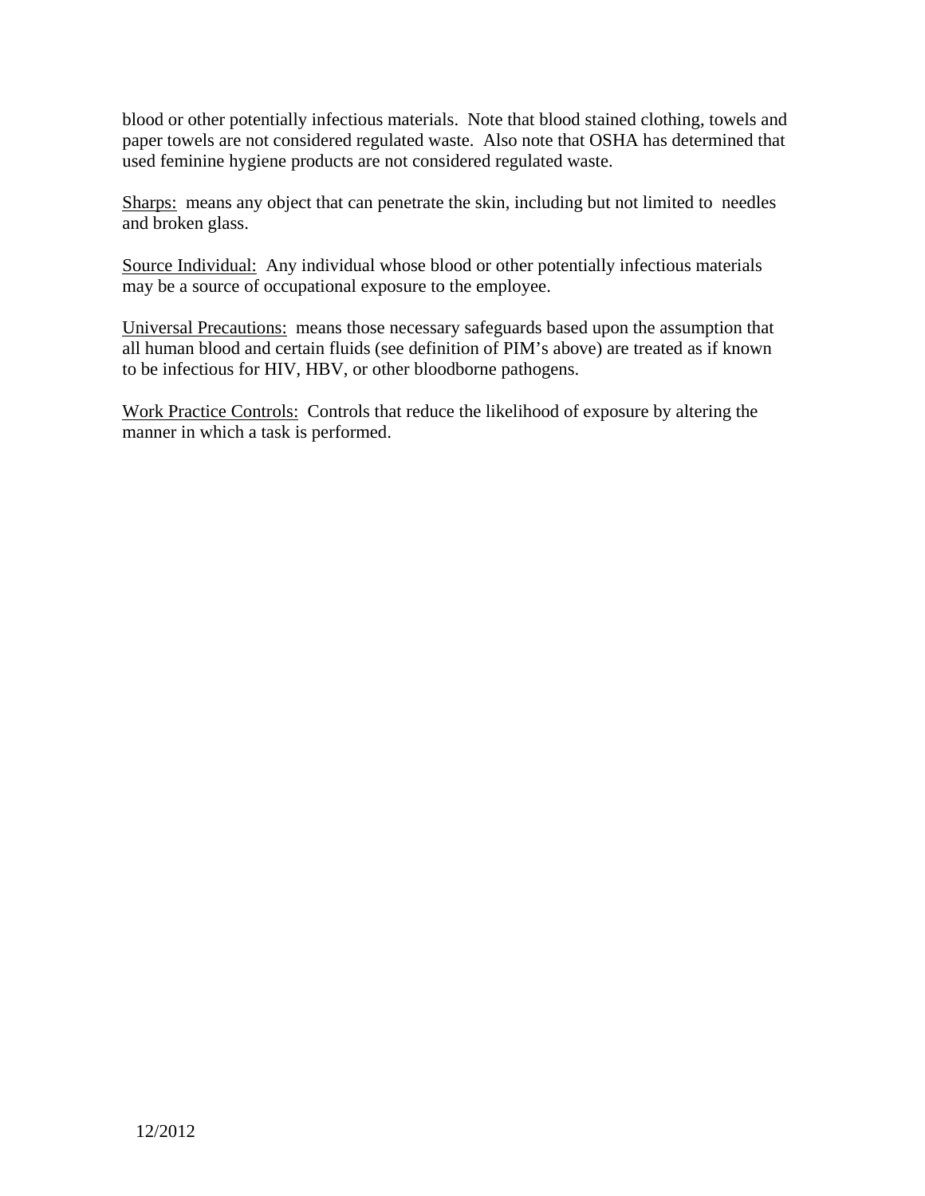blood or other potentially infectious materials. Note that blood stained clothing, towels and paper towels are not considered regulated waste. Also note that OSHA has determined that used feminine hygiene products are not considered regulated waste.

Sharps: means any object that can penetrate the skin, including but not limited to needles and broken glass.

Source Individual: Any individual whose blood or other potentially infectious materials may be a source of occupational exposure to the employee.

Universal Precautions: means those necessary safeguards based upon the assumption that all human blood and certain fluids (see definition of PIM's above) are treated as if known to be infectious for HIV, HBV, or other bloodborne pathogens.

Work Practice Controls: Controls that reduce the likelihood of exposure by altering the manner in which a task is performed.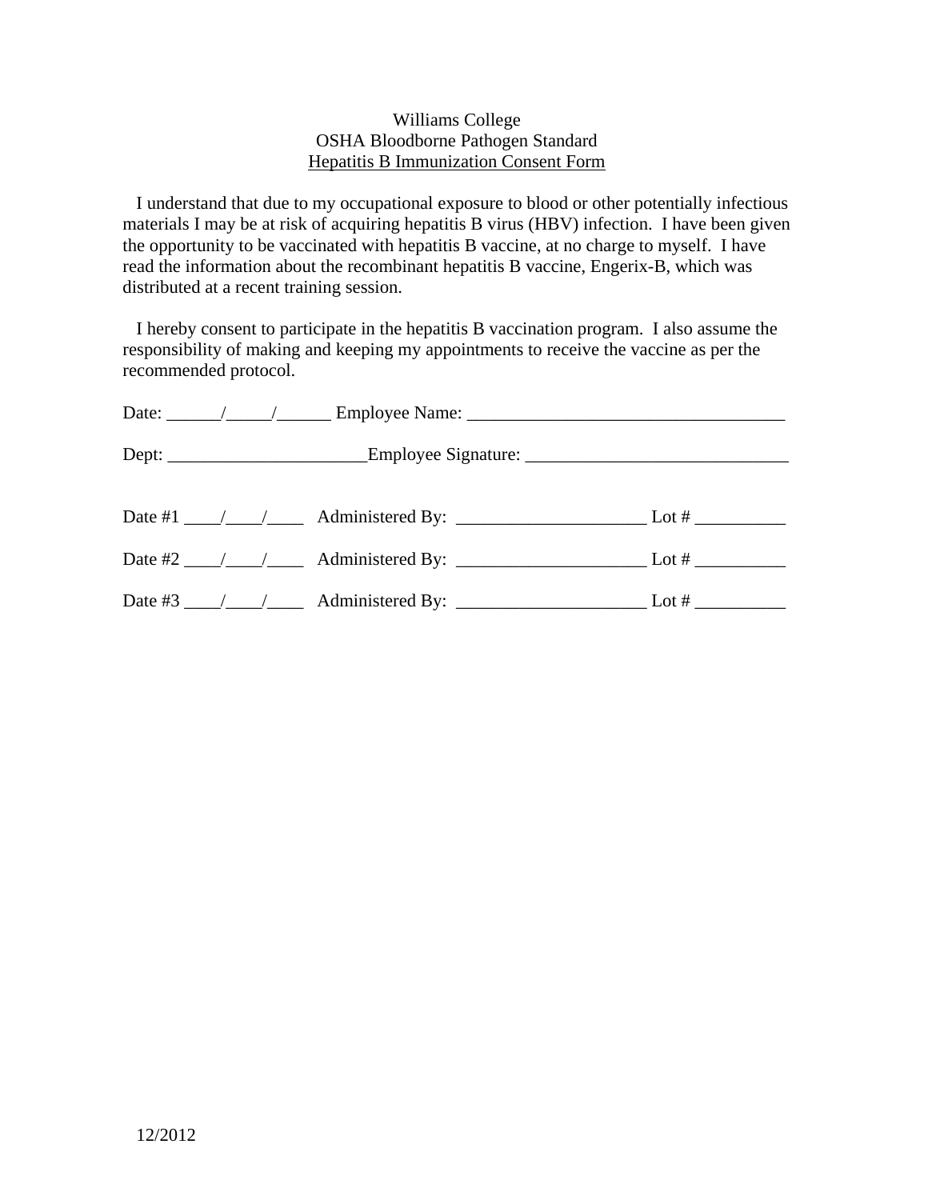Williams College
OSHA Bloodborne Pathogen Standard
Hepatitis B Immunization Consent Form

I understand that due to my occupational exposure to blood or other potentially infectious materials I may be at risk of acquiring hepatitis B virus (HBV) infection. I have been given the opportunity to be vaccinated with hepatitis B vaccine, at no charge to myself. I have read the information about the recombinant hepatitis B vaccine, Engerix-B, which was distributed at a recent training session.

I hereby consent to participate in the hepatitis B vaccination program. I also assume the responsibility of making and keeping my appointments to receive the vaccine as per the recommended protocol.

Date: ______/_____/______ Employee Name: ___________________________________

Dept: _____________________Employee Signature: _____________________________

Date #1 ____/____/____ Administered By: ____________________ Lot # __________

Date #2 ____/____/____ Administered By: ____________________ Lot # __________

Date #3 ____/____/____ Administered By: ____________________ Lot # __________

12/2012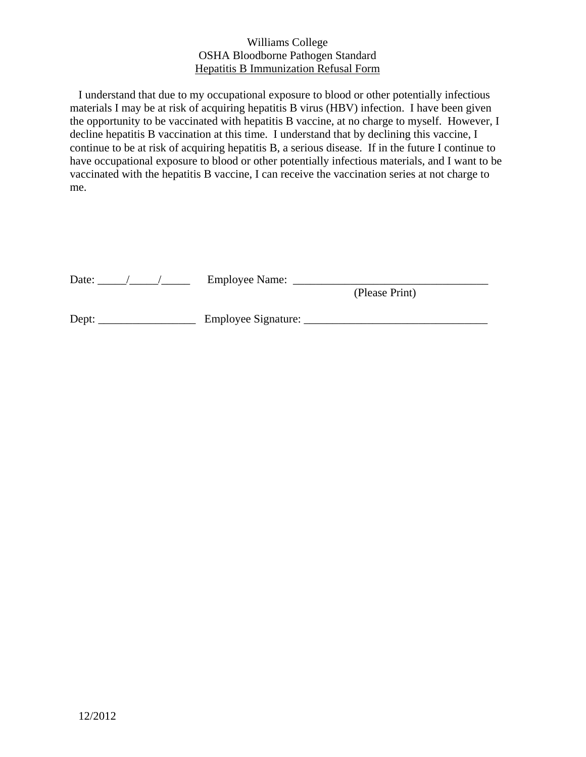Williams College
OSHA Bloodborne Pathogen Standard
Hepatitis B Immunization Refusal Form

I understand that due to my occupational exposure to blood or other potentially infectious materials I may be at risk of acquiring hepatitis B virus (HBV) infection. I have been given the opportunity to be vaccinated with hepatitis B vaccine, at no charge to myself. However, I decline hepatitis B vaccination at this time. I understand that by declining this vaccine, I continue to be at risk of acquiring hepatitis B, a serious disease. If in the future I continue to have occupational exposure to blood or other potentially infectious materials, and I want to be vaccinated with the hepatitis B vaccine, I can receive the vaccination series at not charge to me.

Date: _____/_____/_____ Employee Name: ___________________________________
(Please Print)

Dept: _________________ Employee Signature: ________________________________

12/2012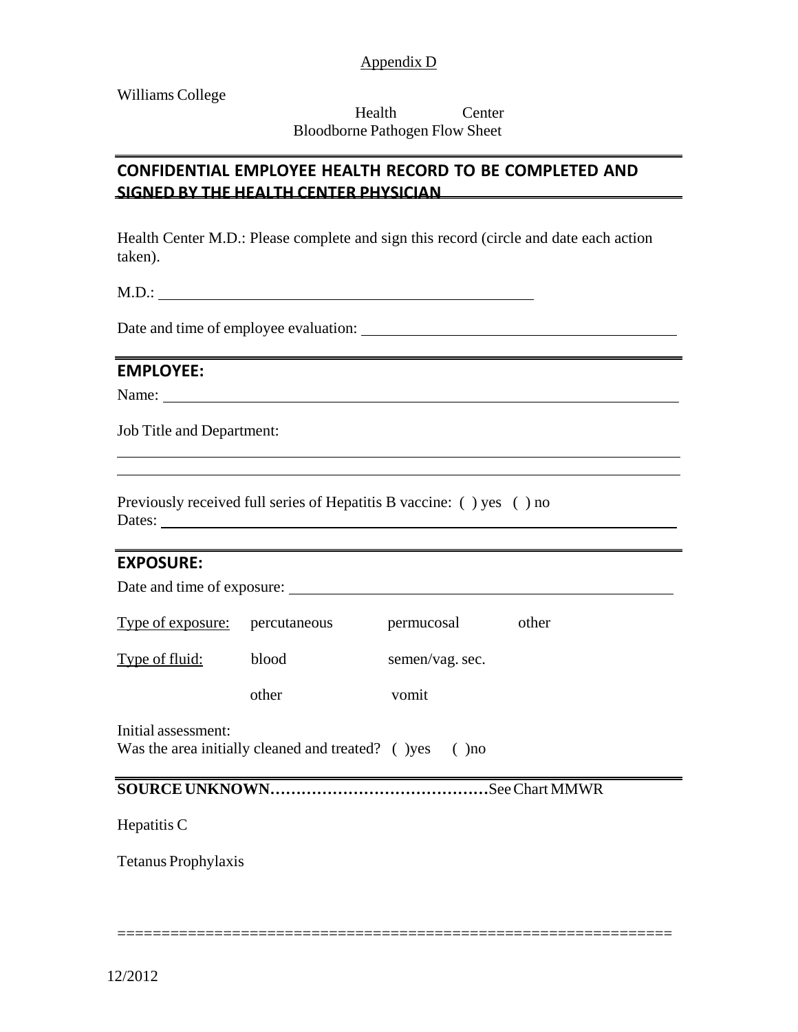Appendix D

Williams College

Health Center
Bloodborne Pathogen Flow Sheet

## CONFIDENTIAL EMPLOYEE HEALTH RECORD TO BE COMPLETED AND SIGNED BY THE HEALTH CENTER PHYSICIAN

Health Center M.D.: Please complete and sign this record (circle and date each action taken).

M.D.: ____________________________________________

Date and time of employee evaluation: ____________________________________

## EMPLOYEE:

Name: ____________________________________________________________

Job Title and Department:

____________________________________________________________

____________________________________________________________

Previously received full series of Hepatitis B vaccine: ( ) yes ( ) no
Dates: ____________________________________________________________

## EXPOSURE:

Date and time of exposure: _____________________________________________

| Type of exposure: | percutaneous | permucosal | other |
|---|---|---|---|
| Type of fluid: | blood | semen/vag. sec. | |
| | other | vomit | |

Initial assessment:
Was the area initially cleaned and treated? ( )yes ( )no

**SOURCE UNKNOWN……………………………………**See Chart MMWR

Hepatitis C

Tetanus Prophylaxis

==============================================================

12/2012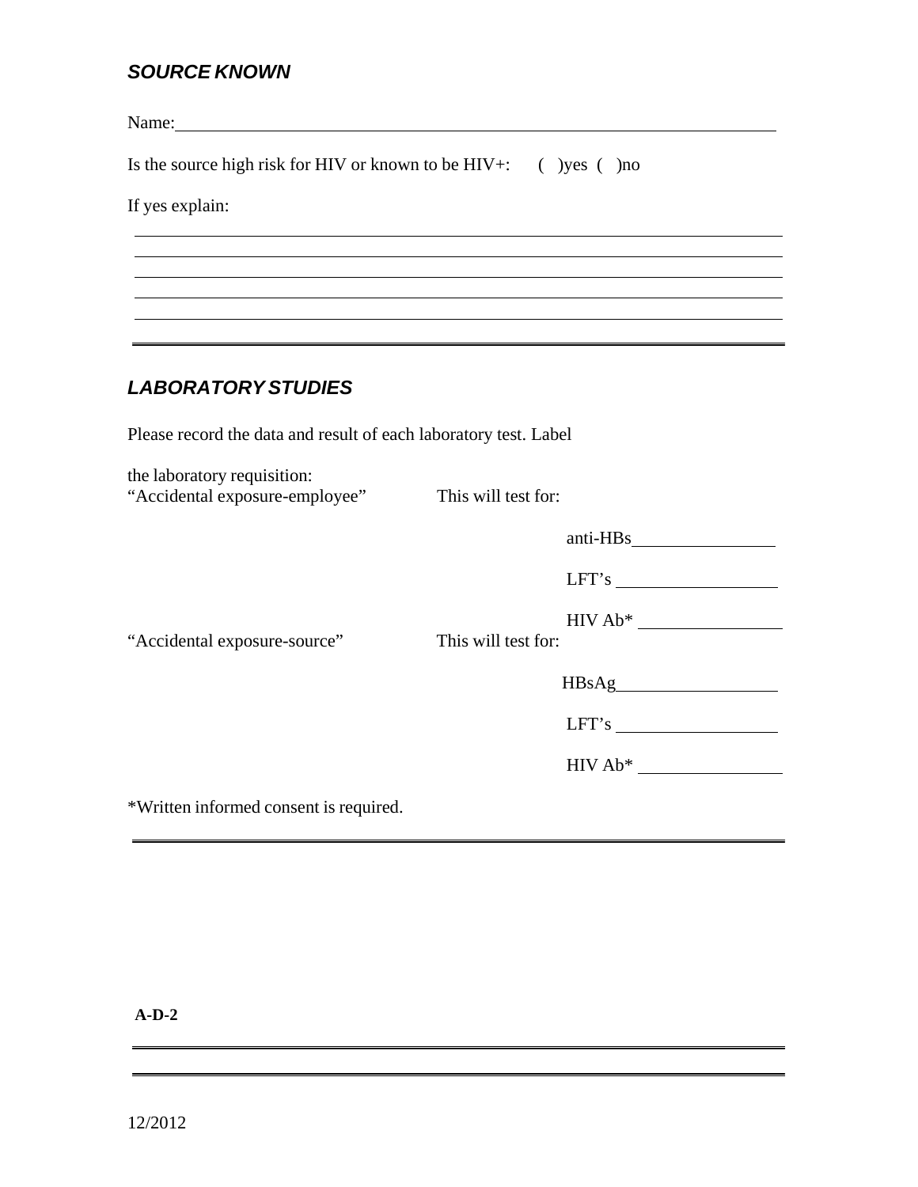## *SOURCE KNOWN*

Name:\_\_\_\_\_\_\_\_\_\_\_\_\_\_\_\_\_\_\_\_\_\_\_\_\_\_\_\_\_\_\_\_\_\_\_\_\_\_\_\_\_\_\_\_\_\_\_\_\_\_\_\_\_\_\_\_\_\_\_\_\_\_

Is the source high risk for HIV or known to be HIV+: ( )yes ( )no

If yes explain:

\_\_\_\_\_\_\_\_\_\_\_\_\_\_\_\_\_\_\_\_\_\_\_\_\_\_\_\_\_\_\_\_\_\_\_\_\_\_\_\_\_\_\_\_\_\_\_\_\_\_\_\_\_\_\_\_\_\_\_\_\_\_\_\_\_\_

\_\_\_\_\_\_\_\_\_\_\_\_\_\_\_\_\_\_\_\_\_\_\_\_\_\_\_\_\_\_\_\_\_\_\_\_\_\_\_\_\_\_\_\_\_\_\_\_\_\_\_\_\_\_\_\_\_\_\_\_\_\_\_\_\_\_

\_\_\_\_\_\_\_\_\_\_\_\_\_\_\_\_\_\_\_\_\_\_\_\_\_\_\_\_\_\_\_\_\_\_\_\_\_\_\_\_\_\_\_\_\_\_\_\_\_\_\_\_\_\_\_\_\_\_\_\_\_\_\_\_\_\_

\_\_\_\_\_\_\_\_\_\_\_\_\_\_\_\_\_\_\_\_\_\_\_\_\_\_\_\_\_\_\_\_\_\_\_\_\_\_\_\_\_\_\_\_\_\_\_\_\_\_\_\_\_\_\_\_\_\_\_\_\_\_\_\_\_\_

\_\_\_\_\_\_\_\_\_\_\_\_\_\_\_\_\_\_\_\_\_\_\_\_\_\_\_\_\_\_\_\_\_\_\_\_\_\_\_\_\_\_\_\_\_\_\_\_\_\_\_\_\_\_\_\_\_\_\_\_\_\_\_\_\_\_

## *LABORATORY STUDIES*

Please record the data and result of each laboratory test. Label the laboratory requisition:

| | | |
|---|---|---|
| "Accidental exposure-employee" | This will test for: | |
| | | anti-HBs\_\_\_\_\_\_\_\_\_\_\_\_\_\_\_\_ |
| | | LFT's \_\_\_\_\_\_\_\_\_\_\_\_\_\_\_\_ |
| | | HIV Ab* \_\_\_\_\_\_\_\_\_\_\_\_\_\_\_\_ |
| "Accidental exposure-source" | This will test for: | |
| | | HBsAg\_\_\_\_\_\_\_\_\_\_\_\_\_\_\_\_ |
| | | LFT's \_\_\_\_\_\_\_\_\_\_\_\_\_\_\_\_ |
| | | HIV Ab* \_\_\_\_\_\_\_\_\_\_\_\_\_\_\_\_ |

*Written informed consent is required.

**A-D-2**

12/2012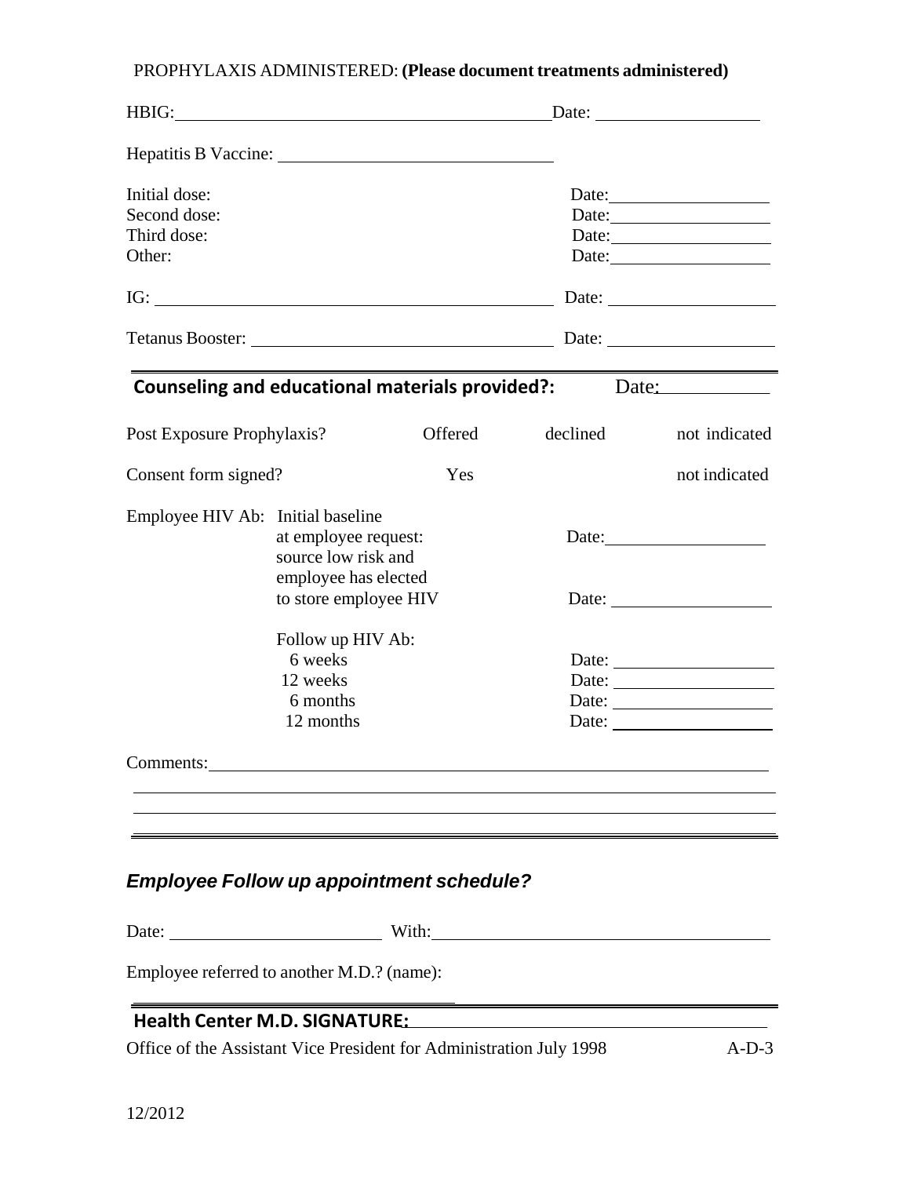PROPHYLAXIS ADMINISTERED: **(Please document treatments administered)**

HBIG: ______________________________ Date: ______________

Hepatitis B Vaccine: ______________________

Initial dose: Date: ______________

Second dose: Date: ______________

Third dose: Date: ______________

Other: Date: ______________

IG: ______________________________ Date: ______________

Tetanus Booster: ______________________ Date: ______________

---

**Counseling and educational materials provided?:** Date: __________

| | | | |
|---|---|---|---|
| Post Exposure Prophylaxis? | Offered | declined | not indicated |
| Consent form signed? | Yes | | not indicated |

Employee HIV Ab: Initial baseline
at employee request: Date: ______________
source low risk and
employee has elected
to store employee HIV Date: ______________

Follow up HIV Ab:

6 weeks Date: ______________

12 weeks Date: ______________

6 months Date: ______________

12 months Date: ______________

Comments: ______________________________________________

---

### *Employee Follow up appointment schedule?*

Date: ______________ With: ______________________

Employee referred to another M.D.? (name):

______________________

---

**Health Center M.D. SIGNATURE:** ______________________

Office of the Assistant Vice President for Administration July 1998 A-D-3

12/2012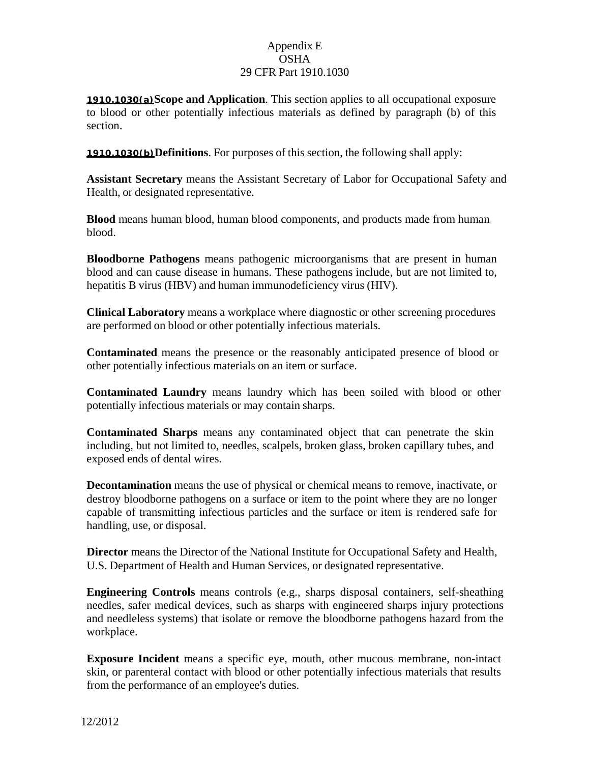Appendix E
OSHA
29 CFR Part 1910.1030

**1910.1030(a) Scope and Application**. This section applies to all occupational exposure to blood or other potentially infectious materials as defined by paragraph (b) of this section.

**1910.1030(b) Definitions**. For purposes of this section, the following shall apply:

**Assistant Secretary** means the Assistant Secretary of Labor for Occupational Safety and Health, or designated representative.

**Blood** means human blood, human blood components, and products made from human blood.

**Bloodborne Pathogens** means pathogenic microorganisms that are present in human blood and can cause disease in humans. These pathogens include, but are not limited to, hepatitis B virus (HBV) and human immunodeficiency virus (HIV).

**Clinical Laboratory** means a workplace where diagnostic or other screening procedures are performed on blood or other potentially infectious materials.

**Contaminated** means the presence or the reasonably anticipated presence of blood or other potentially infectious materials on an item or surface.

**Contaminated Laundry** means laundry which has been soiled with blood or other potentially infectious materials or may contain sharps.

**Contaminated Sharps** means any contaminated object that can penetrate the skin including, but not limited to, needles, scalpels, broken glass, broken capillary tubes, and exposed ends of dental wires.

**Decontamination** means the use of physical or chemical means to remove, inactivate, or destroy bloodborne pathogens on a surface or item to the point where they are no longer capable of transmitting infectious particles and the surface or item is rendered safe for handling, use, or disposal.

**Director** means the Director of the National Institute for Occupational Safety and Health, U.S. Department of Health and Human Services, or designated representative.

**Engineering Controls** means controls (e.g., sharps disposal containers, self-sheathing needles, safer medical devices, such as sharps with engineered sharps injury protections and needleless systems) that isolate or remove the bloodborne pathogens hazard from the workplace.

**Exposure Incident** means a specific eye, mouth, other mucous membrane, non-intact skin, or parenteral contact with blood or other potentially infectious materials that results from the performance of an employee's duties.

12/2012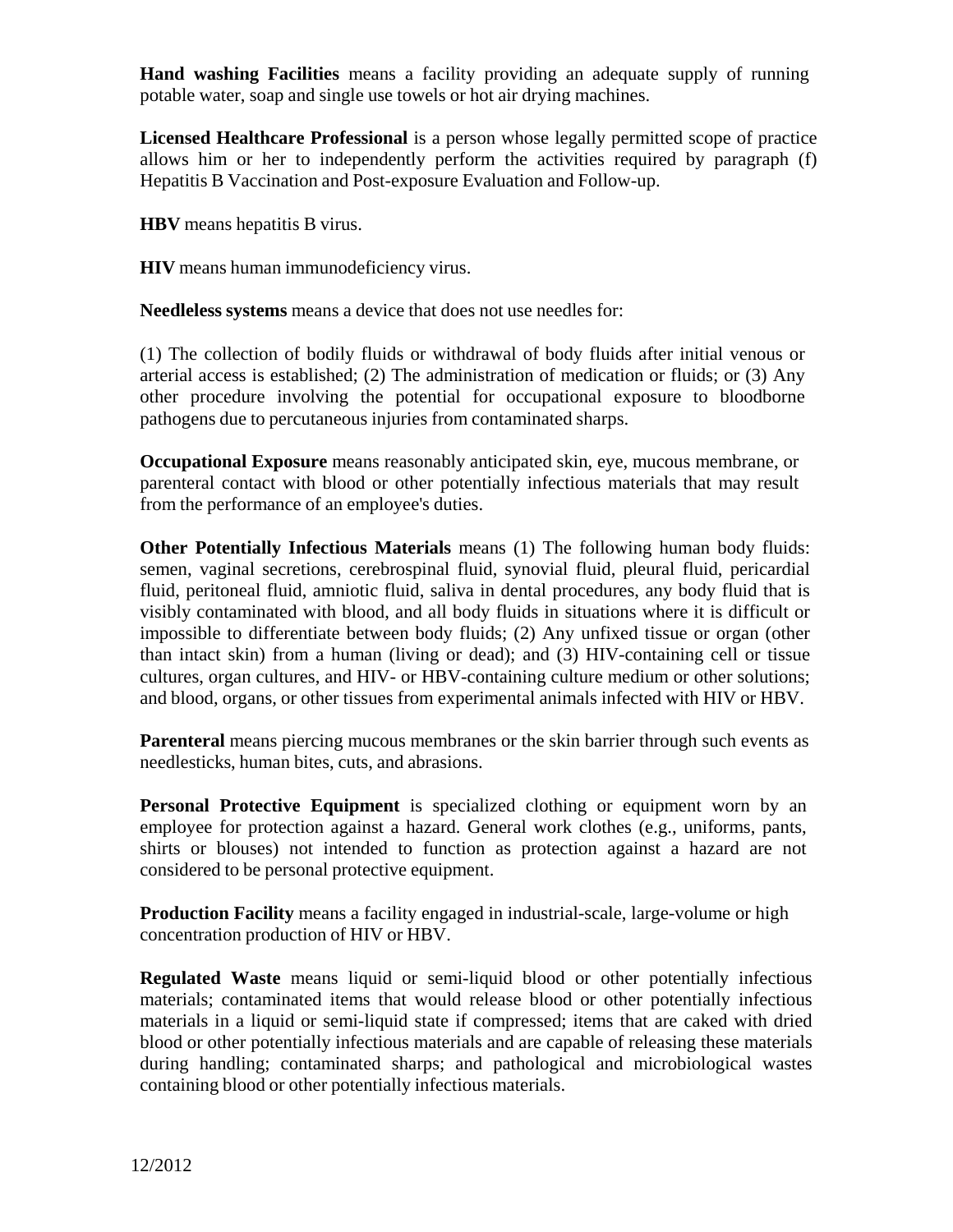**Hand washing Facilities** means a facility providing an adequate supply of running potable water, soap and single use towels or hot air drying machines.

**Licensed Healthcare Professional** is a person whose legally permitted scope of practice allows him or her to independently perform the activities required by paragraph (f) Hepatitis B Vaccination and Post-exposure Evaluation and Follow-up.

**HBV** means hepatitis B virus.

**HIV** means human immunodeficiency virus.

**Needleless systems** means a device that does not use needles for:

(1) The collection of bodily fluids or withdrawal of body fluids after initial venous or arterial access is established; (2) The administration of medication or fluids; or (3) Any other procedure involving the potential for occupational exposure to bloodborne pathogens due to percutaneous injuries from contaminated sharps.

**Occupational Exposure** means reasonably anticipated skin, eye, mucous membrane, or parenteral contact with blood or other potentially infectious materials that may result from the performance of an employee's duties.

**Other Potentially Infectious Materials** means (1) The following human body fluids: semen, vaginal secretions, cerebrospinal fluid, synovial fluid, pleural fluid, pericardial fluid, peritoneal fluid, amniotic fluid, saliva in dental procedures, any body fluid that is visibly contaminated with blood, and all body fluids in situations where it is difficult or impossible to differentiate between body fluids; (2) Any unfixed tissue or organ (other than intact skin) from a human (living or dead); and (3) HIV-containing cell or tissue cultures, organ cultures, and HIV- or HBV-containing culture medium or other solutions; and blood, organs, or other tissues from experimental animals infected with HIV or HBV.

**Parenteral** means piercing mucous membranes or the skin barrier through such events as needlesticks, human bites, cuts, and abrasions.

**Personal Protective Equipment** is specialized clothing or equipment worn by an employee for protection against a hazard. General work clothes (e.g., uniforms, pants, shirts or blouses) not intended to function as protection against a hazard are not considered to be personal protective equipment.

**Production Facility** means a facility engaged in industrial-scale, large-volume or high concentration production of HIV or HBV.

**Regulated Waste** means liquid or semi-liquid blood or other potentially infectious materials; contaminated items that would release blood or other potentially infectious materials in a liquid or semi-liquid state if compressed; items that are caked with dried blood or other potentially infectious materials and are capable of releasing these materials during handling; contaminated sharps; and pathological and microbiological wastes containing blood or other potentially infectious materials.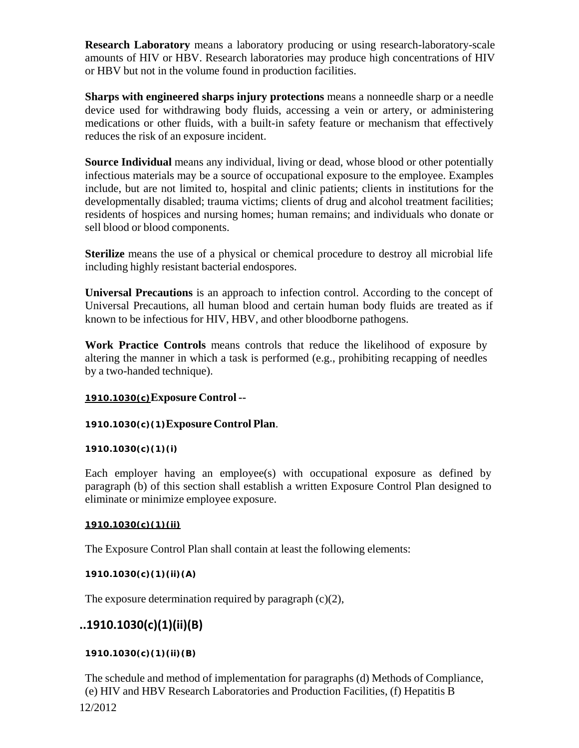**Research Laboratory** means a laboratory producing or using research-laboratory-scale amounts of HIV or HBV. Research laboratories may produce high concentrations of HIV or HBV but not in the volume found in production facilities.

**Sharps with engineered sharps injury protections** means a nonneedle sharp or a needle device used for withdrawing body fluids, accessing a vein or artery, or administering medications or other fluids, with a built-in safety feature or mechanism that effectively reduces the risk of an exposure incident.

**Source Individual** means any individual, living or dead, whose blood or other potentially infectious materials may be a source of occupational exposure to the employee. Examples include, but are not limited to, hospital and clinic patients; clients in institutions for the developmentally disabled; trauma victims; clients of drug and alcohol treatment facilities; residents of hospices and nursing homes; human remains; and individuals who donate or sell blood or blood components.

**Sterilize** means the use of a physical or chemical procedure to destroy all microbial life including highly resistant bacterial endospores.

**Universal Precautions** is an approach to infection control. According to the concept of Universal Precautions, all human blood and certain human body fluids are treated as if known to be infectious for HIV, HBV, and other bloodborne pathogens.

**Work Practice Controls** means controls that reduce the likelihood of exposure by altering the manner in which a task is performed (e.g., prohibiting recapping of needles by a two-handed technique).

**1910.1030(c) Exposure Control --**

**1910.1030(c)(1) Exposure Control Plan**.

**1910.1030(c)(1)(i)**

Each employer having an employee(s) with occupational exposure as defined by paragraph (b) of this section shall establish a written Exposure Control Plan designed to eliminate or minimize employee exposure.

**1910.1030(c)(1)(ii)**

The Exposure Control Plan shall contain at least the following elements:

**1910.1030(c)(1)(ii)(A)**

The exposure determination required by paragraph (c)(2),

## ..1910.1030(c)(1)(ii)(B)

**1910.1030(c)(1)(ii)(B)**

The schedule and method of implementation for paragraphs (d) Methods of Compliance, (e) HIV and HBV Research Laboratories and Production Facilities, (f) Hepatitis B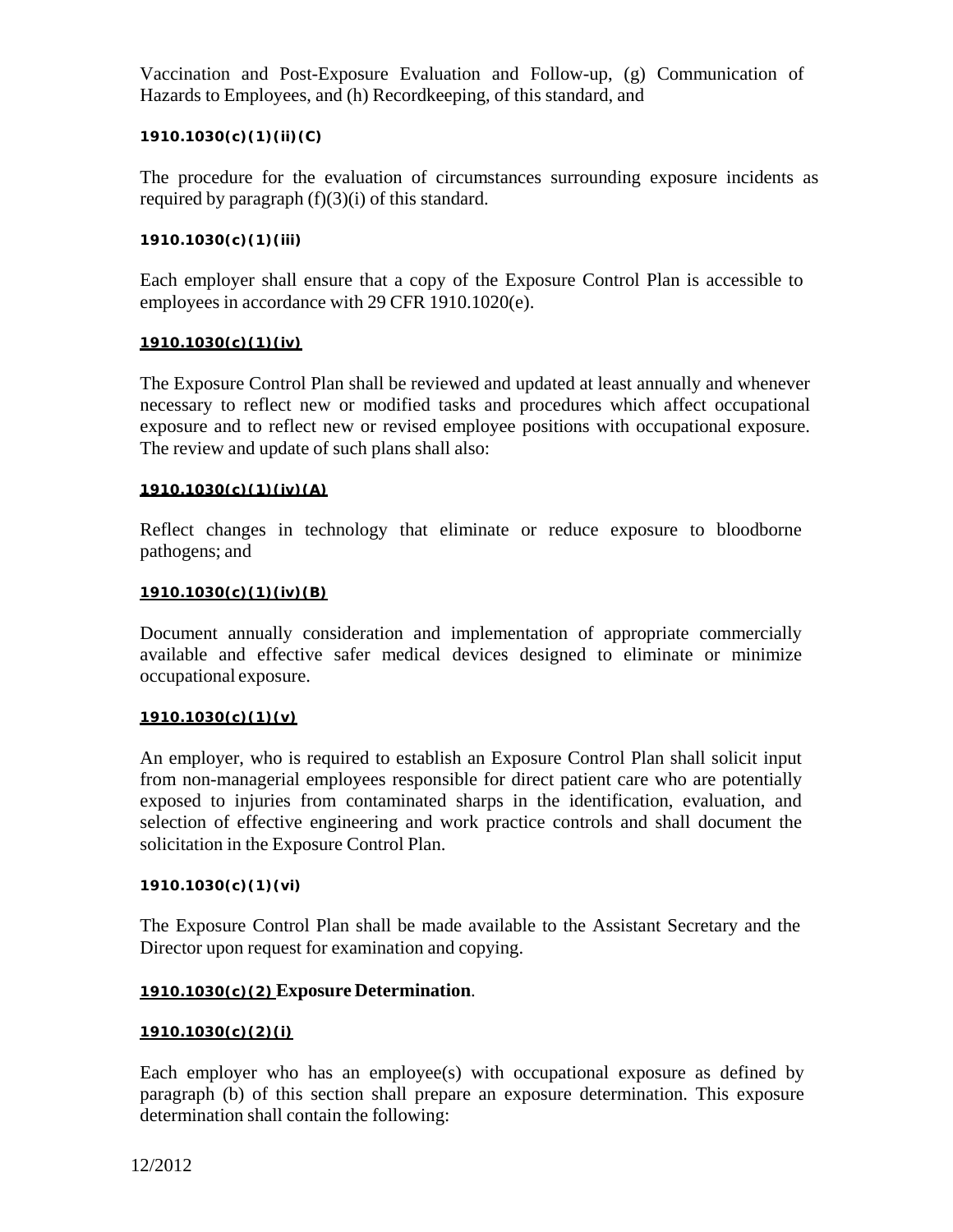Vaccination and Post-Exposure Evaluation and Follow-up, (g) Communication of Hazards to Employees, and (h) Recordkeeping, of this standard, and

**1910.1030(c)(1)(ii)(C)**

The procedure for the evaluation of circumstances surrounding exposure incidents as required by paragraph (f)(3)(i) of this standard.

**1910.1030(c)(1)(iii)**

Each employer shall ensure that a copy of the Exposure Control Plan is accessible to employees in accordance with 29 CFR 1910.1020(e).

**1910.1030(c)(1)(iv)**

The Exposure Control Plan shall be reviewed and updated at least annually and whenever necessary to reflect new or modified tasks and procedures which affect occupational exposure and to reflect new or revised employee positions with occupational exposure. The review and update of such plans shall also:

**1910.1030(c)(1)(iv)(A)**

Reflect changes in technology that eliminate or reduce exposure to bloodborne pathogens; and

**1910.1030(c)(1)(iv)(B)**

Document annually consideration and implementation of appropriate commercially available and effective safer medical devices designed to eliminate or minimize occupational exposure.

**1910.1030(c)(1)(v)**

An employer, who is required to establish an Exposure Control Plan shall solicit input from non-managerial employees responsible for direct patient care who are potentially exposed to injuries from contaminated sharps in the identification, evaluation, and selection of effective engineering and work practice controls and shall document the solicitation in the Exposure Control Plan.

**1910.1030(c)(1)(vi)**

The Exposure Control Plan shall be made available to the Assistant Secretary and the Director upon request for examination and copying.

**1910.1030(c)(2) Exposure Determination**.

**1910.1030(c)(2)(i)**

Each employer who has an employee(s) with occupational exposure as defined by paragraph (b) of this section shall prepare an exposure determination. This exposure determination shall contain the following: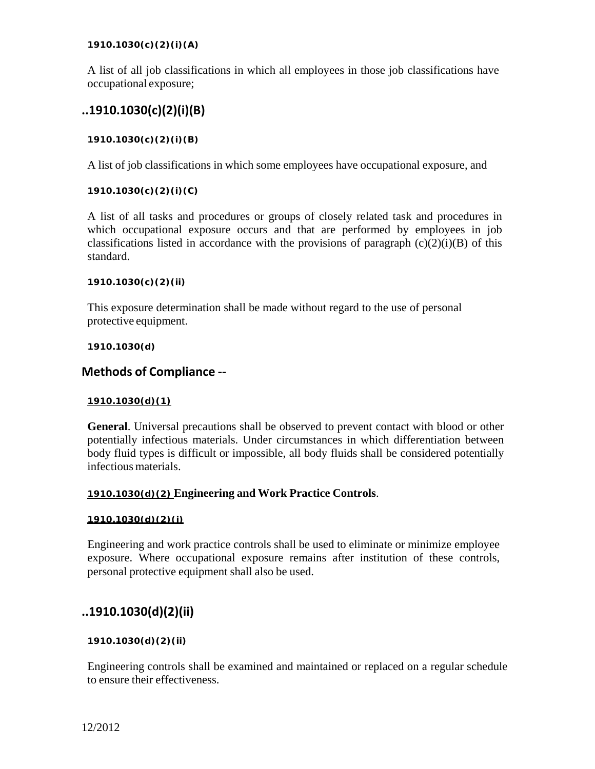**1910.1030(c)(2)(i)(A)**

A list of all job classifications in which all employees in those job classifications have occupational exposure;

## ..1910.1030(c)(2)(i)(B)

**1910.1030(c)(2)(i)(B)**

A list of job classifications in which some employees have occupational exposure, and

**1910.1030(c)(2)(i)(C)**

A list of all tasks and procedures or groups of closely related task and procedures in which occupational exposure occurs and that are performed by employees in job classifications listed in accordance with the provisions of paragraph (c)(2)(i)(B) of this standard.

**1910.1030(c)(2)(ii)**

This exposure determination shall be made without regard to the use of personal protective equipment.

**1910.1030(d)**

## Methods of Compliance --

**1910.1030(d)(1)**

**General**. Universal precautions shall be observed to prevent contact with blood or other potentially infectious materials. Under circumstances in which differentiation between body fluid types is difficult or impossible, all body fluids shall be considered potentially infectious materials.

**1910.1030(d)(2) Engineering and Work Practice Controls**.

**1910.1030(d)(2)(i)**

Engineering and work practice controls shall be used to eliminate or minimize employee exposure. Where occupational exposure remains after institution of these controls, personal protective equipment shall also be used.

## ..1910.1030(d)(2)(ii)

**1910.1030(d)(2)(ii)**

Engineering controls shall be examined and maintained or replaced on a regular schedule to ensure their effectiveness.

12/2012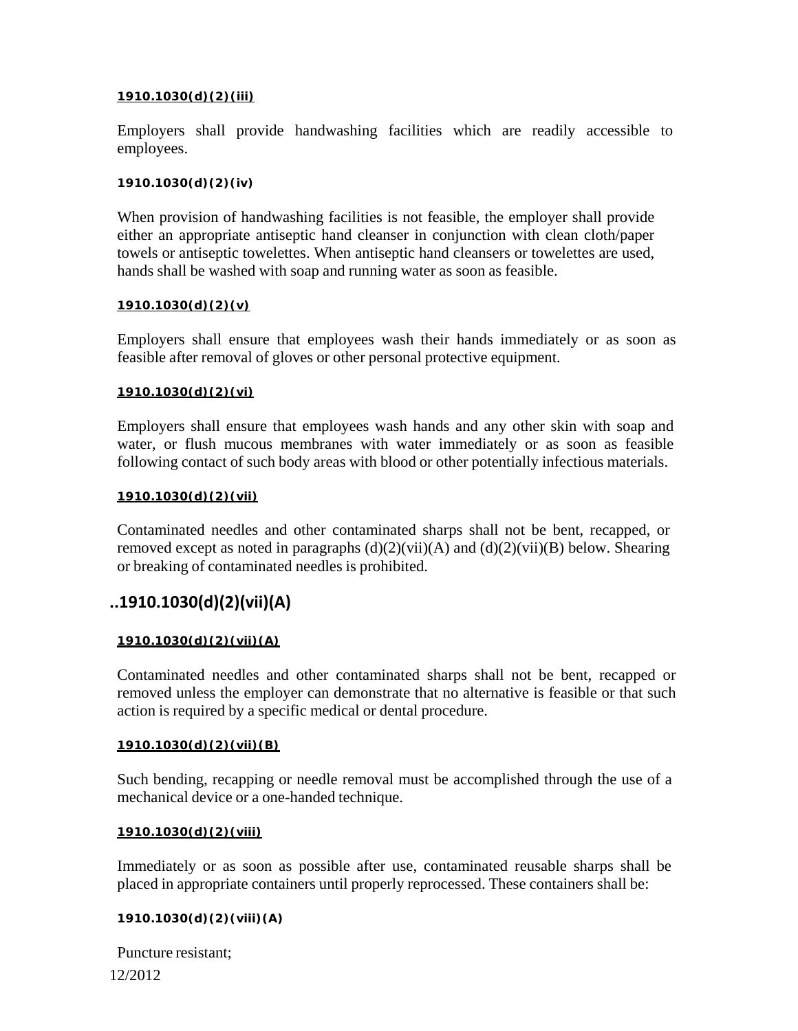**1910.1030(d)(2)(iii)**

Employers shall provide handwashing facilities which are readily accessible to employees.

**1910.1030(d)(2)(iv)**

When provision of handwashing facilities is not feasible, the employer shall provide either an appropriate antiseptic hand cleanser in conjunction with clean cloth/paper towels or antiseptic towelettes. When antiseptic hand cleansers or towelettes are used, hands shall be washed with soap and running water as soon as feasible.

**1910.1030(d)(2)(v)**

Employers shall ensure that employees wash their hands immediately or as soon as feasible after removal of gloves or other personal protective equipment.

**1910.1030(d)(2)(vi)**

Employers shall ensure that employees wash hands and any other skin with soap and water, or flush mucous membranes with water immediately or as soon as feasible following contact of such body areas with blood or other potentially infectious materials.

**1910.1030(d)(2)(vii)**

Contaminated needles and other contaminated sharps shall not be bent, recapped, or removed except as noted in paragraphs (d)(2)(vii)(A) and (d)(2)(vii)(B) below. Shearing or breaking of contaminated needles is prohibited.

## ..1910.1030(d)(2)(vii)(A)

**1910.1030(d)(2)(vii)(A)**

Contaminated needles and other contaminated sharps shall not be bent, recapped or removed unless the employer can demonstrate that no alternative is feasible or that such action is required by a specific medical or dental procedure.

**1910.1030(d)(2)(vii)(B)**

Such bending, recapping or needle removal must be accomplished through the use of a mechanical device or a one-handed technique.

**1910.1030(d)(2)(viii)**

Immediately or as soon as possible after use, contaminated reusable sharps shall be placed in appropriate containers until properly reprocessed. These containers shall be:

**1910.1030(d)(2)(viii)(A)**

Puncture resistant;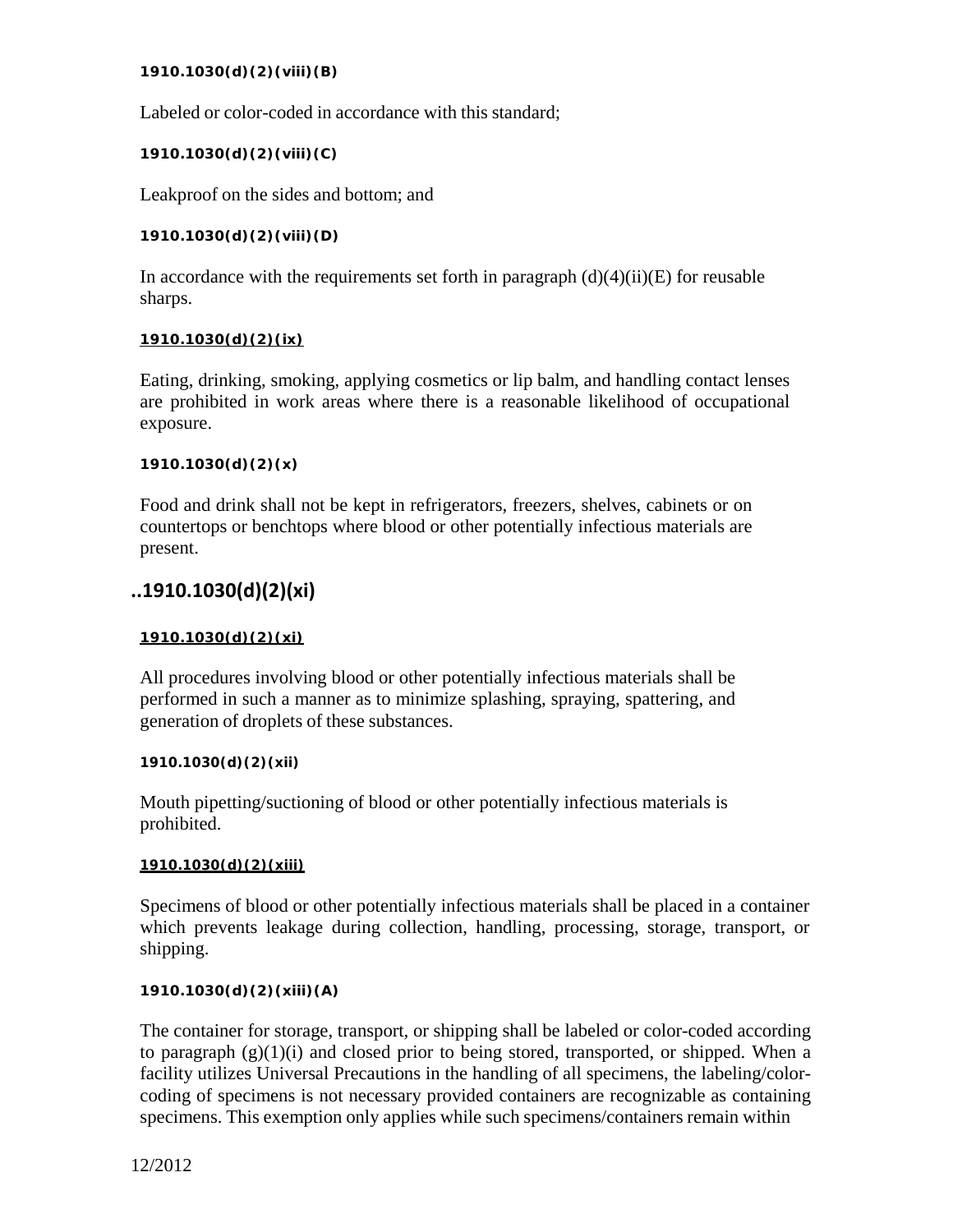**1910.1030(d)(2)(viii)(B)**

Labeled or color-coded in accordance with this standard;

**1910.1030(d)(2)(viii)(C)**

Leakproof on the sides and bottom; and

**1910.1030(d)(2)(viii)(D)**

In accordance with the requirements set forth in paragraph (d)(4)(ii)(E) for reusable sharps.

**1910.1030(d)(2)(ix)**

Eating, drinking, smoking, applying cosmetics or lip balm, and handling contact lenses are prohibited in work areas where there is a reasonable likelihood of occupational exposure.

**1910.1030(d)(2)(x)**

Food and drink shall not be kept in refrigerators, freezers, shelves, cabinets or on countertops or benchtops where blood or other potentially infectious materials are present.

## ..1910.1030(d)(2)(xi)

**1910.1030(d)(2)(xi)**

All procedures involving blood or other potentially infectious materials shall be performed in such a manner as to minimize splashing, spraying, spattering, and generation of droplets of these substances.

**1910.1030(d)(2)(xii)**

Mouth pipetting/suctioning of blood or other potentially infectious materials is prohibited.

**1910.1030(d)(2)(xiii)**

Specimens of blood or other potentially infectious materials shall be placed in a container which prevents leakage during collection, handling, processing, storage, transport, or shipping.

**1910.1030(d)(2)(xiii)(A)**

The container for storage, transport, or shipping shall be labeled or color-coded according to paragraph (g)(1)(i) and closed prior to being stored, transported, or shipped. When a facility utilizes Universal Precautions in the handling of all specimens, the labeling/color-coding of specimens is not necessary provided containers are recognizable as containing specimens. This exemption only applies while such specimens/containers remain within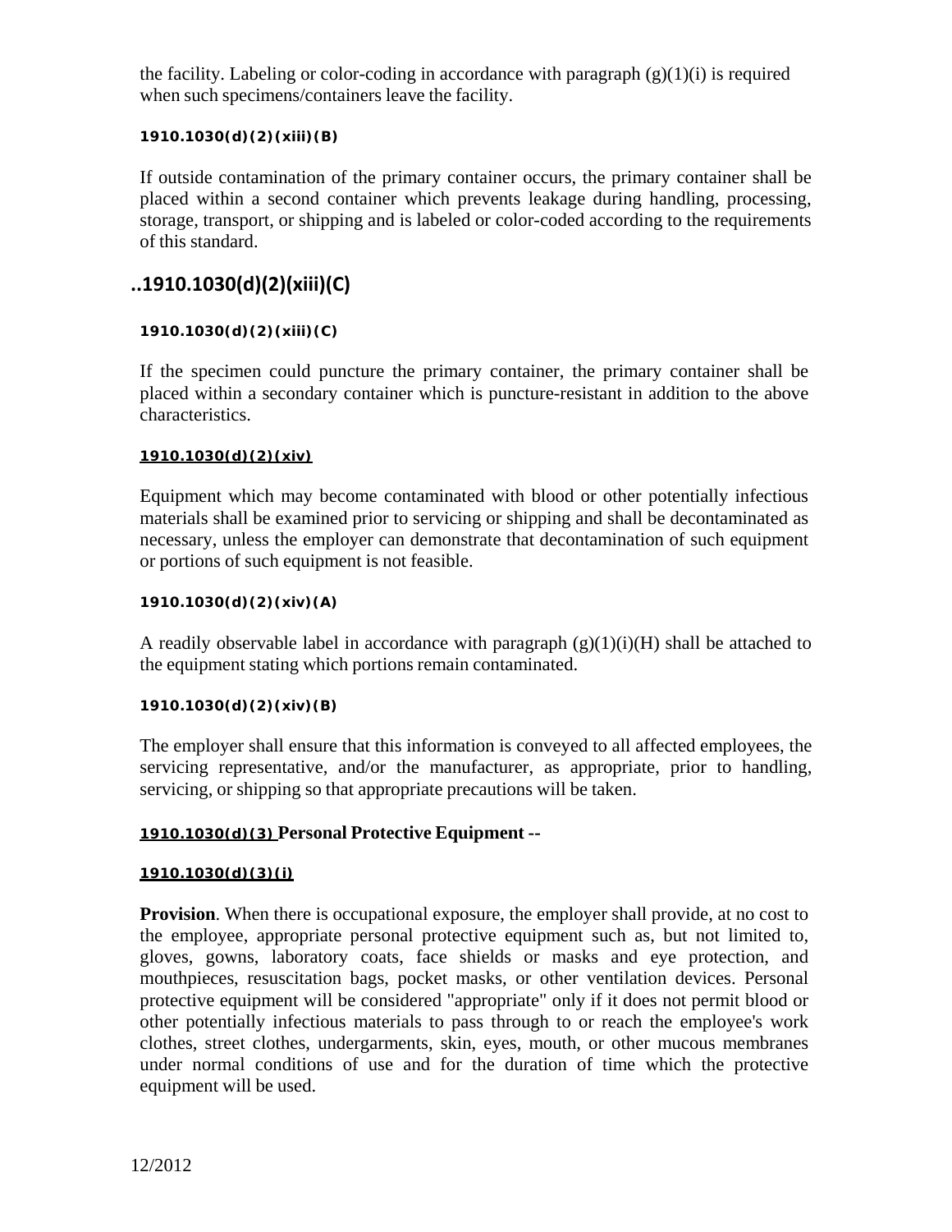the facility. Labeling or color-coding in accordance with paragraph (g)(1)(i) is required when such specimens/containers leave the facility.

**1910.1030(d)(2)(xiii)(B)**

If outside contamination of the primary container occurs, the primary container shall be placed within a second container which prevents leakage during handling, processing, storage, transport, or shipping and is labeled or color-coded according to the requirements of this standard.

## ..1910.1030(d)(2)(xiii)(C)

**1910.1030(d)(2)(xiii)(C)**

If the specimen could puncture the primary container, the primary container shall be placed within a secondary container which is puncture-resistant in addition to the above characteristics.

**1910.1030(d)(2)(xiv)**

Equipment which may become contaminated with blood or other potentially infectious materials shall be examined prior to servicing or shipping and shall be decontaminated as necessary, unless the employer can demonstrate that decontamination of such equipment or portions of such equipment is not feasible.

**1910.1030(d)(2)(xiv)(A)**

A readily observable label in accordance with paragraph (g)(1)(i)(H) shall be attached to the equipment stating which portions remain contaminated.

**1910.1030(d)(2)(xiv)(B)**

The employer shall ensure that this information is conveyed to all affected employees, the servicing representative, and/or the manufacturer, as appropriate, prior to handling, servicing, or shipping so that appropriate precautions will be taken.

**1910.1030(d)(3) Personal Protective Equipment --**

**1910.1030(d)(3)(i)**

**Provision**. When there is occupational exposure, the employer shall provide, at no cost to the employee, appropriate personal protective equipment such as, but not limited to, gloves, gowns, laboratory coats, face shields or masks and eye protection, and mouthpieces, resuscitation bags, pocket masks, or other ventilation devices. Personal protective equipment will be considered "appropriate" only if it does not permit blood or other potentially infectious materials to pass through to or reach the employee's work clothes, street clothes, undergarments, skin, eyes, mouth, or other mucous membranes under normal conditions of use and for the duration of time which the protective equipment will be used.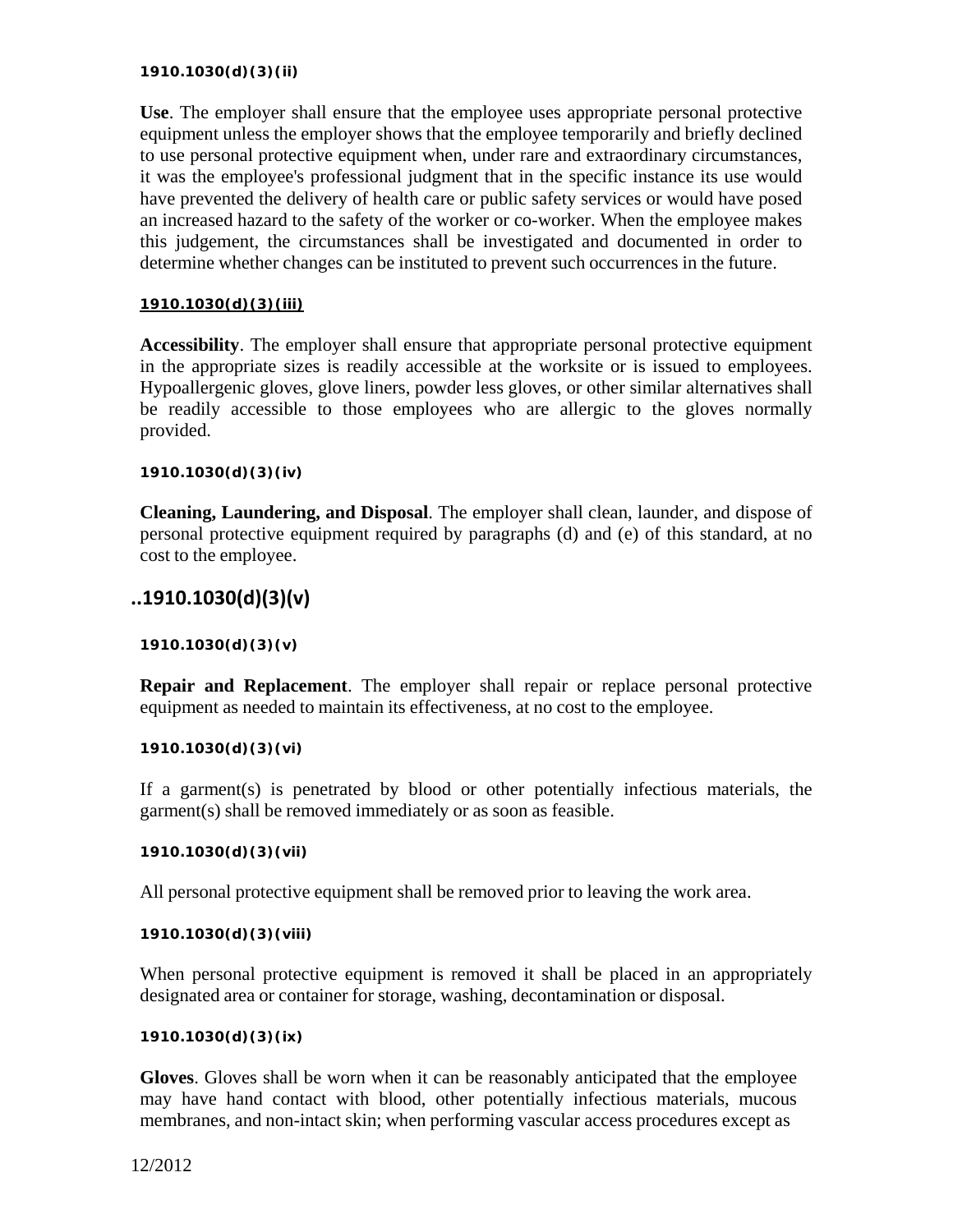**1910.1030(d)(3)(ii)**

**Use**. The employer shall ensure that the employee uses appropriate personal protective equipment unless the employer shows that the employee temporarily and briefly declined to use personal protective equipment when, under rare and extraordinary circumstances, it was the employee's professional judgment that in the specific instance its use would have prevented the delivery of health care or public safety services or would have posed an increased hazard to the safety of the worker or co-worker. When the employee makes this judgement, the circumstances shall be investigated and documented in order to determine whether changes can be instituted to prevent such occurrences in the future.

**1910.1030(d)(3)(iii)**

**Accessibility**. The employer shall ensure that appropriate personal protective equipment in the appropriate sizes is readily accessible at the worksite or is issued to employees. Hypoallergenic gloves, glove liners, powder less gloves, or other similar alternatives shall be readily accessible to those employees who are allergic to the gloves normally provided.

**1910.1030(d)(3)(iv)**

**Cleaning, Laundering, and Disposal**. The employer shall clean, launder, and dispose of personal protective equipment required by paragraphs (d) and (e) of this standard, at no cost to the employee.

## ..1910.1030(d)(3)(v)

**1910.1030(d)(3)(v)**

**Repair and Replacement**. The employer shall repair or replace personal protective equipment as needed to maintain its effectiveness, at no cost to the employee.

**1910.1030(d)(3)(vi)**

If a garment(s) is penetrated by blood or other potentially infectious materials, the garment(s) shall be removed immediately or as soon as feasible.

**1910.1030(d)(3)(vii)**

All personal protective equipment shall be removed prior to leaving the work area.

**1910.1030(d)(3)(viii)**

When personal protective equipment is removed it shall be placed in an appropriately designated area or container for storage, washing, decontamination or disposal.

**1910.1030(d)(3)(ix)**

**Gloves**. Gloves shall be worn when it can be reasonably anticipated that the employee may have hand contact with blood, other potentially infectious materials, mucous membranes, and non-intact skin; when performing vascular access procedures except as

12/2012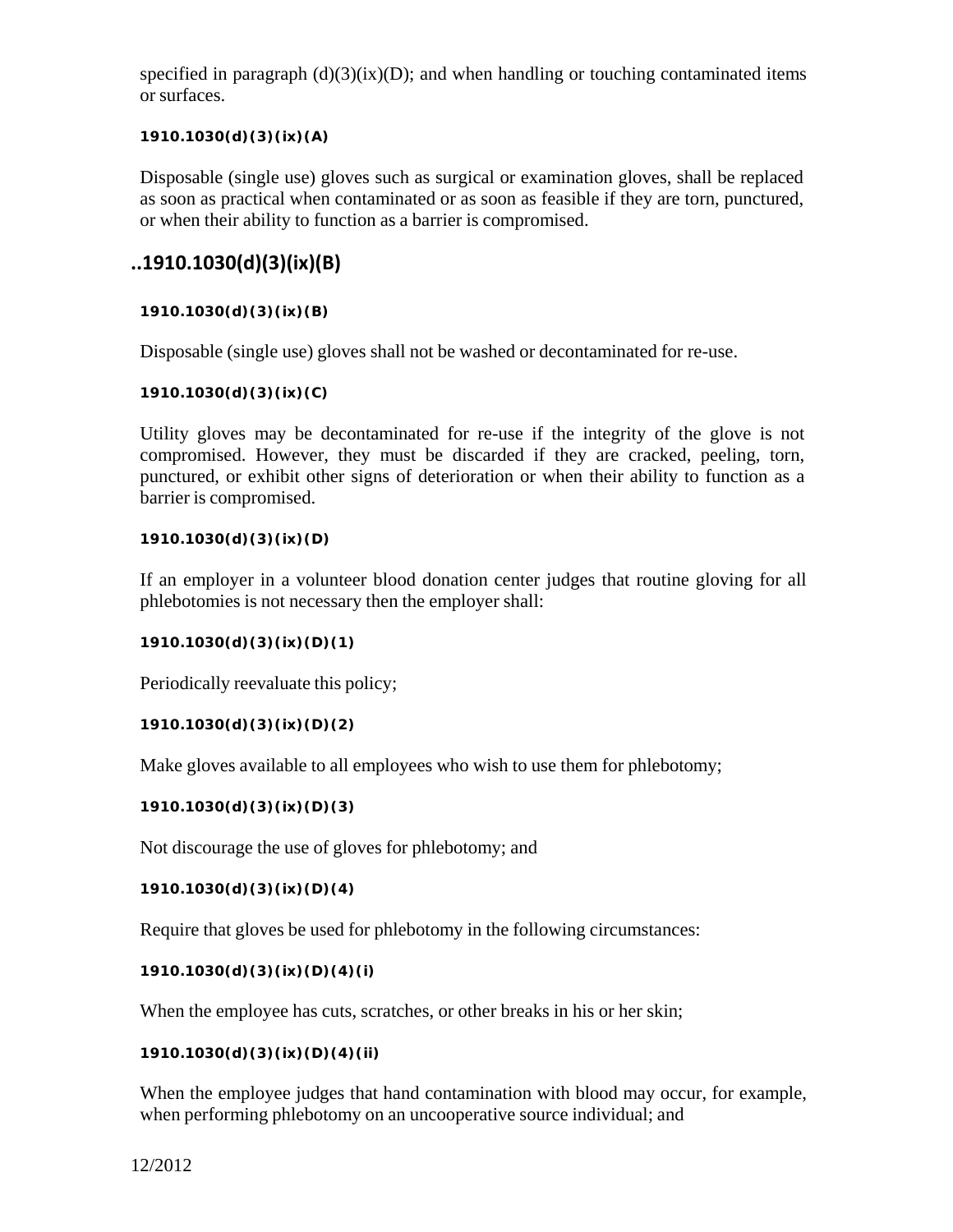specified in paragraph (d)(3)(ix)(D); and when handling or touching contaminated items or surfaces.

**1910.1030(d)(3)(ix)(A)**

Disposable (single use) gloves such as surgical or examination gloves, shall be replaced as soon as practical when contaminated or as soon as feasible if they are torn, punctured, or when their ability to function as a barrier is compromised.

## ..1910.1030(d)(3)(ix)(B)

**1910.1030(d)(3)(ix)(B)**

Disposable (single use) gloves shall not be washed or decontaminated for re-use.

**1910.1030(d)(3)(ix)(C)**

Utility gloves may be decontaminated for re-use if the integrity of the glove is not compromised. However, they must be discarded if they are cracked, peeling, torn, punctured, or exhibit other signs of deterioration or when their ability to function as a barrier is compromised.

**1910.1030(d)(3)(ix)(D)**

If an employer in a volunteer blood donation center judges that routine gloving for all phlebotomies is not necessary then the employer shall:

**1910.1030(d)(3)(ix)(D)(1)**

Periodically reevaluate this policy;

**1910.1030(d)(3)(ix)(D)(2)**

Make gloves available to all employees who wish to use them for phlebotomy;

**1910.1030(d)(3)(ix)(D)(3)**

Not discourage the use of gloves for phlebotomy; and

**1910.1030(d)(3)(ix)(D)(4)**

Require that gloves be used for phlebotomy in the following circumstances:

**1910.1030(d)(3)(ix)(D)(4)(i)**

When the employee has cuts, scratches, or other breaks in his or her skin;

**1910.1030(d)(3)(ix)(D)(4)(ii)**

When the employee judges that hand contamination with blood may occur, for example, when performing phlebotomy on an uncooperative source individual; and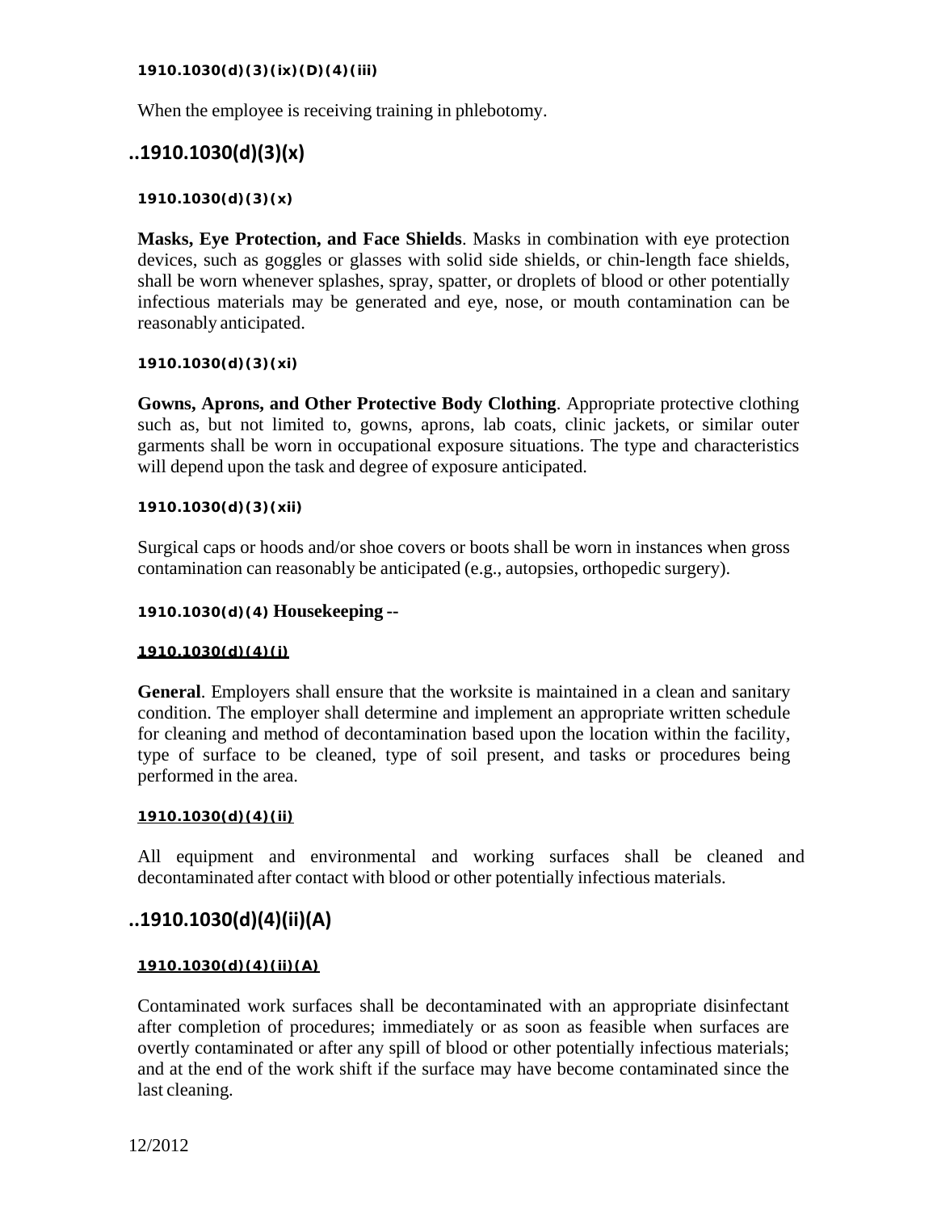**1910.1030(d)(3)(ix)(D)(4)(iii)**

When the employee is receiving training in phlebotomy.

## ..1910.1030(d)(3)(x)

**1910.1030(d)(3)(x)**

**Masks, Eye Protection, and Face Shields**. Masks in combination with eye protection devices, such as goggles or glasses with solid side shields, or chin-length face shields, shall be worn whenever splashes, spray, spatter, or droplets of blood or other potentially infectious materials may be generated and eye, nose, or mouth contamination can be reasonably anticipated.

**1910.1030(d)(3)(xi)**

**Gowns, Aprons, and Other Protective Body Clothing**. Appropriate protective clothing such as, but not limited to, gowns, aprons, lab coats, clinic jackets, or similar outer garments shall be worn in occupational exposure situations. The type and characteristics will depend upon the task and degree of exposure anticipated.

**1910.1030(d)(3)(xii)**

Surgical caps or hoods and/or shoe covers or boots shall be worn in instances when gross contamination can reasonably be anticipated (e.g., autopsies, orthopedic surgery).

**1910.1030(d)(4) Housekeeping --**

**1910.1030(d)(4)(i)**

**General**. Employers shall ensure that the worksite is maintained in a clean and sanitary condition. The employer shall determine and implement an appropriate written schedule for cleaning and method of decontamination based upon the location within the facility, type of surface to be cleaned, type of soil present, and tasks or procedures being performed in the area.

**1910.1030(d)(4)(ii)**

All equipment and environmental and working surfaces shall be cleaned and decontaminated after contact with blood or other potentially infectious materials.

## ..1910.1030(d)(4)(ii)(A)

**1910.1030(d)(4)(ii)(A)**

Contaminated work surfaces shall be decontaminated with an appropriate disinfectant after completion of procedures; immediately or as soon as feasible when surfaces are overtly contaminated or after any spill of blood or other potentially infectious materials; and at the end of the work shift if the surface may have become contaminated since the last cleaning.

12/2012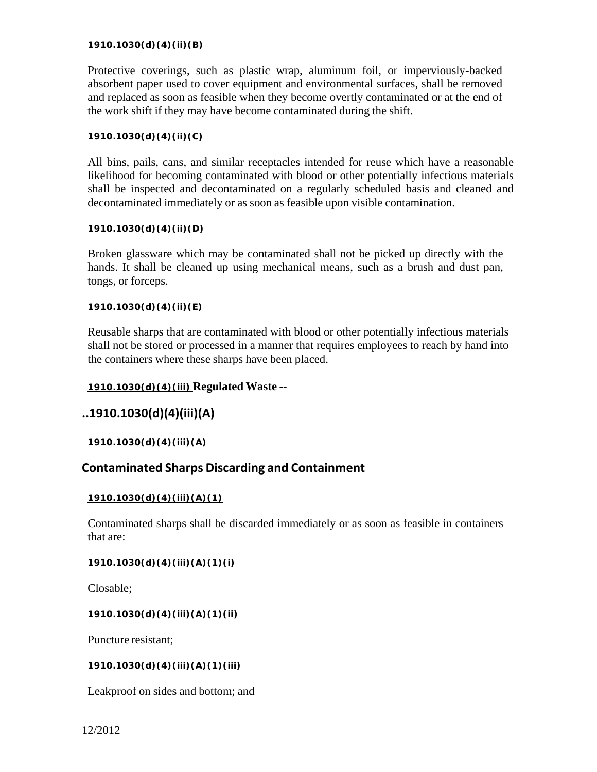**1910.1030(d)(4)(ii)(B)**

Protective coverings, such as plastic wrap, aluminum foil, or imperviously-backed absorbent paper used to cover equipment and environmental surfaces, shall be removed and replaced as soon as feasible when they become overtly contaminated or at the end of the work shift if they may have become contaminated during the shift.

**1910.1030(d)(4)(ii)(C)**

All bins, pails, cans, and similar receptacles intended for reuse which have a reasonable likelihood for becoming contaminated with blood or other potentially infectious materials shall be inspected and decontaminated on a regularly scheduled basis and cleaned and decontaminated immediately or as soon as feasible upon visible contamination.

**1910.1030(d)(4)(ii)(D)**

Broken glassware which may be contaminated shall not be picked up directly with the hands. It shall be cleaned up using mechanical means, such as a brush and dust pan, tongs, or forceps.

**1910.1030(d)(4)(ii)(E)**

Reusable sharps that are contaminated with blood or other potentially infectious materials shall not be stored or processed in a manner that requires employees to reach by hand into the containers where these sharps have been placed.

**1910.1030(d)(4)(iii) Regulated Waste --**

## ..1910.1030(d)(4)(iii)(A)

**1910.1030(d)(4)(iii)(A)**

## Contaminated Sharps Discarding and Containment

**1910.1030(d)(4)(iii)(A)(1)**

Contaminated sharps shall be discarded immediately or as soon as feasible in containers that are:

**1910.1030(d)(4)(iii)(A)(1)(i)**

Closable;

**1910.1030(d)(4)(iii)(A)(1)(ii)**

Puncture resistant;

**1910.1030(d)(4)(iii)(A)(1)(iii)**

Leakproof on sides and bottom; and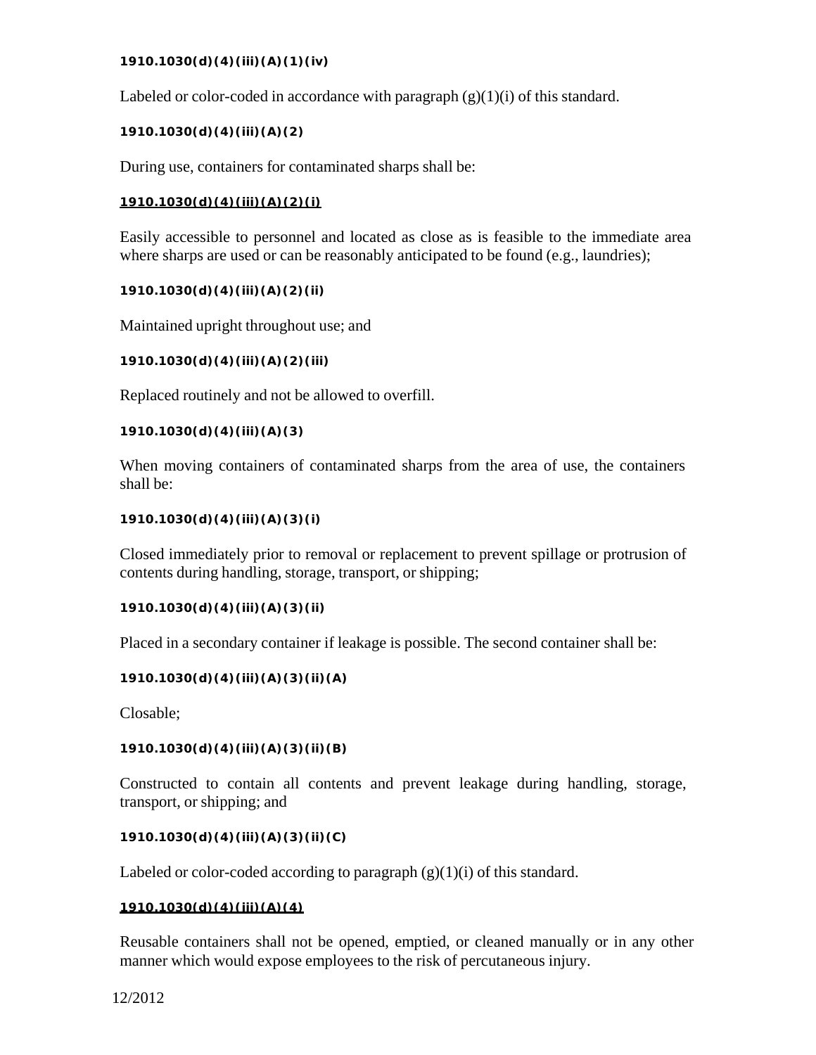**1910.1030(d)(4)(iii)(A)(1)(iv)**

Labeled or color-coded in accordance with paragraph (g)(1)(i) of this standard.

**1910.1030(d)(4)(iii)(A)(2)**

During use, containers for contaminated sharps shall be:

**1910.1030(d)(4)(iii)(A)(2)(i)**

Easily accessible to personnel and located as close as is feasible to the immediate area where sharps are used or can be reasonably anticipated to be found (e.g., laundries);

**1910.1030(d)(4)(iii)(A)(2)(ii)**

Maintained upright throughout use; and

**1910.1030(d)(4)(iii)(A)(2)(iii)**

Replaced routinely and not be allowed to overfill.

**1910.1030(d)(4)(iii)(A)(3)**

When moving containers of contaminated sharps from the area of use, the containers shall be:

**1910.1030(d)(4)(iii)(A)(3)(i)**

Closed immediately prior to removal or replacement to prevent spillage or protrusion of contents during handling, storage, transport, or shipping;

**1910.1030(d)(4)(iii)(A)(3)(ii)**

Placed in a secondary container if leakage is possible. The second container shall be:

**1910.1030(d)(4)(iii)(A)(3)(ii)(A)**

Closable;

**1910.1030(d)(4)(iii)(A)(3)(ii)(B)**

Constructed to contain all contents and prevent leakage during handling, storage, transport, or shipping; and

**1910.1030(d)(4)(iii)(A)(3)(ii)(C)**

Labeled or color-coded according to paragraph (g)(1)(i) of this standard.

**1910.1030(d)(4)(iii)(A)(4)**

Reusable containers shall not be opened, emptied, or cleaned manually or in any other manner which would expose employees to the risk of percutaneous injury.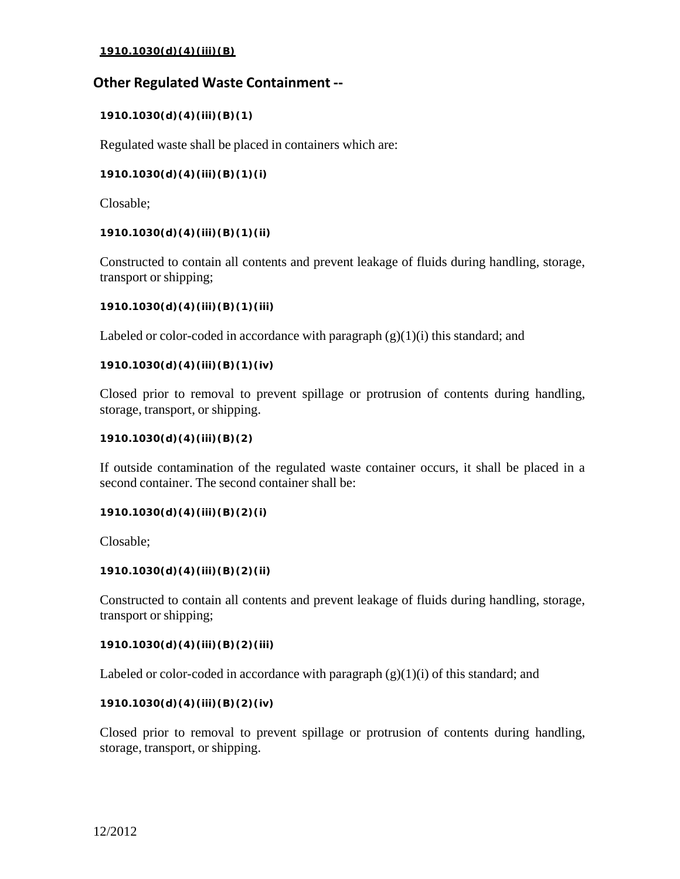**1910.1030(d)(4)(iii)(B)**

## Other Regulated Waste Containment --

**1910.1030(d)(4)(iii)(B)(1)**

Regulated waste shall be placed in containers which are:

**1910.1030(d)(4)(iii)(B)(1)(i)**

Closable;

**1910.1030(d)(4)(iii)(B)(1)(ii)**

Constructed to contain all contents and prevent leakage of fluids during handling, storage, transport or shipping;

**1910.1030(d)(4)(iii)(B)(1)(iii)**

Labeled or color-coded in accordance with paragraph (g)(1)(i) this standard; and

**1910.1030(d)(4)(iii)(B)(1)(iv)**

Closed prior to removal to prevent spillage or protrusion of contents during handling, storage, transport, or shipping.

**1910.1030(d)(4)(iii)(B)(2)**

If outside contamination of the regulated waste container occurs, it shall be placed in a second container. The second container shall be:

**1910.1030(d)(4)(iii)(B)(2)(i)**

Closable;

**1910.1030(d)(4)(iii)(B)(2)(ii)**

Constructed to contain all contents and prevent leakage of fluids during handling, storage, transport or shipping;

**1910.1030(d)(4)(iii)(B)(2)(iii)**

Labeled or color-coded in accordance with paragraph (g)(1)(i) of this standard; and

**1910.1030(d)(4)(iii)(B)(2)(iv)**

Closed prior to removal to prevent spillage or protrusion of contents during handling, storage, transport, or shipping.

12/2012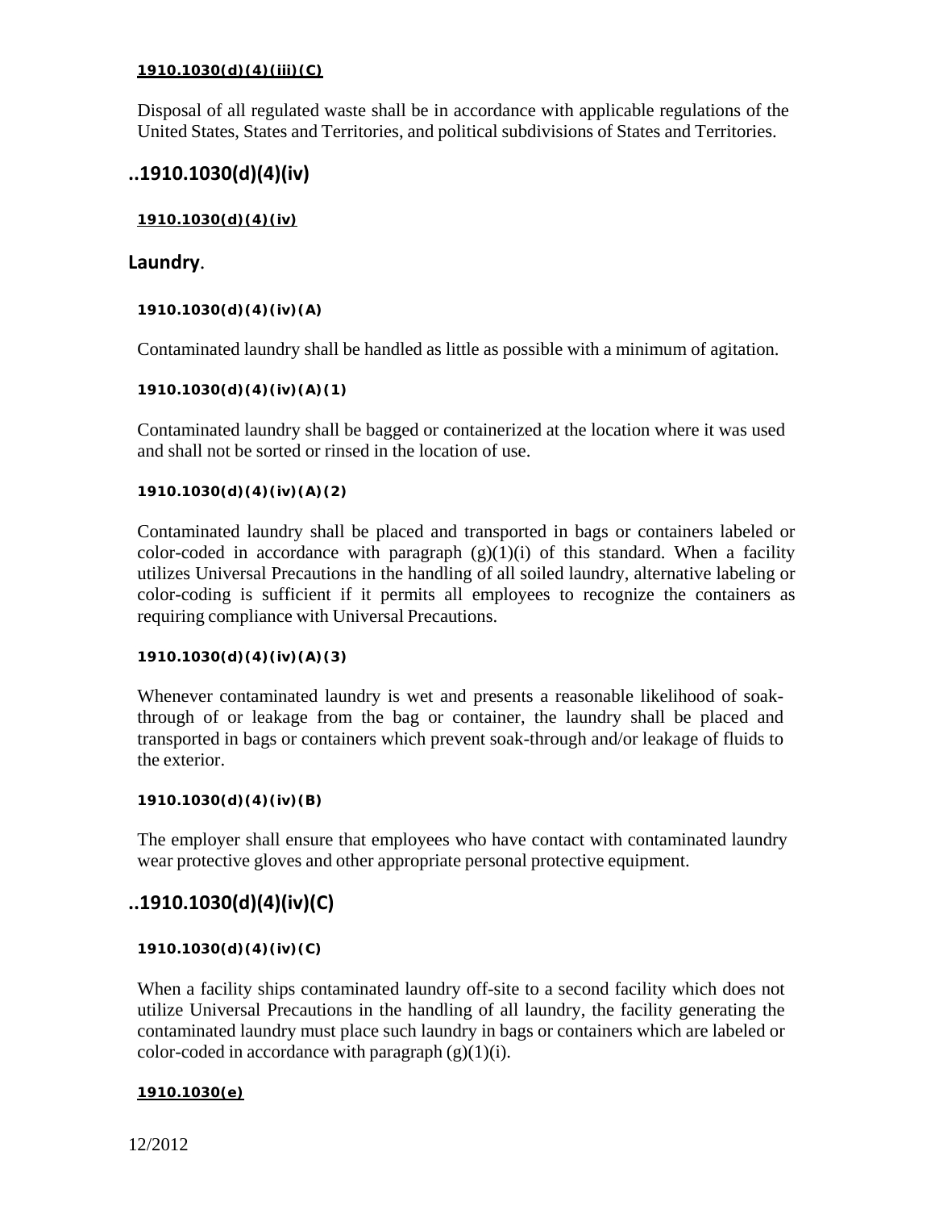**1910.1030(d)(4)(iii)(C)**

Disposal of all regulated waste shall be in accordance with applicable regulations of the United States, States and Territories, and political subdivisions of States and Territories.

## ..1910.1030(d)(4)(iv)

**1910.1030(d)(4)(iv)**

### Laundry.

**1910.1030(d)(4)(iv)(A)**

Contaminated laundry shall be handled as little as possible with a minimum of agitation.

**1910.1030(d)(4)(iv)(A)(1)**

Contaminated laundry shall be bagged or containerized at the location where it was used and shall not be sorted or rinsed in the location of use.

**1910.1030(d)(4)(iv)(A)(2)**

Contaminated laundry shall be placed and transported in bags or containers labeled or color-coded in accordance with paragraph (g)(1)(i) of this standard. When a facility utilizes Universal Precautions in the handling of all soiled laundry, alternative labeling or color-coding is sufficient if it permits all employees to recognize the containers as requiring compliance with Universal Precautions.

**1910.1030(d)(4)(iv)(A)(3)**

Whenever contaminated laundry is wet and presents a reasonable likelihood of soak-through of or leakage from the bag or container, the laundry shall be placed and transported in bags or containers which prevent soak-through and/or leakage of fluids to the exterior.

**1910.1030(d)(4)(iv)(B)**

The employer shall ensure that employees who have contact with contaminated laundry wear protective gloves and other appropriate personal protective equipment.

## ..1910.1030(d)(4)(iv)(C)

**1910.1030(d)(4)(iv)(C)**

When a facility ships contaminated laundry off-site to a second facility which does not utilize Universal Precautions in the handling of all laundry, the facility generating the contaminated laundry must place such laundry in bags or containers which are labeled or color-coded in accordance with paragraph (g)(1)(i).

**1910.1030(e)**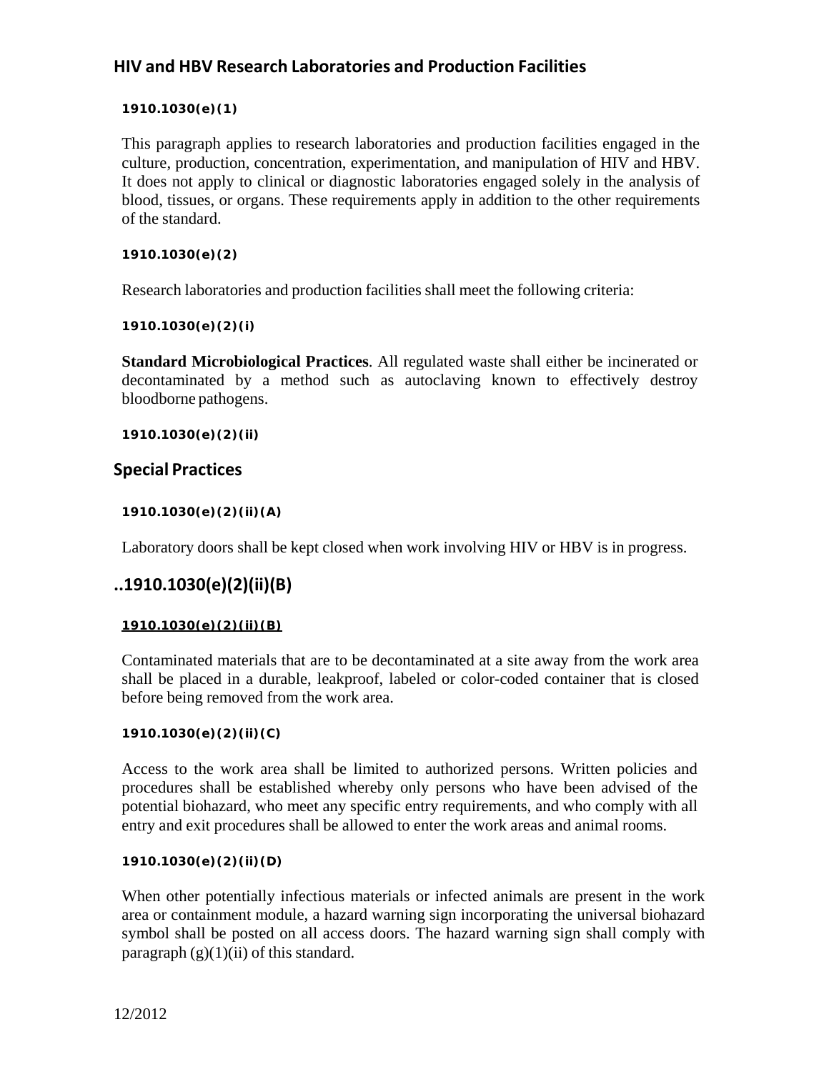## HIV and HBV Research Laboratories and Production Facilities

**1910.1030(e)(1)**

This paragraph applies to research laboratories and production facilities engaged in the culture, production, concentration, experimentation, and manipulation of HIV and HBV. It does not apply to clinical or diagnostic laboratories engaged solely in the analysis of blood, tissues, or organs. These requirements apply in addition to the other requirements of the standard.

**1910.1030(e)(2)**

Research laboratories and production facilities shall meet the following criteria:

**1910.1030(e)(2)(i)**

**Standard Microbiological Practices**. All regulated waste shall either be incinerated or decontaminated by a method such as autoclaving known to effectively destroy bloodborne pathogens.

**1910.1030(e)(2)(ii)**

## Special Practices

**1910.1030(e)(2)(ii)(A)**

Laboratory doors shall be kept closed when work involving HIV or HBV is in progress.

## ..1910.1030(e)(2)(ii)(B)

**1910.1030(e)(2)(ii)(B)**

Contaminated materials that are to be decontaminated at a site away from the work area shall be placed in a durable, leakproof, labeled or color-coded container that is closed before being removed from the work area.

**1910.1030(e)(2)(ii)(C)**

Access to the work area shall be limited to authorized persons. Written policies and procedures shall be established whereby only persons who have been advised of the potential biohazard, who meet any specific entry requirements, and who comply with all entry and exit procedures shall be allowed to enter the work areas and animal rooms.

**1910.1030(e)(2)(ii)(D)**

When other potentially infectious materials or infected animals are present in the work area or containment module, a hazard warning sign incorporating the universal biohazard symbol shall be posted on all access doors. The hazard warning sign shall comply with paragraph (g)(1)(ii) of this standard.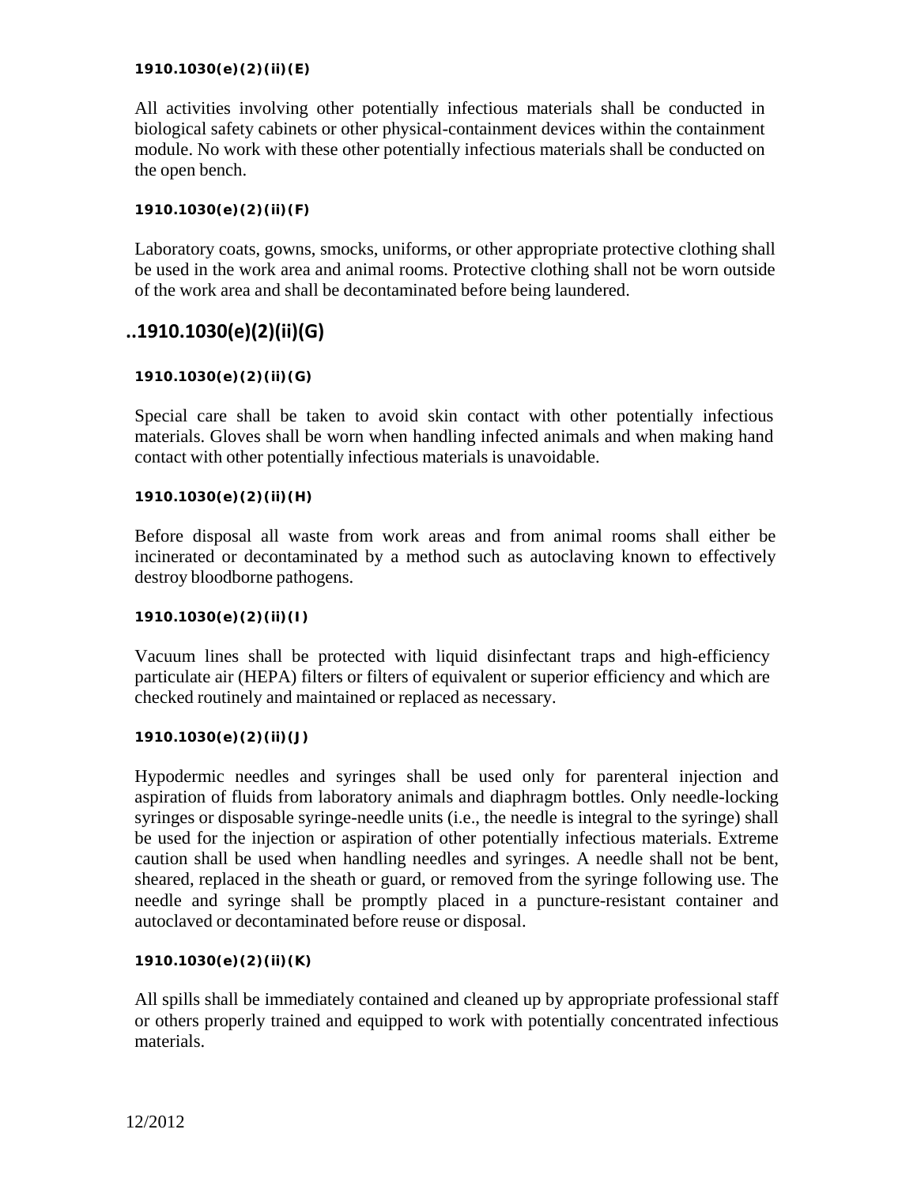**1910.1030(e)(2)(ii)(E)**

All activities involving other potentially infectious materials shall be conducted in biological safety cabinets or other physical-containment devices within the containment module. No work with these other potentially infectious materials shall be conducted on the open bench.

**1910.1030(e)(2)(ii)(F)**

Laboratory coats, gowns, smocks, uniforms, or other appropriate protective clothing shall be used in the work area and animal rooms. Protective clothing shall not be worn outside of the work area and shall be decontaminated before being laundered.

## ..1910.1030(e)(2)(ii)(G)

**1910.1030(e)(2)(ii)(G)**

Special care shall be taken to avoid skin contact with other potentially infectious materials. Gloves shall be worn when handling infected animals and when making hand contact with other potentially infectious materials is unavoidable.

**1910.1030(e)(2)(ii)(H)**

Before disposal all waste from work areas and from animal rooms shall either be incinerated or decontaminated by a method such as autoclaving known to effectively destroy bloodborne pathogens.

**1910.1030(e)(2)(ii)(I)**

Vacuum lines shall be protected with liquid disinfectant traps and high-efficiency particulate air (HEPA) filters or filters of equivalent or superior efficiency and which are checked routinely and maintained or replaced as necessary.

**1910.1030(e)(2)(ii)(J)**

Hypodermic needles and syringes shall be used only for parenteral injection and aspiration of fluids from laboratory animals and diaphragm bottles. Only needle-locking syringes or disposable syringe-needle units (i.e., the needle is integral to the syringe) shall be used for the injection or aspiration of other potentially infectious materials. Extreme caution shall be used when handling needles and syringes. A needle shall not be bent, sheared, replaced in the sheath or guard, or removed from the syringe following use. The needle and syringe shall be promptly placed in a puncture-resistant container and autoclaved or decontaminated before reuse or disposal.

**1910.1030(e)(2)(ii)(K)**

All spills shall be immediately contained and cleaned up by appropriate professional staff or others properly trained and equipped to work with potentially concentrated infectious materials.

12/2012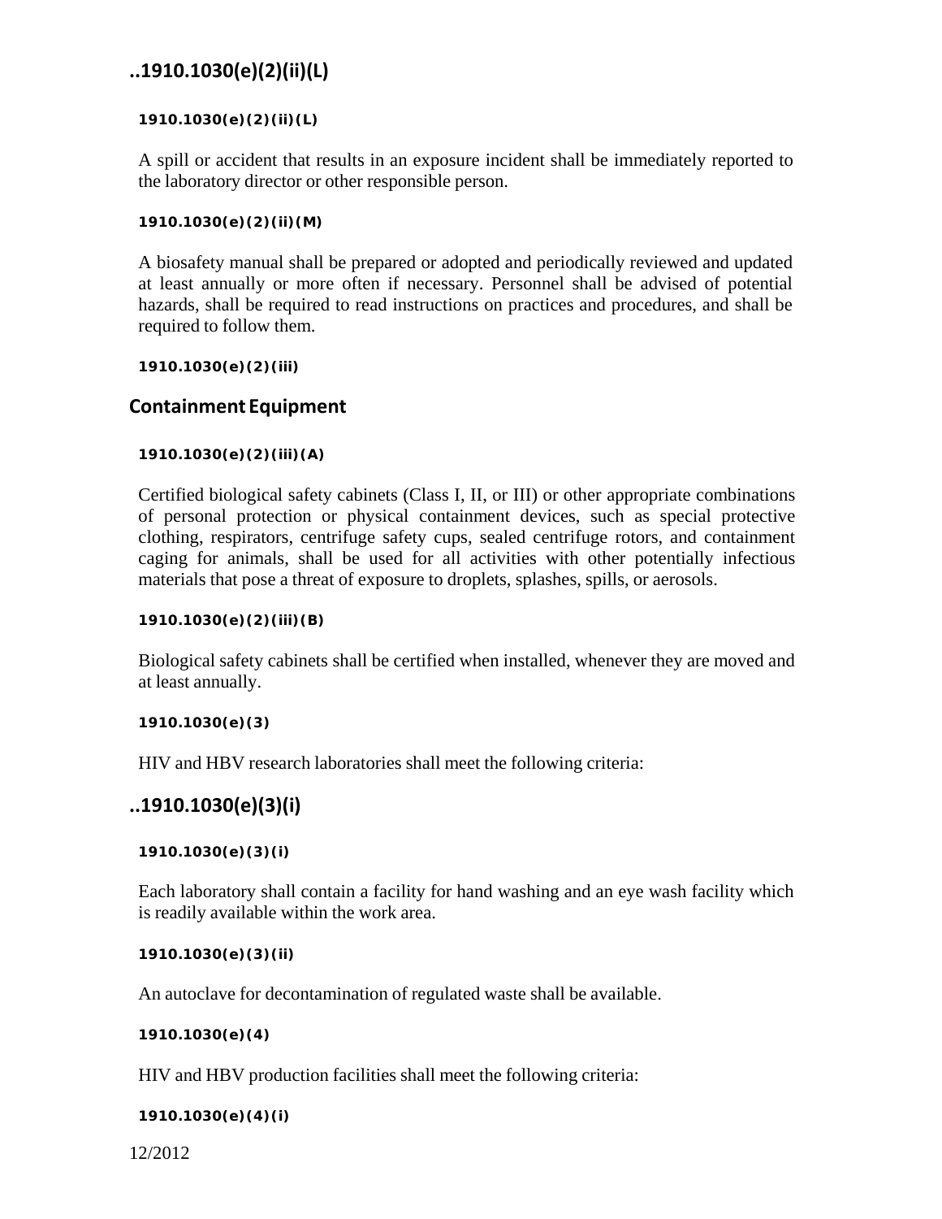## ..1910.1030(e)(2)(ii)(L)

**1910.1030(e)(2)(ii)(L)**

A spill or accident that results in an exposure incident shall be immediately reported to the laboratory director or other responsible person.

**1910.1030(e)(2)(ii)(M)**

A biosafety manual shall be prepared or adopted and periodically reviewed and updated at least annually or more often if necessary. Personnel shall be advised of potential hazards, shall be required to read instructions on practices and procedures, and shall be required to follow them.

**1910.1030(e)(2)(iii)**

### Containment Equipment

**1910.1030(e)(2)(iii)(A)**

Certified biological safety cabinets (Class I, II, or III) or other appropriate combinations of personal protection or physical containment devices, such as special protective clothing, respirators, centrifuge safety cups, sealed centrifuge rotors, and containment caging for animals, shall be used for all activities with other potentially infectious materials that pose a threat of exposure to droplets, splashes, spills, or aerosols.

**1910.1030(e)(2)(iii)(B)**

Biological safety cabinets shall be certified when installed, whenever they are moved and at least annually.

**1910.1030(e)(3)**

HIV and HBV research laboratories shall meet the following criteria:

## ..1910.1030(e)(3)(i)

**1910.1030(e)(3)(i)**

Each laboratory shall contain a facility for hand washing and an eye wash facility which is readily available within the work area.

**1910.1030(e)(3)(ii)**

An autoclave for decontamination of regulated waste shall be available.

**1910.1030(e)(4)**

HIV and HBV production facilities shall meet the following criteria:

**1910.1030(e)(4)(i)**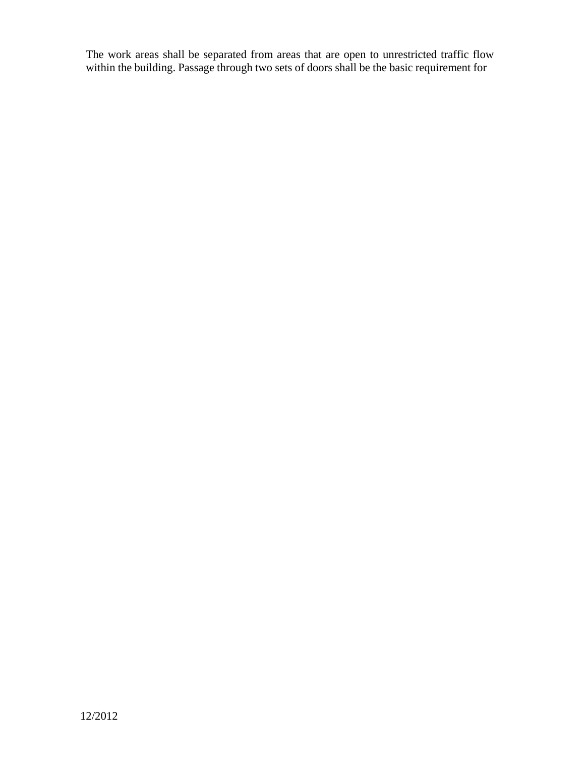The work areas shall be separated from areas that are open to unrestricted traffic flow within the building. Passage through two sets of doors shall be the basic requirement for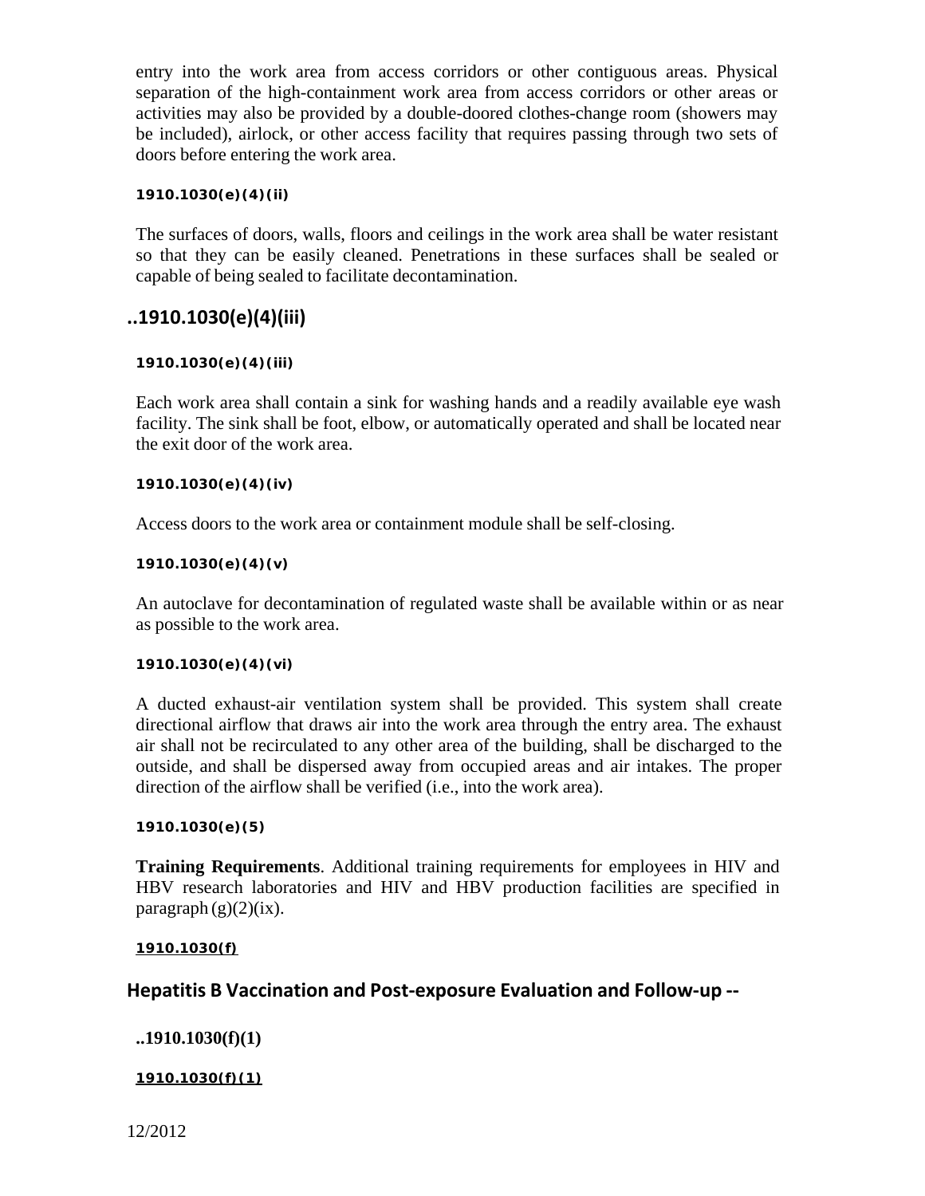entry into the work area from access corridors or other contiguous areas. Physical separation of the high-containment work area from access corridors or other areas or activities may also be provided by a double-doored clothes-change room (showers may be included), airlock, or other access facility that requires passing through two sets of doors before entering the work area.

**1910.1030(e)(4)(ii)**

The surfaces of doors, walls, floors and ceilings in the work area shall be water resistant so that they can be easily cleaned. Penetrations in these surfaces shall be sealed or capable of being sealed to facilitate decontamination.

## ..1910.1030(e)(4)(iii)

**1910.1030(e)(4)(iii)**

Each work area shall contain a sink for washing hands and a readily available eye wash facility. The sink shall be foot, elbow, or automatically operated and shall be located near the exit door of the work area.

**1910.1030(e)(4)(iv)**

Access doors to the work area or containment module shall be self-closing.

**1910.1030(e)(4)(v)**

An autoclave for decontamination of regulated waste shall be available within or as near as possible to the work area.

**1910.1030(e)(4)(vi)**

A ducted exhaust-air ventilation system shall be provided. This system shall create directional airflow that draws air into the work area through the entry area. The exhaust air shall not be recirculated to any other area of the building, shall be discharged to the outside, and shall be dispersed away from occupied areas and air intakes. The proper direction of the airflow shall be verified (i.e., into the work area).

**1910.1030(e)(5)**

**Training Requirements**. Additional training requirements for employees in HIV and HBV research laboratories and HIV and HBV production facilities are specified in paragraph (g)(2)(ix).

**1910.1030(f)**

## Hepatitis B Vaccination and Post-exposure Evaluation and Follow-up --

**..1910.1030(f)(1)**

**1910.1030(f)(1)**

12/2012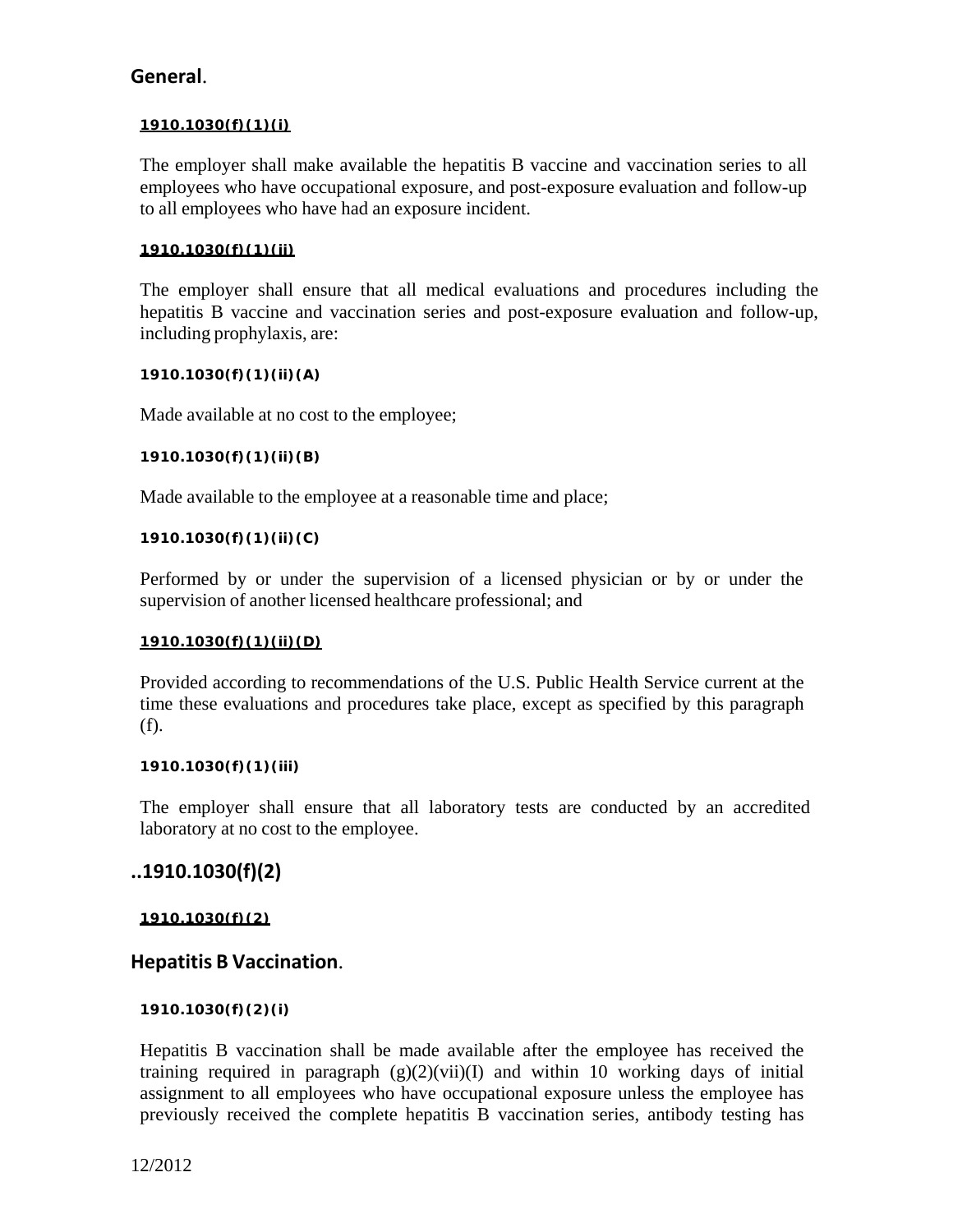### General.

**1910.1030(f)(1)(i)**

The employer shall make available the hepatitis B vaccine and vaccination series to all employees who have occupational exposure, and post-exposure evaluation and follow-up to all employees who have had an exposure incident.

**1910.1030(f)(1)(ii)**

The employer shall ensure that all medical evaluations and procedures including the hepatitis B vaccine and vaccination series and post-exposure evaluation and follow-up, including prophylaxis, are:

**1910.1030(f)(1)(ii)(A)**

Made available at no cost to the employee;

**1910.1030(f)(1)(ii)(B)**

Made available to the employee at a reasonable time and place;

**1910.1030(f)(1)(ii)(C)**

Performed by or under the supervision of a licensed physician or by or under the supervision of another licensed healthcare professional; and

**1910.1030(f)(1)(ii)(D)**

Provided according to recommendations of the U.S. Public Health Service current at the time these evaluations and procedures take place, except as specified by this paragraph (f).

**1910.1030(f)(1)(iii)**

The employer shall ensure that all laboratory tests are conducted by an accredited laboratory at no cost to the employee.

### ..1910.1030(f)(2)

**1910.1030(f)(2)**

### Hepatitis B Vaccination.

**1910.1030(f)(2)(i)**

Hepatitis B vaccination shall be made available after the employee has received the training required in paragraph (g)(2)(vii)(I) and within 10 working days of initial assignment to all employees who have occupational exposure unless the employee has previously received the complete hepatitis B vaccination series, antibody testing has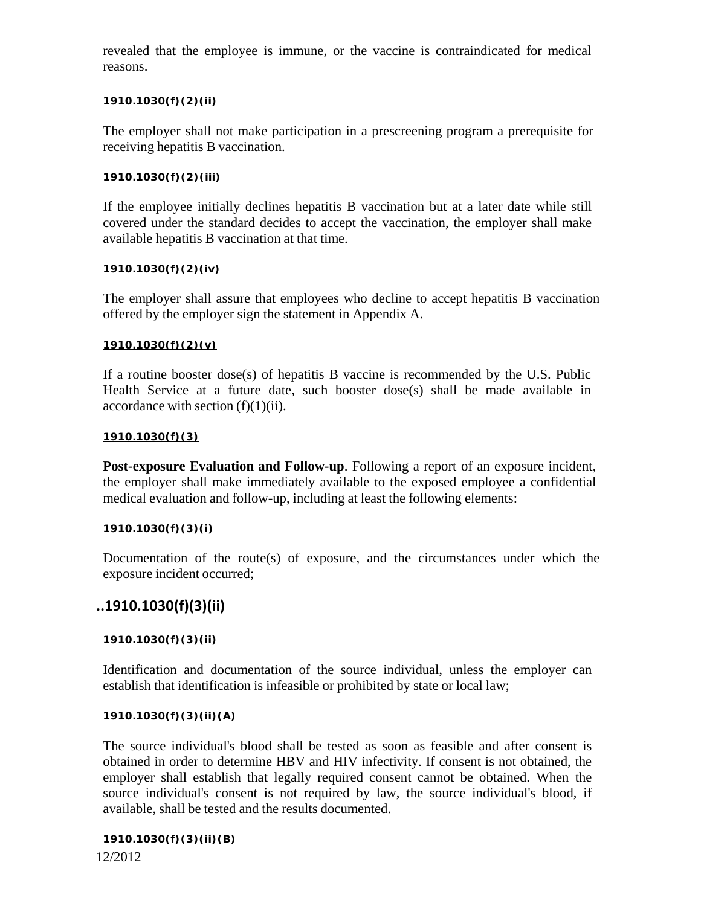revealed that the employee is immune, or the vaccine is contraindicated for medical reasons.

**1910.1030(f)(2)(ii)**

The employer shall not make participation in a prescreening program a prerequisite for receiving hepatitis B vaccination.

**1910.1030(f)(2)(iii)**

If the employee initially declines hepatitis B vaccination but at a later date while still covered under the standard decides to accept the vaccination, the employer shall make available hepatitis B vaccination at that time.

**1910.1030(f)(2)(iv)**

The employer shall assure that employees who decline to accept hepatitis B vaccination offered by the employer sign the statement in Appendix A.

**1910.1030(f)(2)(v)**

If a routine booster dose(s) of hepatitis B vaccine is recommended by the U.S. Public Health Service at a future date, such booster dose(s) shall be made available in accordance with section (f)(1)(ii).

**1910.1030(f)(3)**

**Post-exposure Evaluation and Follow-up**. Following a report of an exposure incident, the employer shall make immediately available to the exposed employee a confidential medical evaluation and follow-up, including at least the following elements:

**1910.1030(f)(3)(i)**

Documentation of the route(s) of exposure, and the circumstances under which the exposure incident occurred;

## ..1910.1030(f)(3)(ii)

**1910.1030(f)(3)(ii)**

Identification and documentation of the source individual, unless the employer can establish that identification is infeasible or prohibited by state or local law;

**1910.1030(f)(3)(ii)(A)**

The source individual's blood shall be tested as soon as feasible and after consent is obtained in order to determine HBV and HIV infectivity. If consent is not obtained, the employer shall establish that legally required consent cannot be obtained. When the source individual's consent is not required by law, the source individual's blood, if available, shall be tested and the results documented.

**1910.1030(f)(3)(ii)(B)**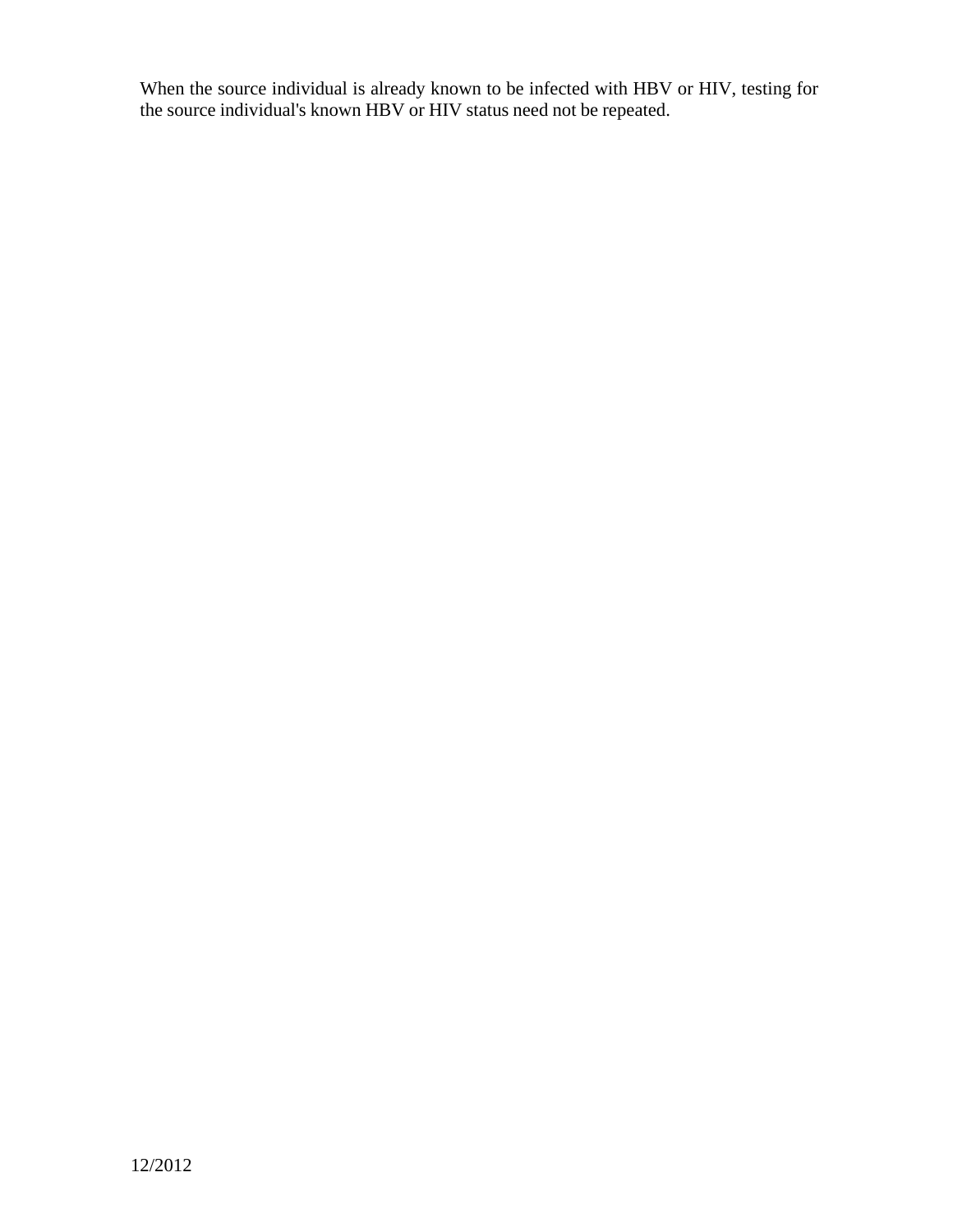When the source individual is already known to be infected with HBV or HIV, testing for the source individual's known HBV or HIV status need not be repeated.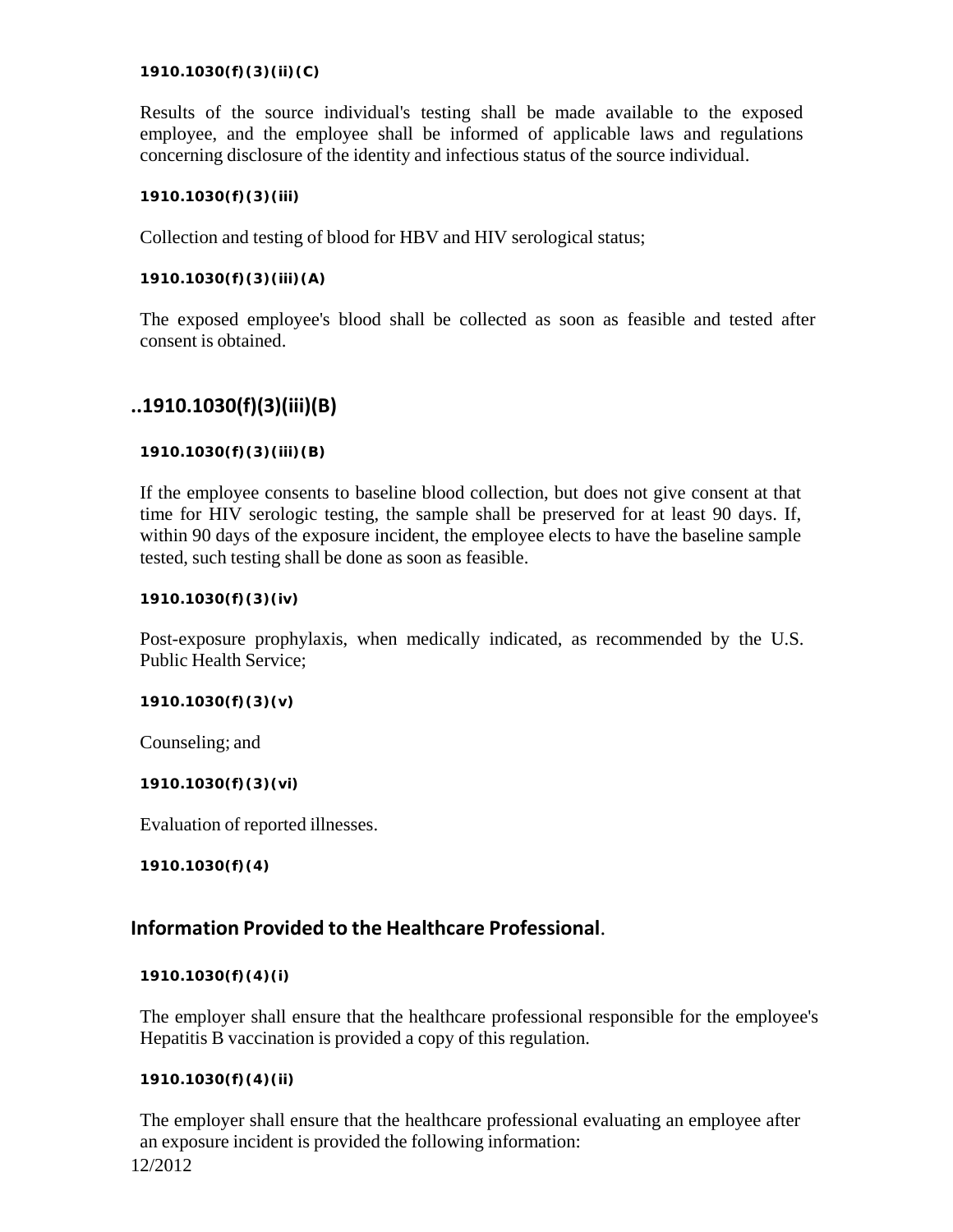**1910.1030(f)(3)(ii)(C)**

Results of the source individual's testing shall be made available to the exposed employee, and the employee shall be informed of applicable laws and regulations concerning disclosure of the identity and infectious status of the source individual.

**1910.1030(f)(3)(iii)**

Collection and testing of blood for HBV and HIV serological status;

**1910.1030(f)(3)(iii)(A)**

The exposed employee's blood shall be collected as soon as feasible and tested after consent is obtained.

## ..1910.1030(f)(3)(iii)(B)

**1910.1030(f)(3)(iii)(B)**

If the employee consents to baseline blood collection, but does not give consent at that time for HIV serologic testing, the sample shall be preserved for at least 90 days. If, within 90 days of the exposure incident, the employee elects to have the baseline sample tested, such testing shall be done as soon as feasible.

**1910.1030(f)(3)(iv)**

Post-exposure prophylaxis, when medically indicated, as recommended by the U.S. Public Health Service;

**1910.1030(f)(3)(v)**

Counseling; and

**1910.1030(f)(3)(vi)**

Evaluation of reported illnesses.

**1910.1030(f)(4)**

## Information Provided to the Healthcare Professional.

**1910.1030(f)(4)(i)**

The employer shall ensure that the healthcare professional responsible for the employee's Hepatitis B vaccination is provided a copy of this regulation.

**1910.1030(f)(4)(ii)**

The employer shall ensure that the healthcare professional evaluating an employee after an exposure incident is provided the following information: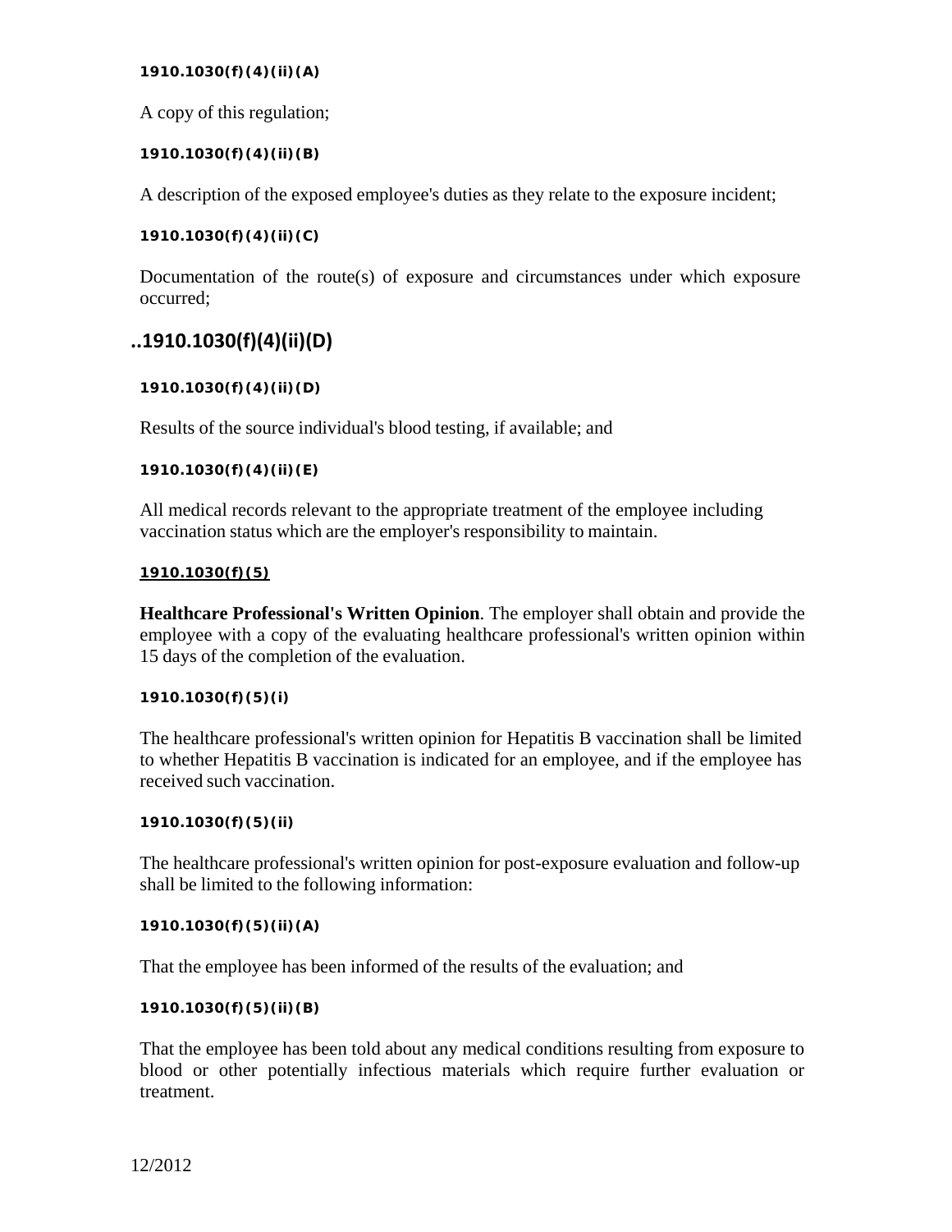**1910.1030(f)(4)(ii)(A)**

A copy of this regulation;

**1910.1030(f)(4)(ii)(B)**

A description of the exposed employee's duties as they relate to the exposure incident;

**1910.1030(f)(4)(ii)(C)**

Documentation of the route(s) of exposure and circumstances under which exposure occurred;

## ..1910.1030(f)(4)(ii)(D)

**1910.1030(f)(4)(ii)(D)**

Results of the source individual's blood testing, if available; and

**1910.1030(f)(4)(ii)(E)**

All medical records relevant to the appropriate treatment of the employee including vaccination status which are the employer's responsibility to maintain.

**1910.1030(f)(5)**

**Healthcare Professional's Written Opinion**. The employer shall obtain and provide the employee with a copy of the evaluating healthcare professional's written opinion within 15 days of the completion of the evaluation.

**1910.1030(f)(5)(i)**

The healthcare professional's written opinion for Hepatitis B vaccination shall be limited to whether Hepatitis B vaccination is indicated for an employee, and if the employee has received such vaccination.

**1910.1030(f)(5)(ii)**

The healthcare professional's written opinion for post-exposure evaluation and follow-up shall be limited to the following information:

**1910.1030(f)(5)(ii)(A)**

That the employee has been informed of the results of the evaluation; and

**1910.1030(f)(5)(ii)(B)**

That the employee has been told about any medical conditions resulting from exposure to blood or other potentially infectious materials which require further evaluation or treatment.

12/2012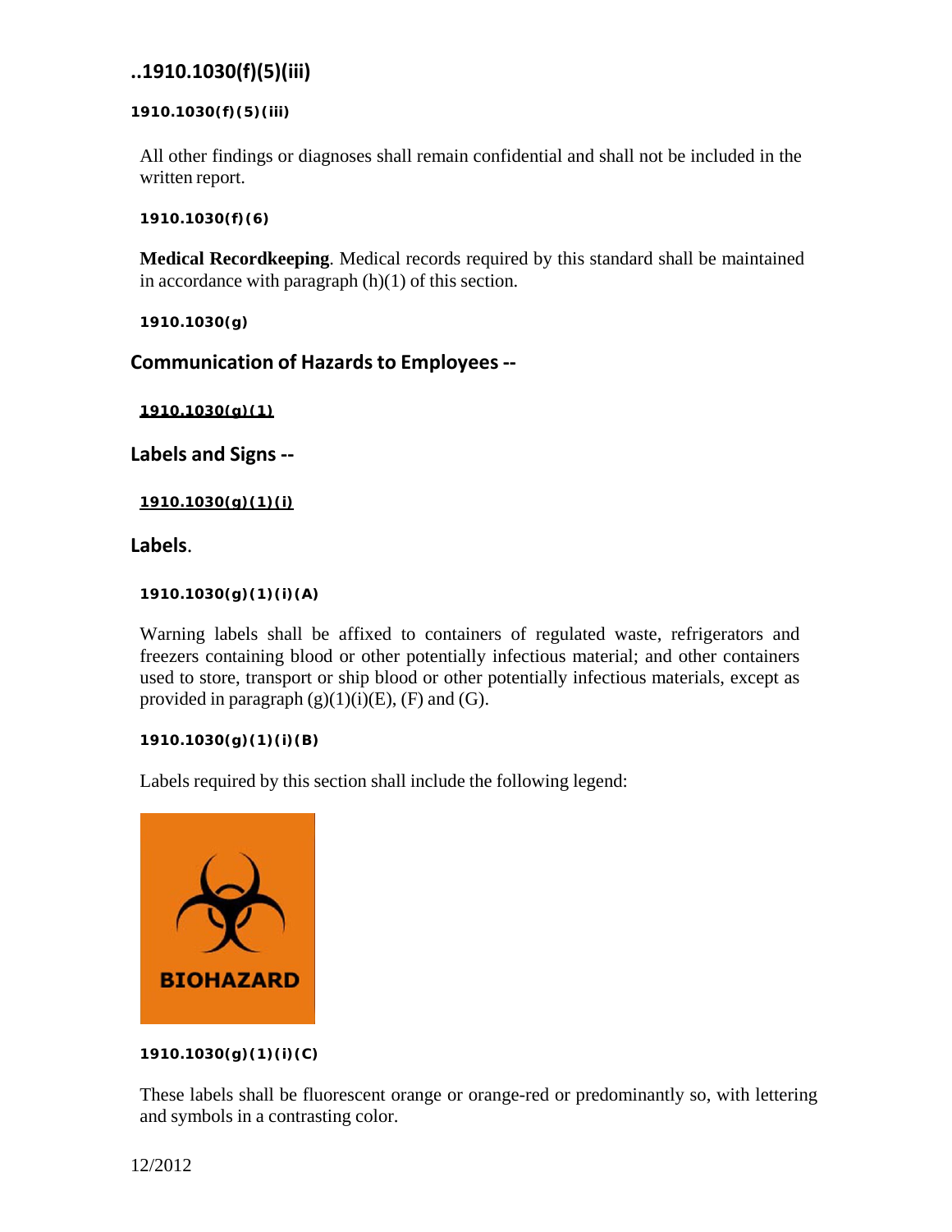## ..1910.1030(f)(5)(iii)

**1910.1030(f)(5)(iii)**

All other findings or diagnoses shall remain confidential and shall not be included in the written report.

**1910.1030(f)(6)**

**Medical Recordkeeping**. Medical records required by this standard shall be maintained in accordance with paragraph (h)(1) of this section.

**1910.1030(g)**

### Communication of Hazards to Employees --

**1910.1030(g)(1)**

### Labels and Signs --

**1910.1030(g)(1)(i)**

### Labels.

**1910.1030(g)(1)(i)(A)**

Warning labels shall be affixed to containers of regulated waste, refrigerators and freezers containing blood or other potentially infectious material; and other containers used to store, transport or ship blood or other potentially infectious materials, except as provided in paragraph (g)(1)(i)(E), (F) and (G).

**1910.1030(g)(1)(i)(B)**

Labels required by this section shall include the following legend:

BIOHAZARD

**1910.1030(g)(1)(i)(C)**

These labels shall be fluorescent orange or orange-red or predominantly so, with lettering and symbols in a contrasting color.

12/2012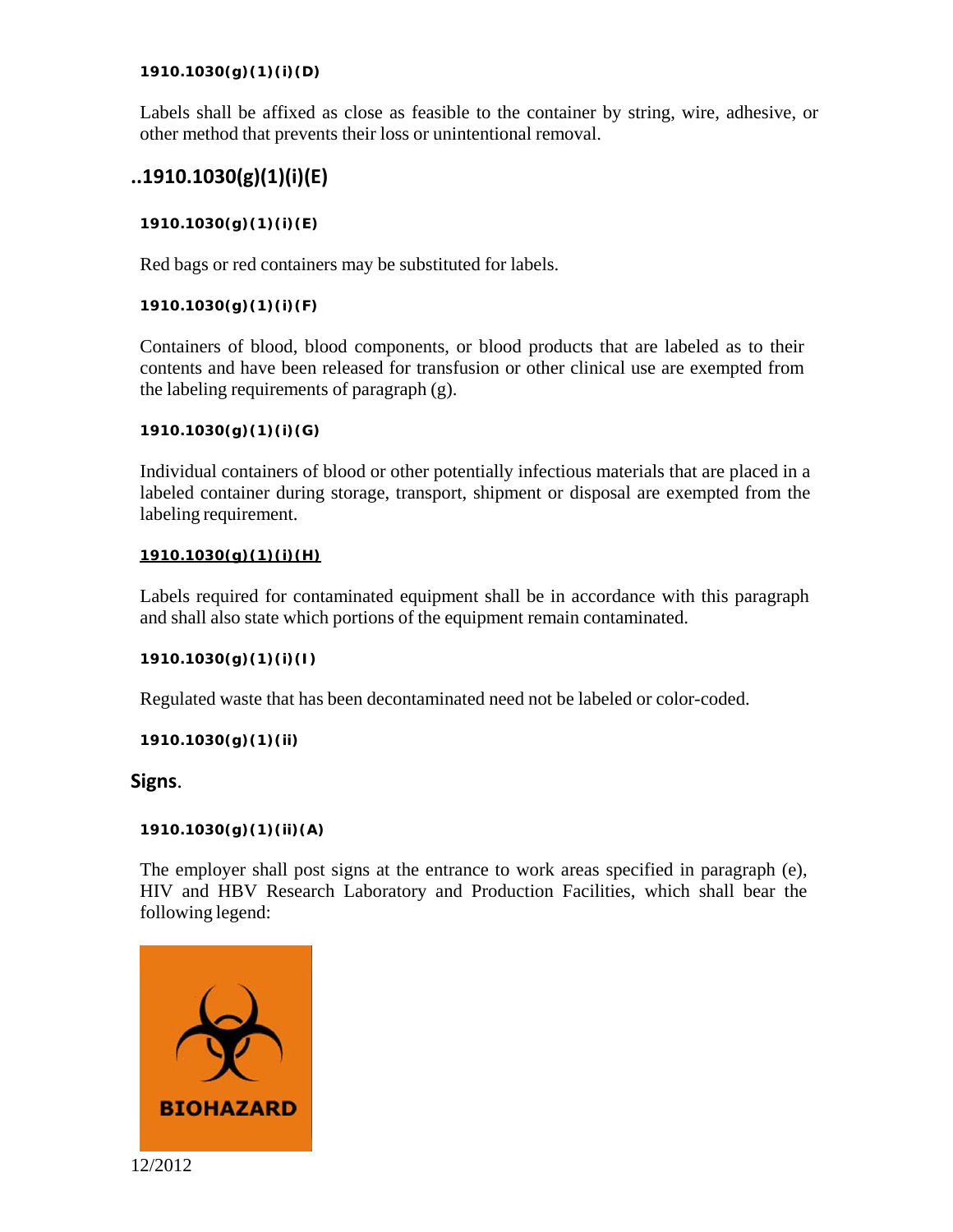**1910.1030(g)(1)(i)(D)**

Labels shall be affixed as close as feasible to the container by string, wire, adhesive, or other method that prevents their loss or unintentional removal.

## ..1910.1030(g)(1)(i)(E)

**1910.1030(g)(1)(i)(E)**

Red bags or red containers may be substituted for labels.

**1910.1030(g)(1)(i)(F)**

Containers of blood, blood components, or blood products that are labeled as to their contents and have been released for transfusion or other clinical use are exempted from the labeling requirements of paragraph (g).

**1910.1030(g)(1)(i)(G)**

Individual containers of blood or other potentially infectious materials that are placed in a labeled container during storage, transport, shipment or disposal are exempted from the labeling requirement.

**1910.1030(g)(1)(i)(H)**

Labels required for contaminated equipment shall be in accordance with this paragraph and shall also state which portions of the equipment remain contaminated.

**1910.1030(g)(1)(i)(I)**

Regulated waste that has been decontaminated need not be labeled or color-coded.

**1910.1030(g)(1)(ii)**

**Signs**.

**1910.1030(g)(1)(ii)(A)**

The employer shall post signs at the entrance to work areas specified in paragraph (e), HIV and HBV Research Laboratory and Production Facilities, which shall bear the following legend:

BIOHAZARD

12/2012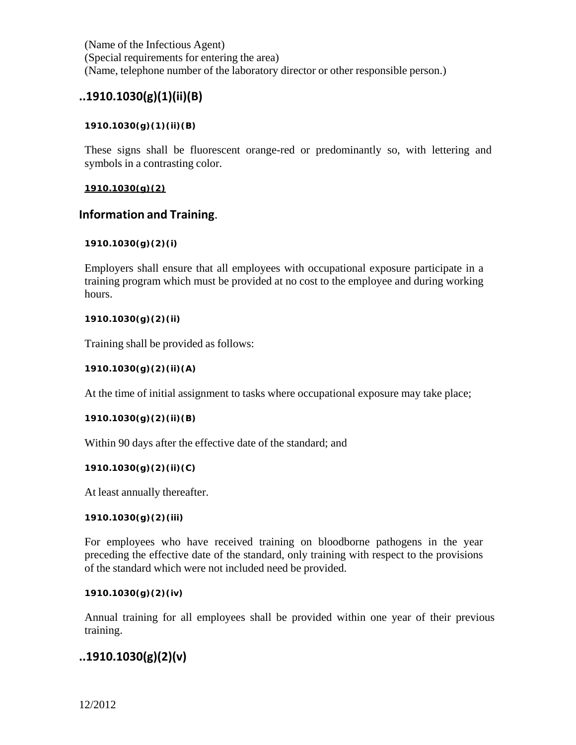(Name of the Infectious Agent)
(Special requirements for entering the area)
(Name, telephone number of the laboratory director or other responsible person.)

## ..1910.1030(g)(1)(ii)(B)

**1910.1030(g)(1)(ii)(B)**

These signs shall be fluorescent orange-red or predominantly so, with lettering and symbols in a contrasting color.

**1910.1030(g)(2)**

## Information and Training.

**1910.1030(g)(2)(i)**

Employers shall ensure that all employees with occupational exposure participate in a training program which must be provided at no cost to the employee and during working hours.

**1910.1030(g)(2)(ii)**

Training shall be provided as follows:

**1910.1030(g)(2)(ii)(A)**

At the time of initial assignment to tasks where occupational exposure may take place;

**1910.1030(g)(2)(ii)(B)**

Within 90 days after the effective date of the standard; and

**1910.1030(g)(2)(ii)(C)**

At least annually thereafter.

**1910.1030(g)(2)(iii)**

For employees who have received training on bloodborne pathogens in the year preceding the effective date of the standard, only training with respect to the provisions of the standard which were not included need be provided.

**1910.1030(g)(2)(iv)**

Annual training for all employees shall be provided within one year of their previous training.

## ..1910.1030(g)(2)(v)

12/2012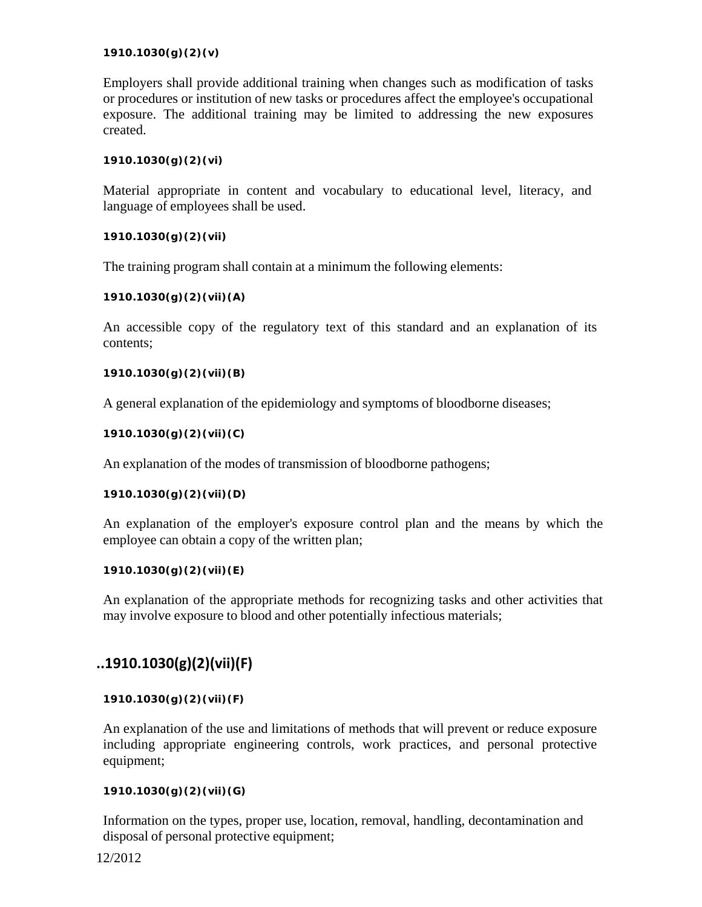**1910.1030(g)(2)(v)**

Employers shall provide additional training when changes such as modification of tasks or procedures or institution of new tasks or procedures affect the employee's occupational exposure. The additional training may be limited to addressing the new exposures created.

**1910.1030(g)(2)(vi)**

Material appropriate in content and vocabulary to educational level, literacy, and language of employees shall be used.

**1910.1030(g)(2)(vii)**

The training program shall contain at a minimum the following elements:

**1910.1030(g)(2)(vii)(A)**

An accessible copy of the regulatory text of this standard and an explanation of its contents;

**1910.1030(g)(2)(vii)(B)**

A general explanation of the epidemiology and symptoms of bloodborne diseases;

**1910.1030(g)(2)(vii)(C)**

An explanation of the modes of transmission of bloodborne pathogens;

**1910.1030(g)(2)(vii)(D)**

An explanation of the employer's exposure control plan and the means by which the employee can obtain a copy of the written plan;

**1910.1030(g)(2)(vii)(E)**

An explanation of the appropriate methods for recognizing tasks and other activities that may involve exposure to blood and other potentially infectious materials;

## ..1910.1030(g)(2)(vii)(F)

**1910.1030(g)(2)(vii)(F)**

An explanation of the use and limitations of methods that will prevent or reduce exposure including appropriate engineering controls, work practices, and personal protective equipment;

**1910.1030(g)(2)(vii)(G)**

Information on the types, proper use, location, removal, handling, decontamination and disposal of personal protective equipment;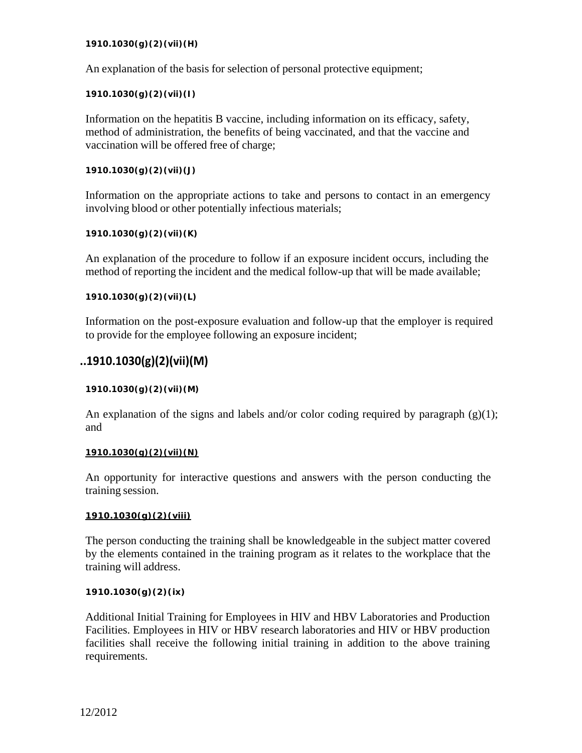**1910.1030(g)(2)(vii)(H)**

An explanation of the basis for selection of personal protective equipment;

**1910.1030(g)(2)(vii)(I)**

Information on the hepatitis B vaccine, including information on its efficacy, safety, method of administration, the benefits of being vaccinated, and that the vaccine and vaccination will be offered free of charge;

**1910.1030(g)(2)(vii)(J)**

Information on the appropriate actions to take and persons to contact in an emergency involving blood or other potentially infectious materials;

**1910.1030(g)(2)(vii)(K)**

An explanation of the procedure to follow if an exposure incident occurs, including the method of reporting the incident and the medical follow-up that will be made available;

**1910.1030(g)(2)(vii)(L)**

Information on the post-exposure evaluation and follow-up that the employer is required to provide for the employee following an exposure incident;

## ..1910.1030(g)(2)(vii)(M)

**1910.1030(g)(2)(vii)(M)**

An explanation of the signs and labels and/or color coding required by paragraph (g)(1); and

**1910.1030(g)(2)(vii)(N)**

An opportunity for interactive questions and answers with the person conducting the training session.

**1910.1030(g)(2)(viii)**

The person conducting the training shall be knowledgeable in the subject matter covered by the elements contained in the training program as it relates to the workplace that the training will address.

**1910.1030(g)(2)(ix)**

Additional Initial Training for Employees in HIV and HBV Laboratories and Production Facilities. Employees in HIV or HBV research laboratories and HIV or HBV production facilities shall receive the following initial training in addition to the above training requirements.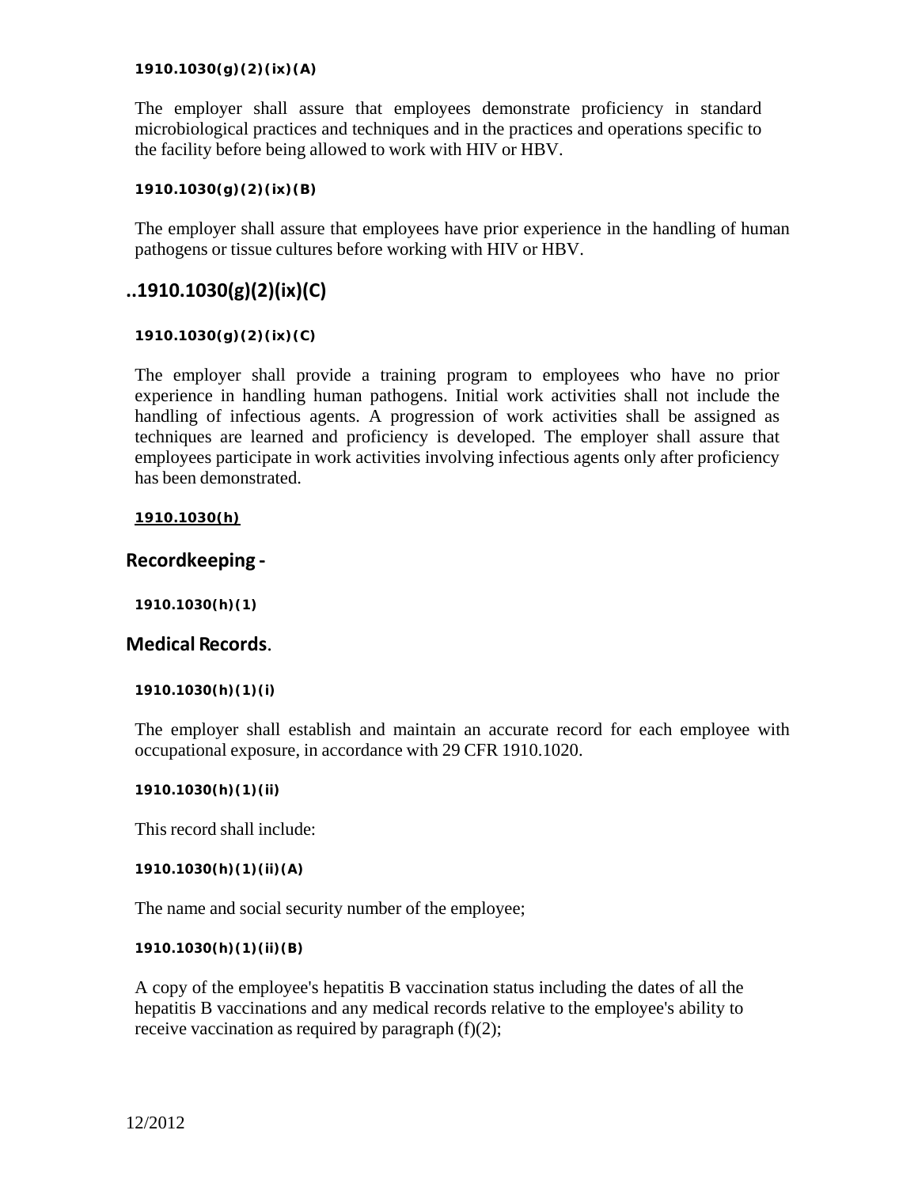**1910.1030(g)(2)(ix)(A)**

The employer shall assure that employees demonstrate proficiency in standard microbiological practices and techniques and in the practices and operations specific to the facility before being allowed to work with HIV or HBV.

**1910.1030(g)(2)(ix)(B)**

The employer shall assure that employees have prior experience in the handling of human pathogens or tissue cultures before working with HIV or HBV.

## ..1910.1030(g)(2)(ix)(C)

**1910.1030(g)(2)(ix)(C)**

The employer shall provide a training program to employees who have no prior experience in handling human pathogens. Initial work activities shall not include the handling of infectious agents. A progression of work activities shall be assigned as techniques are learned and proficiency is developed. The employer shall assure that employees participate in work activities involving infectious agents only after proficiency has been demonstrated.

**1910.1030(h)**

### Recordkeeping -

**1910.1030(h)(1)**

### Medical Records.

**1910.1030(h)(1)(i)**

The employer shall establish and maintain an accurate record for each employee with occupational exposure, in accordance with 29 CFR 1910.1020.

**1910.1030(h)(1)(ii)**

This record shall include:

**1910.1030(h)(1)(ii)(A)**

The name and social security number of the employee;

**1910.1030(h)(1)(ii)(B)**

A copy of the employee's hepatitis B vaccination status including the dates of all the hepatitis B vaccinations and any medical records relative to the employee's ability to receive vaccination as required by paragraph (f)(2);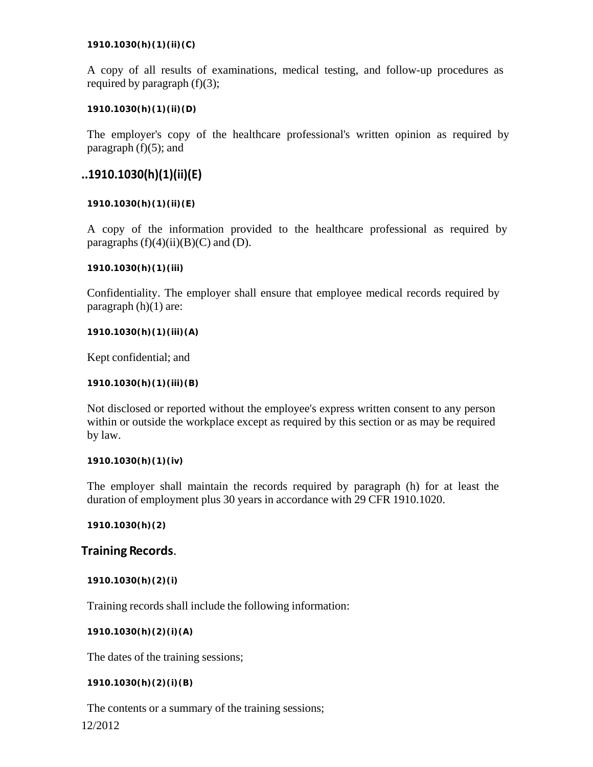**1910.1030(h)(1)(ii)(C)**

A copy of all results of examinations, medical testing, and follow-up procedures as required by paragraph (f)(3);

**1910.1030(h)(1)(ii)(D)**

The employer's copy of the healthcare professional's written opinion as required by paragraph (f)(5); and

## ..1910.1030(h)(1)(ii)(E)

**1910.1030(h)(1)(ii)(E)**

A copy of the information provided to the healthcare professional as required by paragraphs (f)(4)(ii)(B)(C) and (D).

**1910.1030(h)(1)(iii)**

Confidentiality. The employer shall ensure that employee medical records required by paragraph (h)(1) are:

**1910.1030(h)(1)(iii)(A)**

Kept confidential; and

**1910.1030(h)(1)(iii)(B)**

Not disclosed or reported without the employee's express written consent to any person within or outside the workplace except as required by this section or as may be required by law.

**1910.1030(h)(1)(iv)**

The employer shall maintain the records required by paragraph (h) for at least the duration of employment plus 30 years in accordance with 29 CFR 1910.1020.

**1910.1030(h)(2)**

## Training Records.

**1910.1030(h)(2)(i)**

Training records shall include the following information:

**1910.1030(h)(2)(i)(A)**

The dates of the training sessions;

**1910.1030(h)(2)(i)(B)**

The contents or a summary of the training sessions;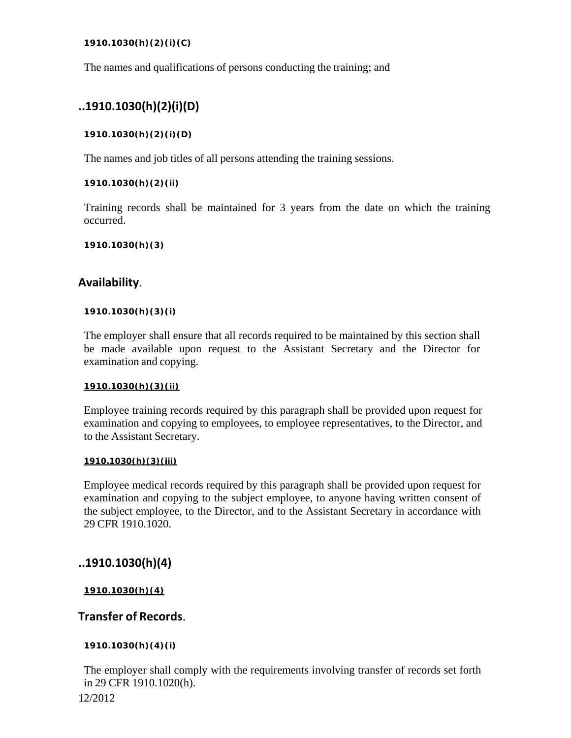**1910.1030(h)(2)(i)(C)**

The names and qualifications of persons conducting the training; and

## ..1910.1030(h)(2)(i)(D)

**1910.1030(h)(2)(i)(D)**

The names and job titles of all persons attending the training sessions.

**1910.1030(h)(2)(ii)**

Training records shall be maintained for 3 years from the date on which the training occurred.

**1910.1030(h)(3)**

## Availability.

**1910.1030(h)(3)(i)**

The employer shall ensure that all records required to be maintained by this section shall be made available upon request to the Assistant Secretary and the Director for examination and copying.

**1910.1030(h)(3)(ii)**

Employee training records required by this paragraph shall be provided upon request for examination and copying to employees, to employee representatives, to the Director, and to the Assistant Secretary.

**1910.1030(h)(3)(iii)**

Employee medical records required by this paragraph shall be provided upon request for examination and copying to the subject employee, to anyone having written consent of the subject employee, to the Director, and to the Assistant Secretary in accordance with 29 CFR 1910.1020.

## ..1910.1030(h)(4)

**1910.1030(h)(4)**

## Transfer of Records.

**1910.1030(h)(4)(i)**

The employer shall comply with the requirements involving transfer of records set forth in 29 CFR 1910.1020(h).

12/2012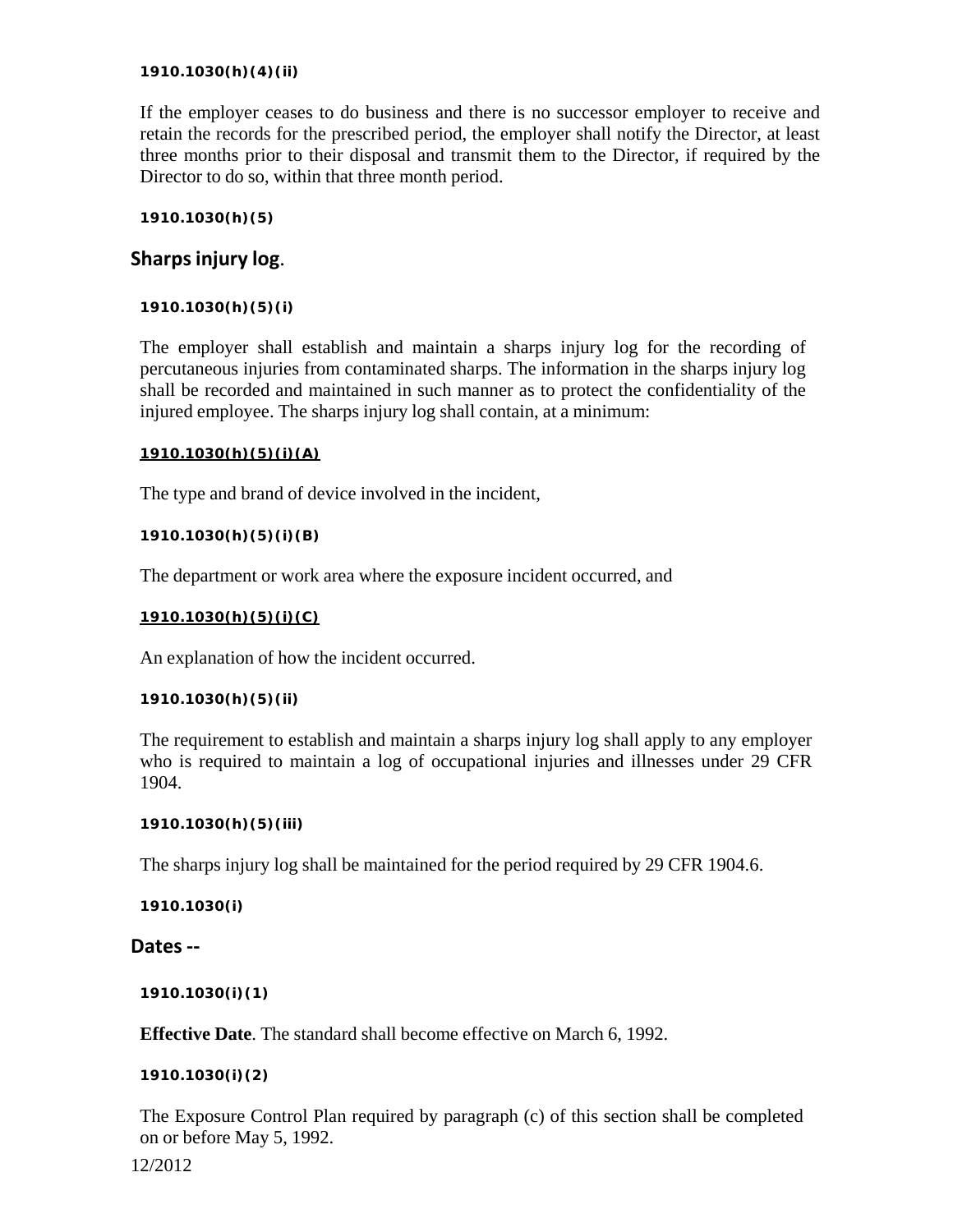**1910.1030(h)(4)(ii)**

If the employer ceases to do business and there is no successor employer to receive and retain the records for the prescribed period, the employer shall notify the Director, at least three months prior to their disposal and transmit them to the Director, if required by the Director to do so, within that three month period.

**1910.1030(h)(5)**

**Sharps injury log**.

**1910.1030(h)(5)(i)**

The employer shall establish and maintain a sharps injury log for the recording of percutaneous injuries from contaminated sharps. The information in the sharps injury log shall be recorded and maintained in such manner as to protect the confidentiality of the injured employee. The sharps injury log shall contain, at a minimum:

**1910.1030(h)(5)(i)(A)**

The type and brand of device involved in the incident,

**1910.1030(h)(5)(i)(B)**

The department or work area where the exposure incident occurred, and

**1910.1030(h)(5)(i)(C)**

An explanation of how the incident occurred.

**1910.1030(h)(5)(ii)**

The requirement to establish and maintain a sharps injury log shall apply to any employer who is required to maintain a log of occupational injuries and illnesses under 29 CFR 1904.

**1910.1030(h)(5)(iii)**

The sharps injury log shall be maintained for the period required by 29 CFR 1904.6.

**1910.1030(i)**

**Dates --**

**1910.1030(i)(1)**

**Effective Date**. The standard shall become effective on March 6, 1992.

**1910.1030(i)(2)**

The Exposure Control Plan required by paragraph (c) of this section shall be completed on or before May 5, 1992.

12/2012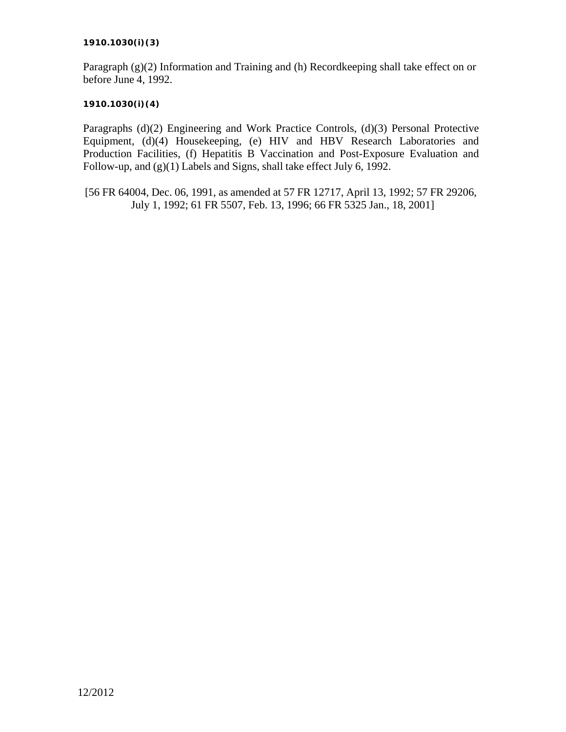**1910.1030(i)(3)**

Paragraph (g)(2) Information and Training and (h) Recordkeeping shall take effect on or before June 4, 1992.

**1910.1030(i)(4)**

Paragraphs (d)(2) Engineering and Work Practice Controls, (d)(3) Personal Protective Equipment, (d)(4) Housekeeping, (e) HIV and HBV Research Laboratories and Production Facilities, (f) Hepatitis B Vaccination and Post-Exposure Evaluation and Follow-up, and (g)(1) Labels and Signs, shall take effect July 6, 1992.

[56 FR 64004, Dec. 06, 1991, as amended at 57 FR 12717, April 13, 1992; 57 FR 29206, July 1, 1992; 61 FR 5507, Feb. 13, 1996; 66 FR 5325 Jan., 18, 2001]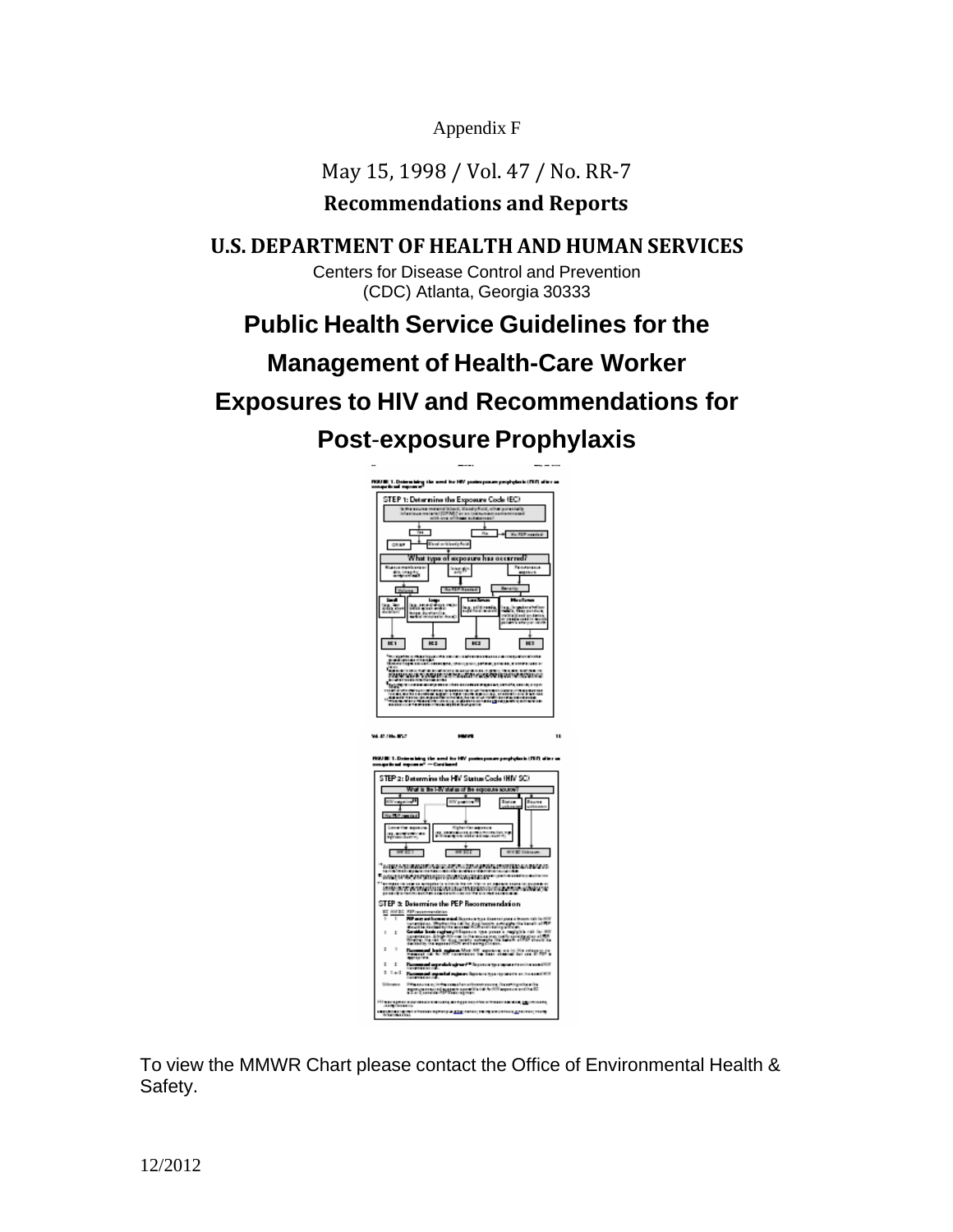Appendix F

May 15, 1998 / Vol. 47 / No. RR-7

**Recommendations and Reports**

**U.S. DEPARTMENT OF HEALTH AND HUMAN SERVICES**

Centers for Disease Control and Prevention
(CDC) Atlanta, Georgia 30333

# Public Health Service Guidelines for the Management of Health-Care Worker Exposures to HIV and Recommendations for Post-exposure Prophylaxis

To view the MMWR Chart please contact the Office of Environmental Health & Safety.

12/2012